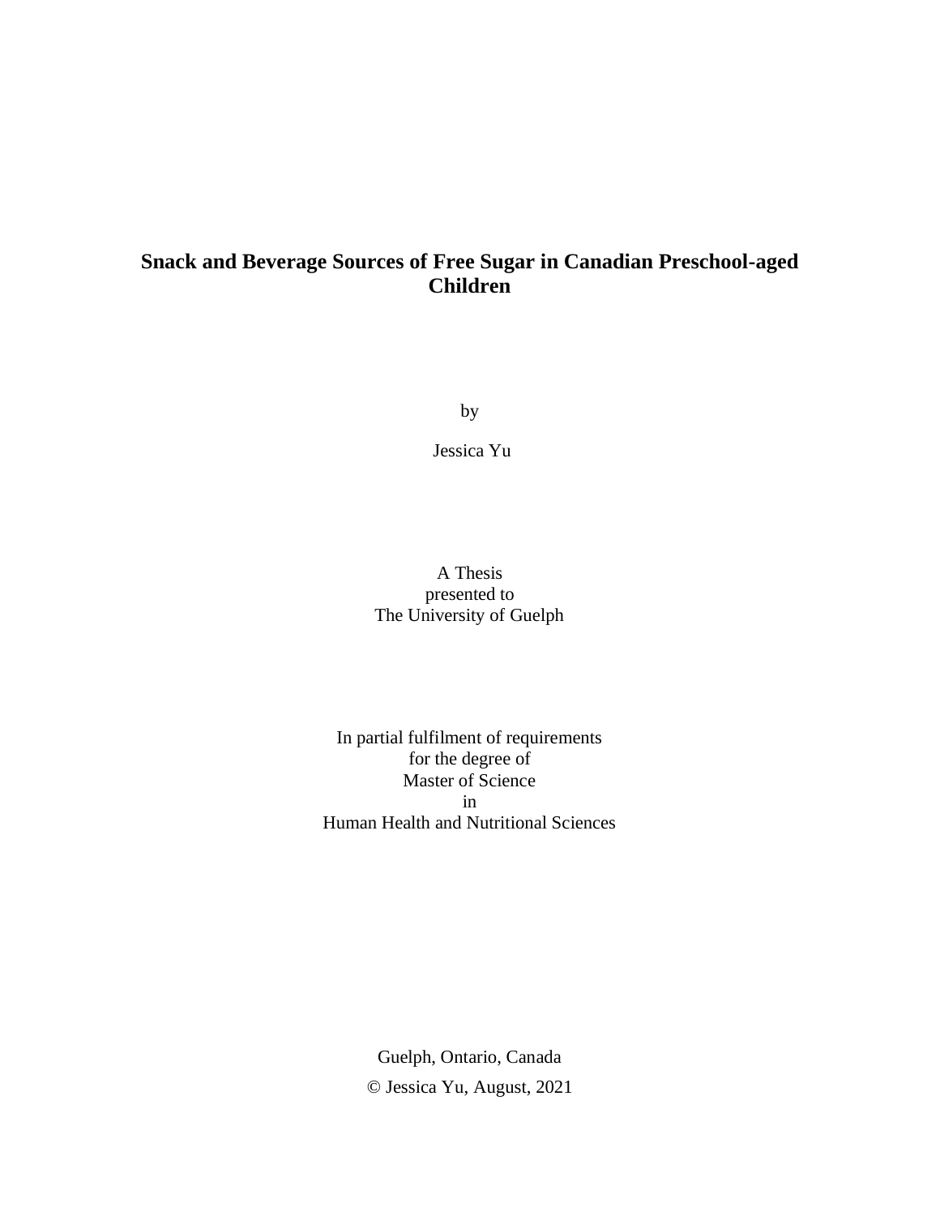# Snack and Beverage Sources of Free Sugar in Canadian Preschool-aged Children

by

Jessica Yu

A Thesis
presented to
The University of Guelph

In partial fulfilment of requirements
for the degree of
Master of Science
in
Human Health and Nutritional Sciences

Guelph, Ontario, Canada

© Jessica Yu, August, 2021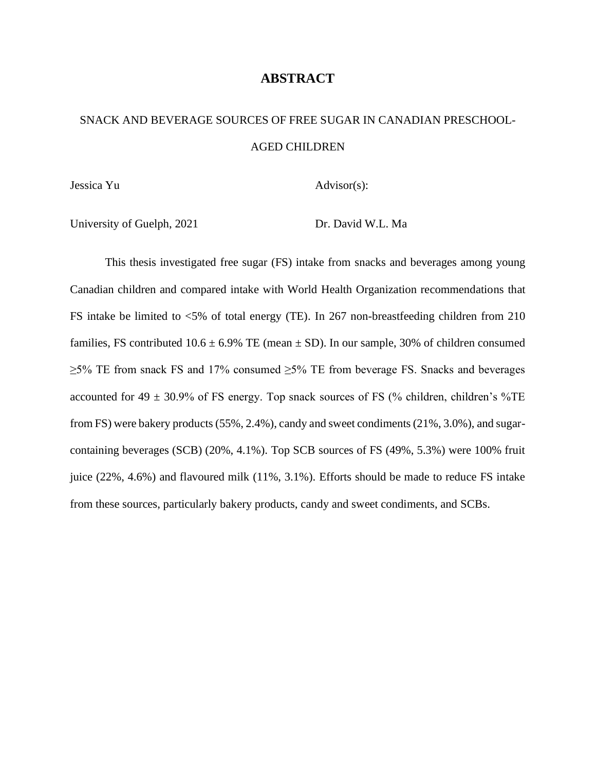# ABSTRACT

SNACK AND BEVERAGE SOURCES OF FREE SUGAR IN CANADIAN PRESCHOOL-AGED CHILDREN

Jessica Yu Advisor(s):

University of Guelph, 2021 Dr. David W.L. Ma

This thesis investigated free sugar (FS) intake from snacks and beverages among young Canadian children and compared intake with World Health Organization recommendations that FS intake be limited to <5% of total energy (TE). In 267 non-breastfeeding children from 210 families, FS contributed $10.6 \pm 6.9\%$ TE (mean $\pm$ SD). In our sample, 30% of children consumed $\geq$5% TE from snack FS and 17% consumed $\geq$5% TE from beverage FS. Snacks and beverages accounted for $49 \pm 30.9\%$ of FS energy. Top snack sources of FS (% children, children's %TE from FS) were bakery products (55%, 2.4%), candy and sweet condiments (21%, 3.0%), and sugar-containing beverages (SCB) (20%, 4.1%). Top SCB sources of FS (49%, 5.3%) were 100% fruit juice (22%, 4.6%) and flavoured milk (11%, 3.1%). Efforts should be made to reduce FS intake from these sources, particularly bakery products, candy and sweet condiments, and SCBs.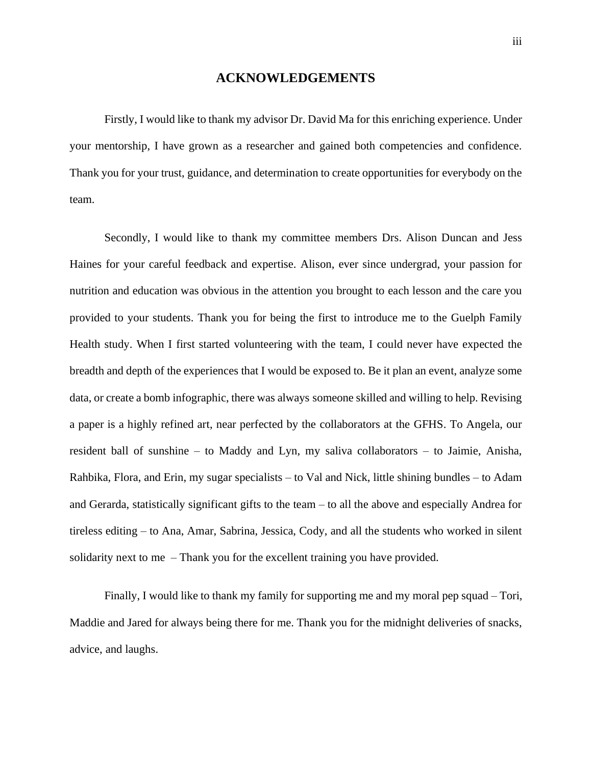# ACKNOWLEDGEMENTS

Firstly, I would like to thank my advisor Dr. David Ma for this enriching experience. Under your mentorship, I have grown as a researcher and gained both competencies and confidence. Thank you for your trust, guidance, and determination to create opportunities for everybody on the team.

Secondly, I would like to thank my committee members Drs. Alison Duncan and Jess Haines for your careful feedback and expertise. Alison, ever since undergrad, your passion for nutrition and education was obvious in the attention you brought to each lesson and the care you provided to your students. Thank you for being the first to introduce me to the Guelph Family Health study. When I first started volunteering with the team, I could never have expected the breadth and depth of the experiences that I would be exposed to. Be it plan an event, analyze some data, or create a bomb infographic, there was always someone skilled and willing to help. Revising a paper is a highly refined art, near perfected by the collaborators at the GFHS. To Angela, our resident ball of sunshine – to Maddy and Lyn, my saliva collaborators – to Jaimie, Anisha, Rahbika, Flora, and Erin, my sugar specialists – to Val and Nick, little shining bundles – to Adam and Gerarda, statistically significant gifts to the team – to all the above and especially Andrea for tireless editing – to Ana, Amar, Sabrina, Jessica, Cody, and all the students who worked in silent solidarity next to me – Thank you for the excellent training you have provided.

Finally, I would like to thank my family for supporting me and my moral pep squad – Tori, Maddie and Jared for always being there for me. Thank you for the midnight deliveries of snacks, advice, and laughs.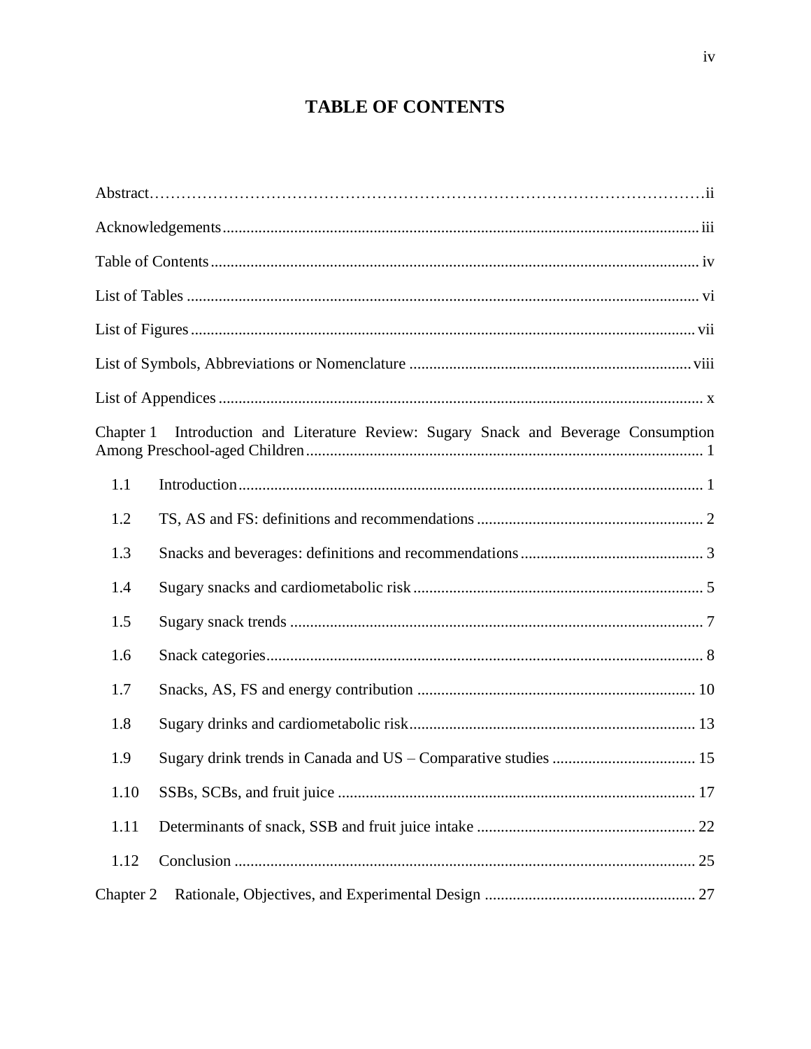# TABLE OF CONTENTS

Abstract ... ii

Acknowledgements ... iii

Table of Contents ... iv

List of Tables ... vi

List of Figures ... vii

List of Symbols, Abbreviations or Nomenclature ... viii

List of Appendices ... x

Chapter 1 Introduction and Literature Review: Sugary Snack and Beverage Consumption Among Preschool-aged Children ... 1

- 1.1 Introduction ... 1
- 1.2 TS, AS and FS: definitions and recommendations ... 2
- 1.3 Snacks and beverages: definitions and recommendations ... 3
- 1.4 Sugary snacks and cardiometabolic risk ... 5
- 1.5 Sugary snack trends ... 7
- 1.6 Snack categories ... 8
- 1.7 Snacks, AS, FS and energy contribution ... 10
- 1.8 Sugary drinks and cardiometabolic risk ... 13
- 1.9 Sugary drink trends in Canada and US – Comparative studies ... 15
- 1.10 SSBs, SCBs, and fruit juice ... 17
- 1.11 Determinants of snack, SSB and fruit juice intake ... 22
- 1.12 Conclusion ... 25

Chapter 2 Rationale, Objectives, and Experimental Design ... 27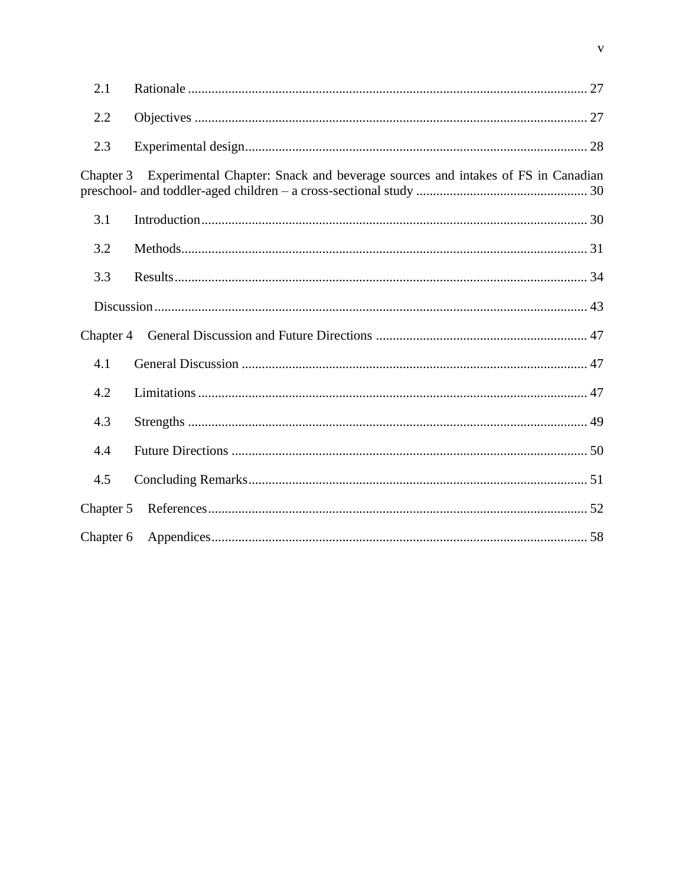2.1 Rationale ...................................................................................................................... 27

2.2 Objectives ..................................................................................................................... 27

2.3 Experimental design..................................................................................................... 28

Chapter 3 Experimental Chapter: Snack and beverage sources and intakes of FS in Canadian preschool- and toddler-aged children – a cross-sectional study ................................................... 30

3.1 Introduction.................................................................................................................. 30

3.2 Methods........................................................................................................................ 31

3.3 Results.......................................................................................................................... 34

Discussion ................................................................................................................................ 43

Chapter 4 General Discussion and Future Directions ............................................................... 47

4.1 General Discussion ...................................................................................................... 47

4.2 Limitations ................................................................................................................... 47

4.3 Strengths ...................................................................................................................... 49

4.4 Future Directions ......................................................................................................... 50

4.5 Concluding Remarks.................................................................................................... 51

Chapter 5 References................................................................................................................. 52

Chapter 6 Appendices................................................................................................................ 58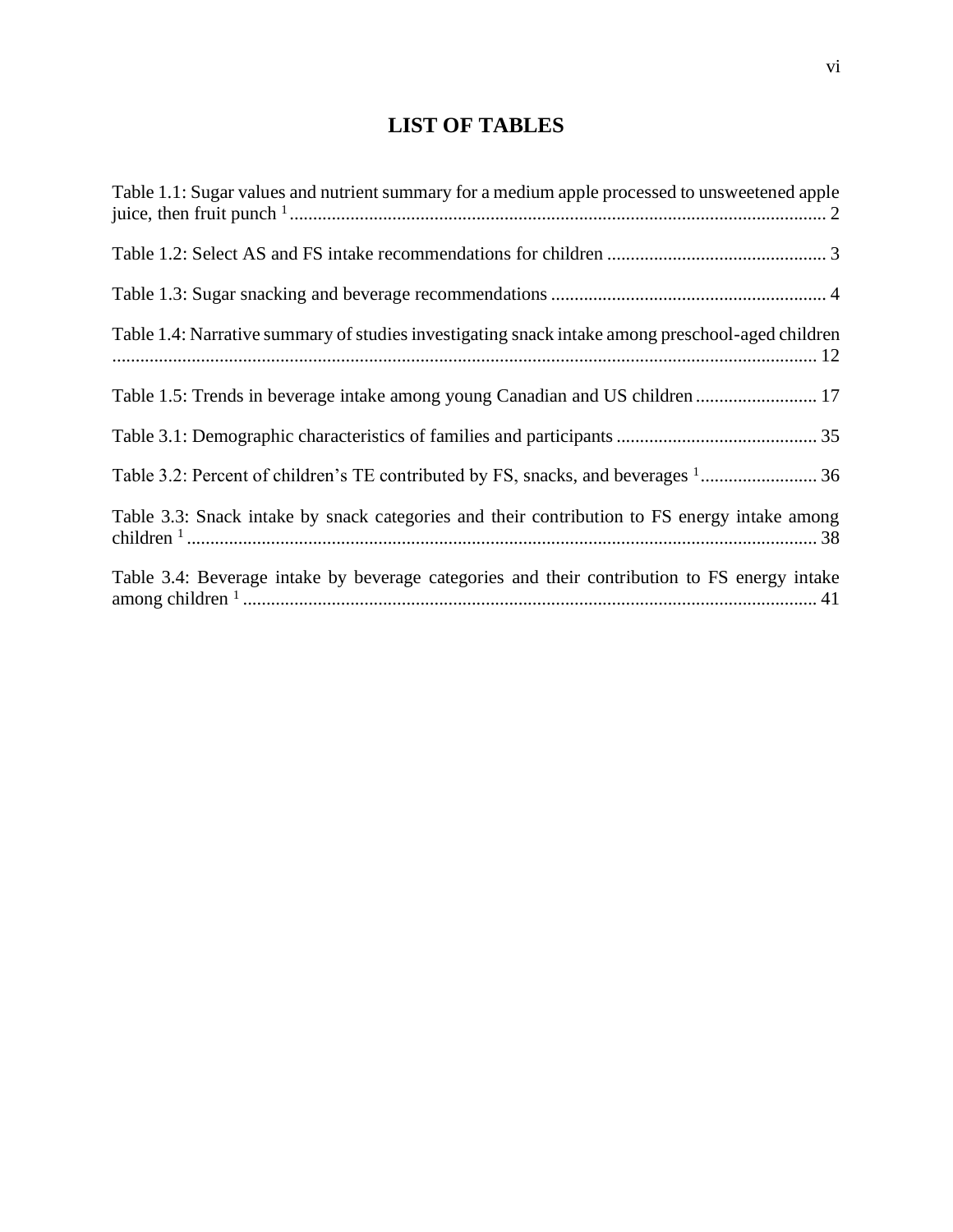# LIST OF TABLES

Table 1.1: Sugar values and nutrient summary for a medium apple processed to unsweetened apple juice, then fruit punch [1] .................................................................................................................. 2

Table 1.2: Select AS and FS intake recommendations for children .............................................. 3

Table 1.3: Sugar snacking and beverage recommendations .......................................................... 4

Table 1.4: Narrative summary of studies investigating snack intake among preschool-aged children .................................................................................................................................................... 12

Table 1.5: Trends in beverage intake among young Canadian and US children .......................... 17

Table 3.1: Demographic characteristics of families and participants ........................................... 35

Table 3.2: Percent of children's TE contributed by FS, snacks, and beverages [1] ......................... 36

Table 3.3: Snack intake by snack categories and their contribution to FS energy intake among children [1] ..................................................................................................................................... 38

Table 3.4: Beverage intake by beverage categories and their contribution to FS energy intake among children [1] .......................................................................................................................... 41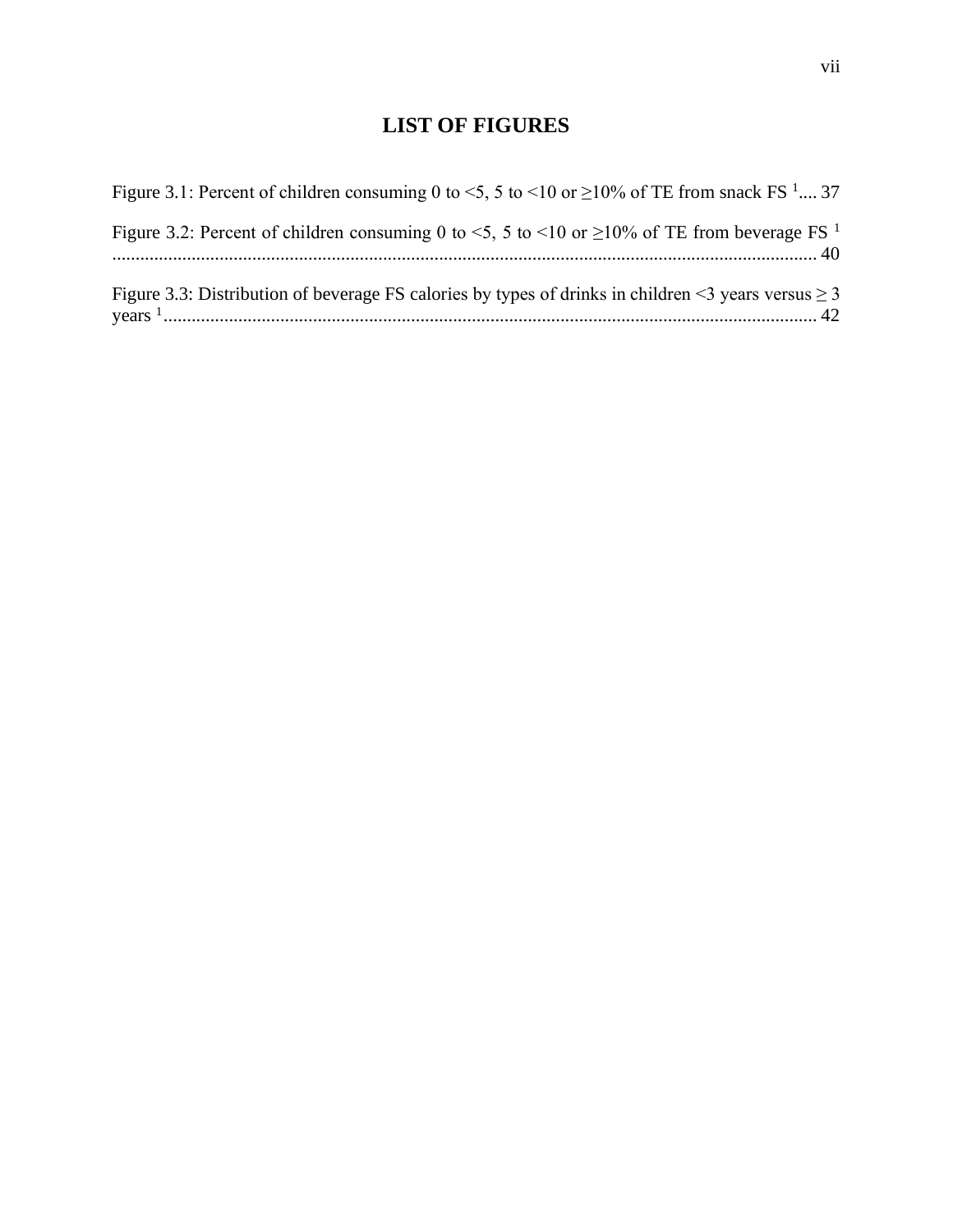# LIST OF FIGURES

Figure 3.1: Percent of children consuming 0 to <5, 5 to <10 or ≥10% of TE from snack FS [1].... 37

Figure 3.2: Percent of children consuming 0 to <5, 5 to <10 or ≥10% of TE from beverage FS [1] ........................................................................................................................................ 40

Figure 3.3: Distribution of beverage FS calories by types of drinks in children <3 years versus ≥ 3 years [1]........................................................................................................................................ 42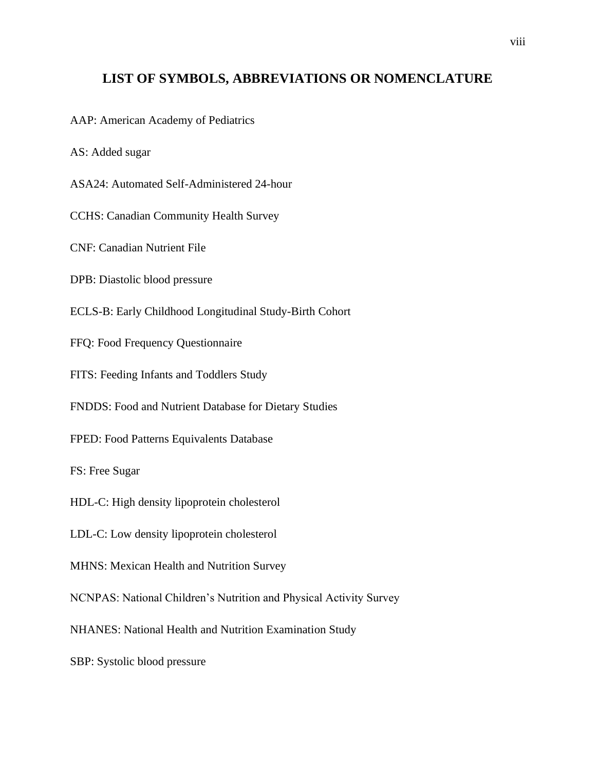# LIST OF SYMBOLS, ABBREVIATIONS OR NOMENCLATURE

AAP: American Academy of Pediatrics

AS: Added sugar

ASA24: Automated Self-Administered 24-hour

CCHS: Canadian Community Health Survey

CNF: Canadian Nutrient File

DPB: Diastolic blood pressure

ECLS-B: Early Childhood Longitudinal Study-Birth Cohort

FFQ: Food Frequency Questionnaire

FITS: Feeding Infants and Toddlers Study

FNDDS: Food and Nutrient Database for Dietary Studies

FPED: Food Patterns Equivalents Database

FS: Free Sugar

HDL-C: High density lipoprotein cholesterol

LDL-C: Low density lipoprotein cholesterol

MHNS: Mexican Health and Nutrition Survey

NCNPAS: National Children's Nutrition and Physical Activity Survey

NHANES: National Health and Nutrition Examination Study

SBP: Systolic blood pressure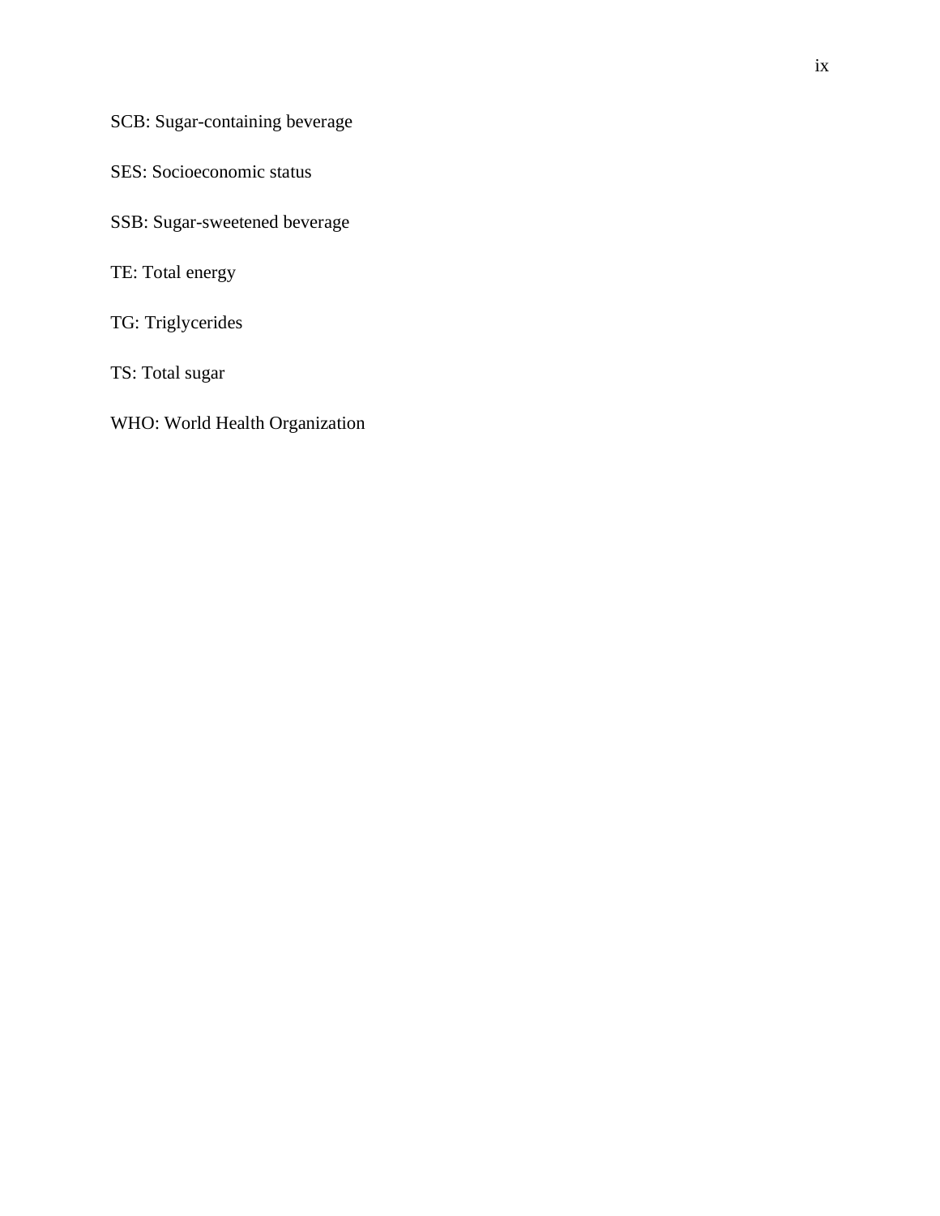SCB: Sugar-containing beverage

SES: Socioeconomic status

SSB: Sugar-sweetened beverage

TE: Total energy

TG: Triglycerides

TS: Total sugar

WHO: World Health Organization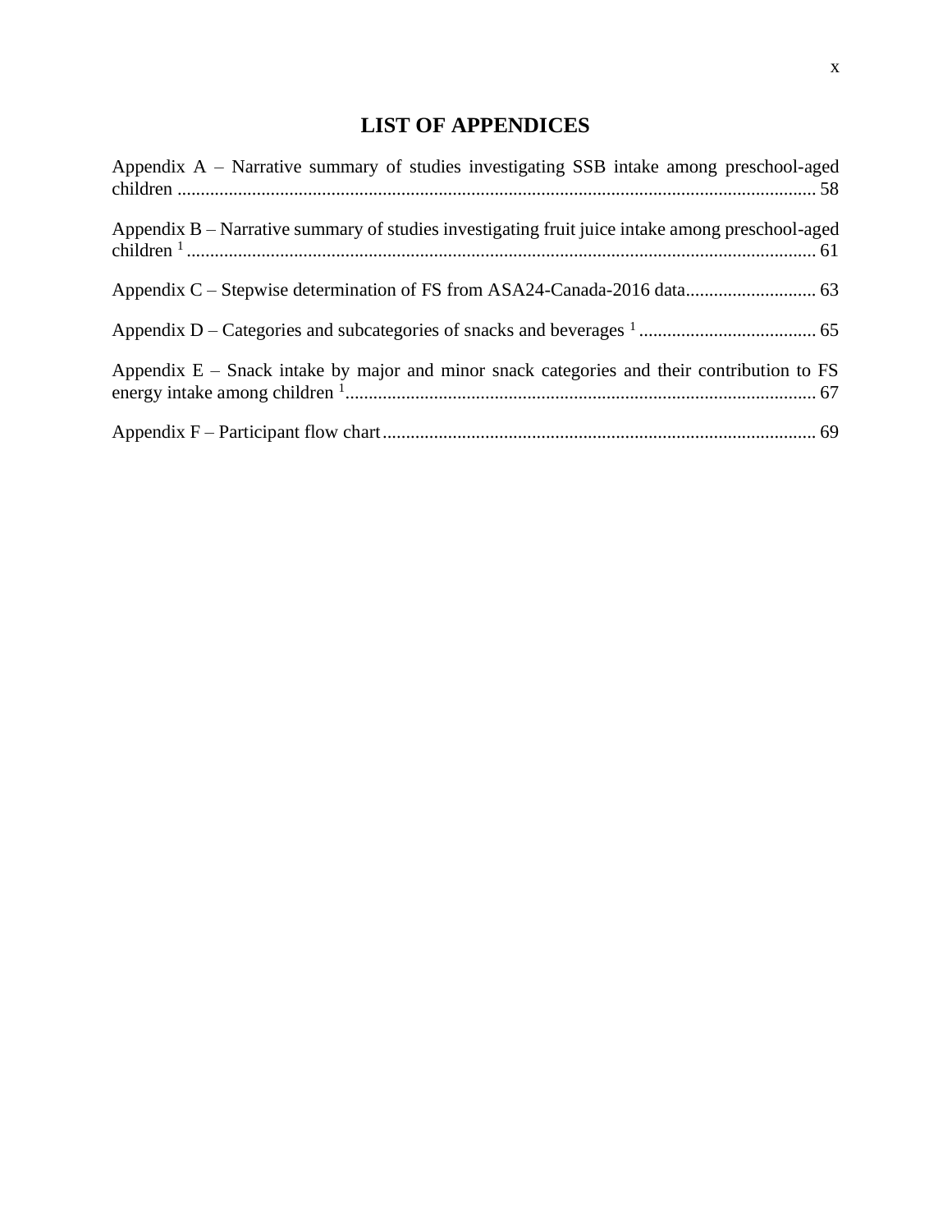# LIST OF APPENDICES

Appendix A – Narrative summary of studies investigating SSB intake among preschool-aged children ........................................................................................................................ 58

Appendix B – Narrative summary of studies investigating fruit juice intake among preschool-aged children [1] ..................................................................................................................... 61

Appendix C – Stepwise determination of FS from ASA24-Canada-2016 data............................ 63

Appendix D – Categories and subcategories of snacks and beverages [1] ...................................... 65

Appendix E – Snack intake by major and minor snack categories and their contribution to FS energy intake among children [1]..................................................................................................... 67

Appendix F – Participant flow chart............................................................................................. 69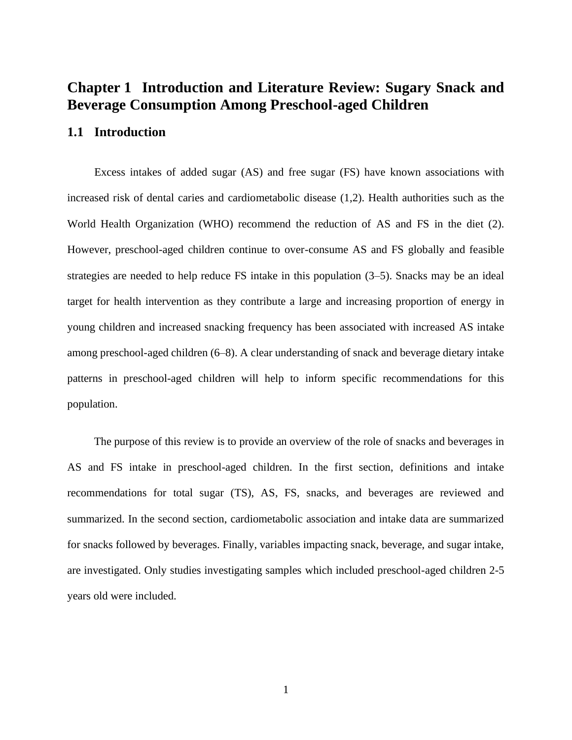# Chapter 1 Introduction and Literature Review: Sugary Snack and Beverage Consumption Among Preschool-aged Children

## 1.1 Introduction

Excess intakes of added sugar (AS) and free sugar (FS) have known associations with increased risk of dental caries and cardiometabolic disease (1,2). Health authorities such as the World Health Organization (WHO) recommend the reduction of AS and FS in the diet (2). However, preschool-aged children continue to over-consume AS and FS globally and feasible strategies are needed to help reduce FS intake in this population (3–5). Snacks may be an ideal target for health intervention as they contribute a large and increasing proportion of energy in young children and increased snacking frequency has been associated with increased AS intake among preschool-aged children (6–8). A clear understanding of snack and beverage dietary intake patterns in preschool-aged children will help to inform specific recommendations for this population.

The purpose of this review is to provide an overview of the role of snacks and beverages in AS and FS intake in preschool-aged children. In the first section, definitions and intake recommendations for total sugar (TS), AS, FS, snacks, and beverages are reviewed and summarized. In the second section, cardiometabolic association and intake data are summarized for snacks followed by beverages. Finally, variables impacting snack, beverage, and sugar intake, are investigated. Only studies investigating samples which included preschool-aged children 2-5 years old were included.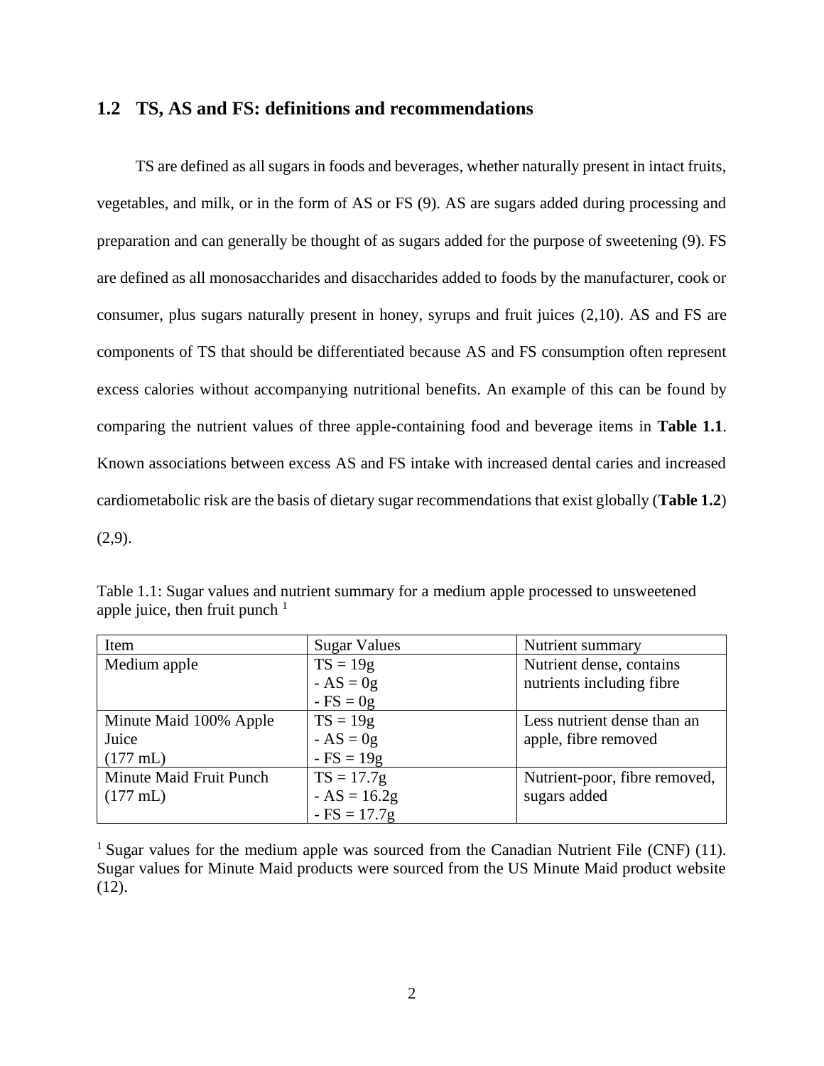## 1.2 TS, AS and FS: definitions and recommendations

TS are defined as all sugars in foods and beverages, whether naturally present in intact fruits, vegetables, and milk, or in the form of AS or FS (9). AS are sugars added during processing and preparation and can generally be thought of as sugars added for the purpose of sweetening (9). FS are defined as all monosaccharides and disaccharides added to foods by the manufacturer, cook or consumer, plus sugars naturally present in honey, syrups and fruit juices (2,10). AS and FS are components of TS that should be differentiated because AS and FS consumption often represent excess calories without accompanying nutritional benefits. An example of this can be found by comparing the nutrient values of three apple-containing food and beverage items in **Table 1.1**. Known associations between excess AS and FS intake with increased dental caries and increased cardiometabolic risk are the basis of dietary sugar recommendations that exist globally (**Table 1.2**) (2,9).

Table 1.1: Sugar values and nutrient summary for a medium apple processed to unsweetened apple juice, then fruit punch [1]

| Item | Sugar Values | Nutrient summary |
|---|---|---|
| Medium apple | TS = 19g<br>- AS = 0g<br>- FS = 0g | Nutrient dense, contains nutrients including fibre |
| Minute Maid 100% Apple Juice (177 mL) | TS = 19g<br>- AS = 0g<br>- FS = 19g | Less nutrient dense than an apple, fibre removed |
| Minute Maid Fruit Punch (177 mL) | TS = 17.7g<br>- AS = 16.2g<br>- FS = 17.7g | Nutrient-poor, fibre removed, sugars added |

[1] Sugar values for the medium apple was sourced from the Canadian Nutrient File (CNF) (11). Sugar values for Minute Maid products were sourced from the US Minute Maid product website (12).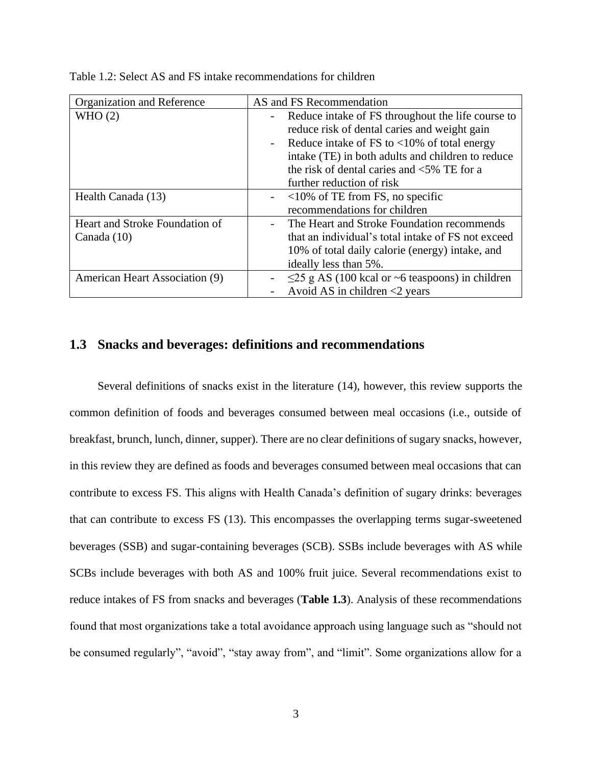Table 1.2: Select AS and FS intake recommendations for children

| Organization and Reference | AS and FS Recommendation |
| --- | --- |
| WHO (2) | - Reduce intake of FS throughout the life course to reduce risk of dental caries and weight gain<br>- Reduce intake of FS to <10% of total energy intake (TE) in both adults and children to reduce the risk of dental caries and <5% TE for a further reduction of risk |
| Health Canada (13) | - <10% of TE from FS, no specific recommendations for children |
| Heart and Stroke Foundation of Canada (10) | - The Heart and Stroke Foundation recommends that an individual's total intake of FS not exceed 10% of total daily calorie (energy) intake, and ideally less than 5%. |
| American Heart Association (9) | - ≤25 g AS (100 kcal or ~6 teaspoons) in children<br>- Avoid AS in children <2 years |

## 1.3 Snacks and beverages: definitions and recommendations

Several definitions of snacks exist in the literature (14), however, this review supports the common definition of foods and beverages consumed between meal occasions (i.e., outside of breakfast, brunch, lunch, dinner, supper). There are no clear definitions of sugary snacks, however, in this review they are defined as foods and beverages consumed between meal occasions that can contribute to excess FS. This aligns with Health Canada's definition of sugary drinks: beverages that can contribute to excess FS (13). This encompasses the overlapping terms sugar-sweetened beverages (SSB) and sugar-containing beverages (SCB). SSBs include beverages with AS while SCBs include beverages with both AS and 100% fruit juice. Several recommendations exist to reduce intakes of FS from snacks and beverages (**Table 1.3**). Analysis of these recommendations found that most organizations take a total avoidance approach using language such as "should not be consumed regularly", "avoid", "stay away from", and "limit". Some organizations allow for a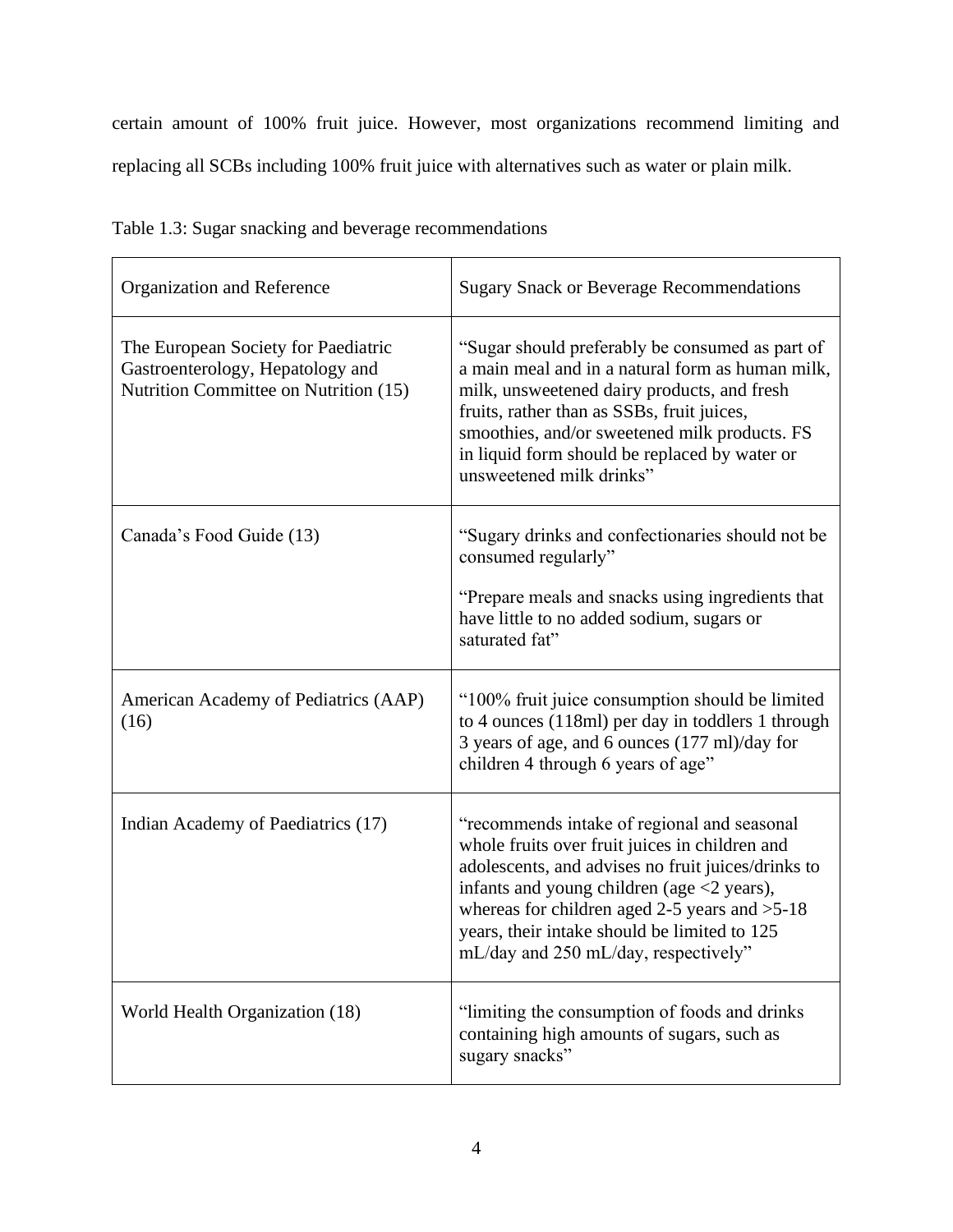certain amount of 100% fruit juice. However, most organizations recommend limiting and replacing all SCBs including 100% fruit juice with alternatives such as water or plain milk.

Table 1.3: Sugar snacking and beverage recommendations

| Organization and Reference | Sugary Snack or Beverage Recommendations |
| --- | --- |
| The European Society for Paediatric Gastroenterology, Hepatology and Nutrition Committee on Nutrition (15) | "Sugar should preferably be consumed as part of a main meal and in a natural form as human milk, milk, unsweetened dairy products, and fresh fruits, rather than as SSBs, fruit juices, smoothies, and/or sweetened milk products. FS in liquid form should be replaced by water or unsweetened milk drinks" |
| Canada's Food Guide (13) | "Sugary drinks and confectionaries should not be consumed regularly"<br><br>"Prepare meals and snacks using ingredients that have little to no added sodium, sugars or saturated fat" |
| American Academy of Pediatrics (AAP) (16) | "100% fruit juice consumption should be limited to 4 ounces (118ml) per day in toddlers 1 through 3 years of age, and 6 ounces (177 ml)/day for children 4 through 6 years of age" |
| Indian Academy of Paediatrics (17) | "recommends intake of regional and seasonal whole fruits over fruit juices in children and adolescents, and advises no fruit juices/drinks to infants and young children (age <2 years), whereas for children aged 2-5 years and >5-18 years, their intake should be limited to 125 mL/day and 250 mL/day, respectively" |
| World Health Organization (18) | "limiting the consumption of foods and drinks containing high amounts of sugars, such as sugary snacks" |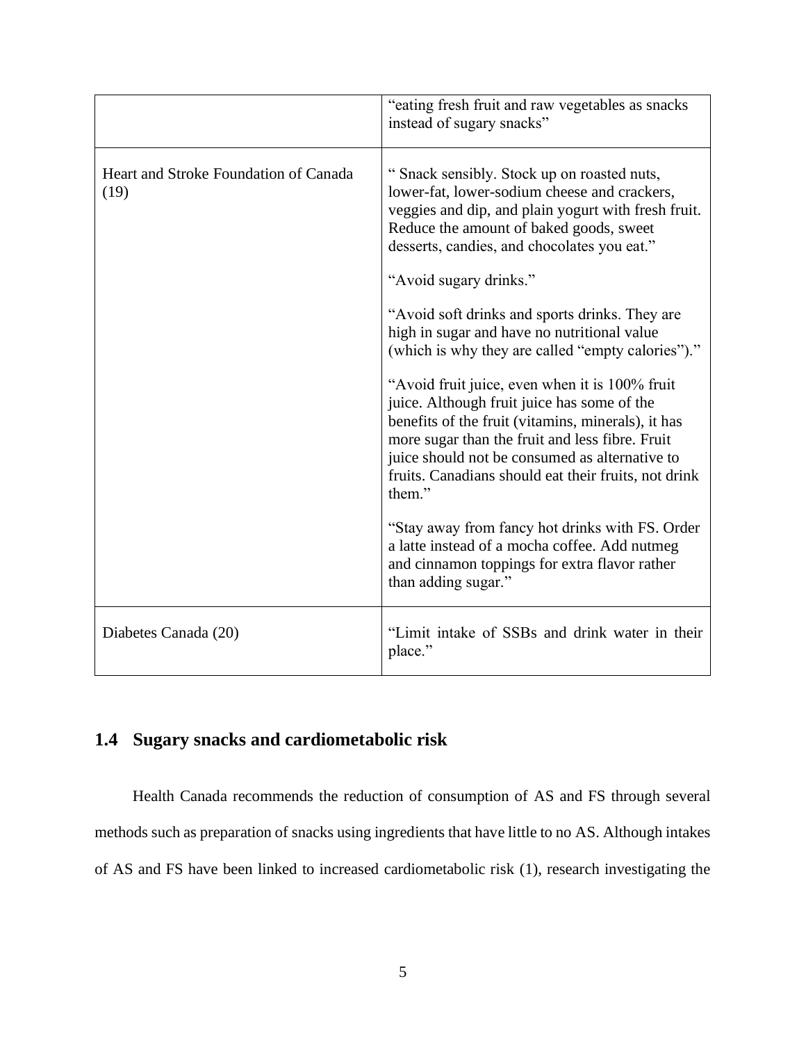|  |  |
| --- | --- |
|  | "eating fresh fruit and raw vegetables as snacks instead of sugary snacks" |
| Heart and Stroke Foundation of Canada (19) | " Snack sensibly. Stock up on roasted nuts, lower-fat, lower-sodium cheese and crackers, veggies and dip, and plain yogurt with fresh fruit. Reduce the amount of baked goods, sweet desserts, candies, and chocolates you eat."<br><br>"Avoid sugary drinks."<br><br>"Avoid soft drinks and sports drinks. They are high in sugar and have no nutritional value (which is why they are called "empty calories")."<br><br>"Avoid fruit juice, even when it is 100% fruit juice. Although fruit juice has some of the benefits of the fruit (vitamins, minerals), it has more sugar than the fruit and less fibre. Fruit juice should not be consumed as alternative to fruits. Canadians should eat their fruits, not drink them."<br><br>"Stay away from fancy hot drinks with FS. Order a latte instead of a mocha coffee. Add nutmeg and cinnamon toppings for extra flavor rather than adding sugar." |
| Diabetes Canada (20) | "Limit intake of SSBs and drink water in their place." |

## 1.4 Sugary snacks and cardiometabolic risk

Health Canada recommends the reduction of consumption of AS and FS through several methods such as preparation of snacks using ingredients that have little to no AS. Although intakes of AS and FS have been linked to increased cardiometabolic risk (1), research investigating the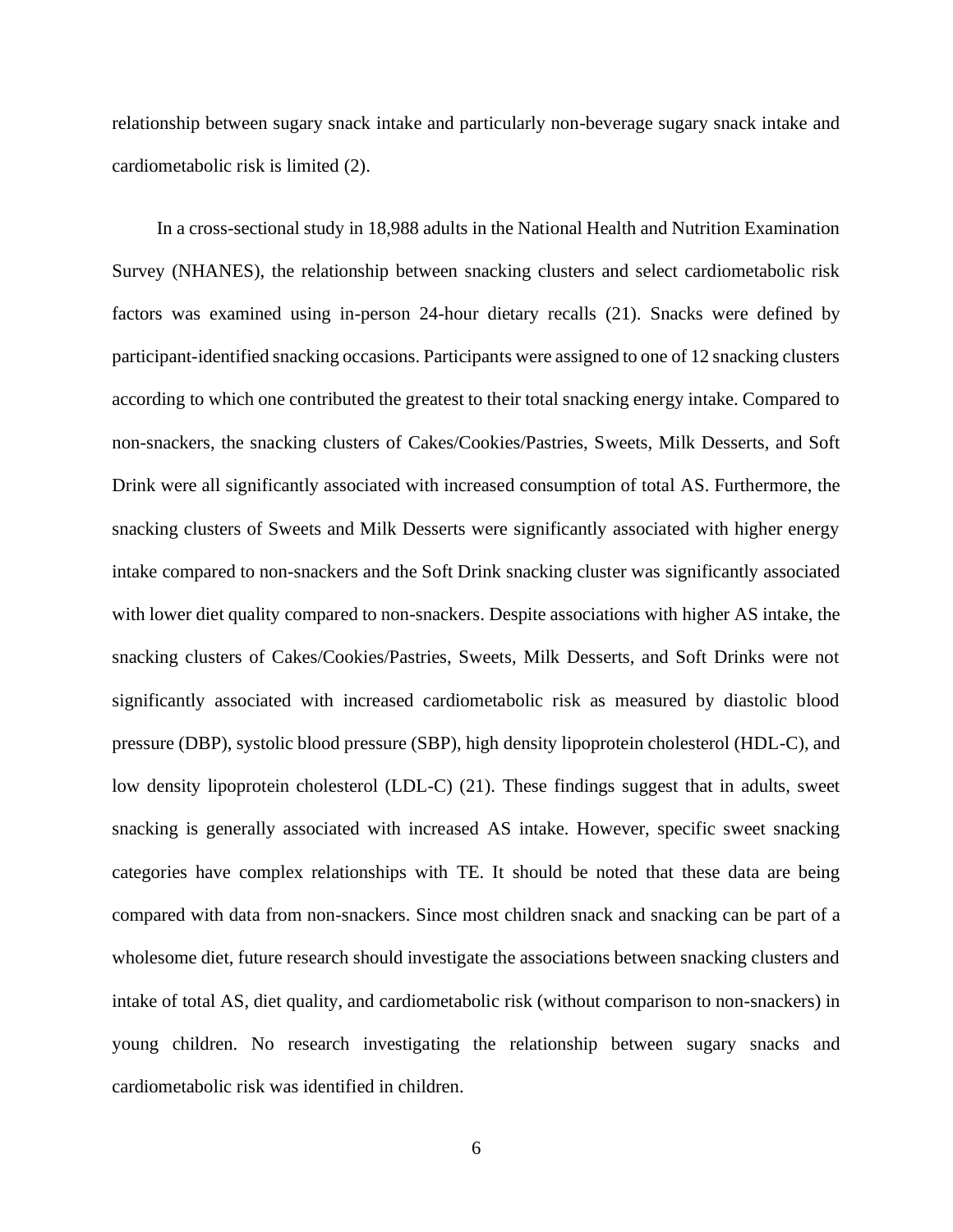relationship between sugary snack intake and particularly non-beverage sugary snack intake and cardiometabolic risk is limited (2).

In a cross-sectional study in 18,988 adults in the National Health and Nutrition Examination Survey (NHANES), the relationship between snacking clusters and select cardiometabolic risk factors was examined using in-person 24-hour dietary recalls (21). Snacks were defined by participant-identified snacking occasions. Participants were assigned to one of 12 snacking clusters according to which one contributed the greatest to their total snacking energy intake. Compared to non-snackers, the snacking clusters of Cakes/Cookies/Pastries, Sweets, Milk Desserts, and Soft Drink were all significantly associated with increased consumption of total AS. Furthermore, the snacking clusters of Sweets and Milk Desserts were significantly associated with higher energy intake compared to non-snackers and the Soft Drink snacking cluster was significantly associated with lower diet quality compared to non-snackers. Despite associations with higher AS intake, the snacking clusters of Cakes/Cookies/Pastries, Sweets, Milk Desserts, and Soft Drinks were not significantly associated with increased cardiometabolic risk as measured by diastolic blood pressure (DBP), systolic blood pressure (SBP), high density lipoprotein cholesterol (HDL-C), and low density lipoprotein cholesterol (LDL-C) (21). These findings suggest that in adults, sweet snacking is generally associated with increased AS intake. However, specific sweet snacking categories have complex relationships with TE. It should be noted that these data are being compared with data from non-snackers. Since most children snack and snacking can be part of a wholesome diet, future research should investigate the associations between snacking clusters and intake of total AS, diet quality, and cardiometabolic risk (without comparison to non-snackers) in young children. No research investigating the relationship between sugary snacks and cardiometabolic risk was identified in children.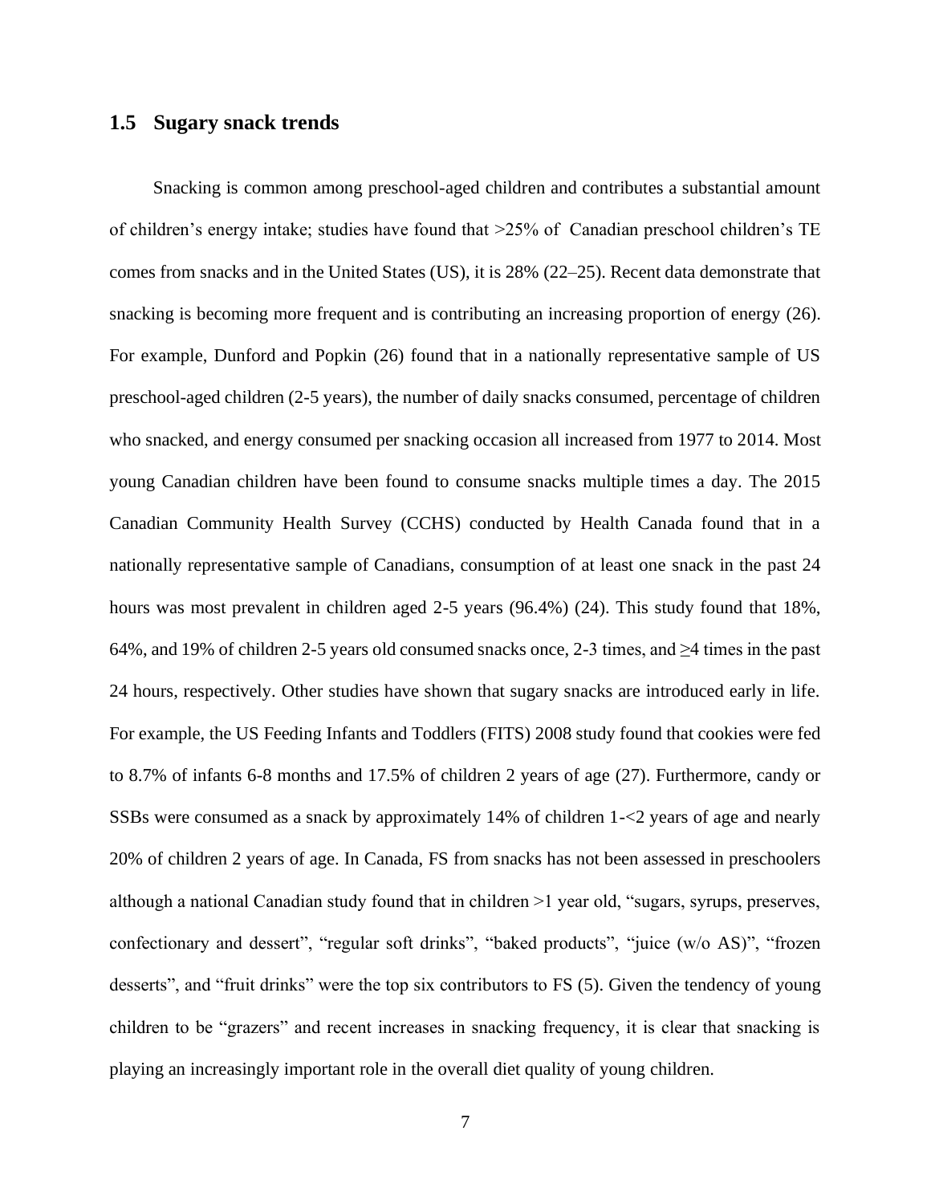## 1.5 Sugary snack trends

Snacking is common among preschool-aged children and contributes a substantial amount of children's energy intake; studies have found that >25% of Canadian preschool children's TE comes from snacks and in the United States (US), it is 28% (22–25). Recent data demonstrate that snacking is becoming more frequent and is contributing an increasing proportion of energy (26). For example, Dunford and Popkin (26) found that in a nationally representative sample of US preschool-aged children (2-5 years), the number of daily snacks consumed, percentage of children who snacked, and energy consumed per snacking occasion all increased from 1977 to 2014. Most young Canadian children have been found to consume snacks multiple times a day. The 2015 Canadian Community Health Survey (CCHS) conducted by Health Canada found that in a nationally representative sample of Canadians, consumption of at least one snack in the past 24 hours was most prevalent in children aged 2-5 years (96.4%) (24). This study found that 18%, 64%, and 19% of children 2-5 years old consumed snacks once, 2-3 times, and ≥4 times in the past 24 hours, respectively. Other studies have shown that sugary snacks are introduced early in life. For example, the US Feeding Infants and Toddlers (FITS) 2008 study found that cookies were fed to 8.7% of infants 6-8 months and 17.5% of children 2 years of age (27). Furthermore, candy or SSBs were consumed as a snack by approximately 14% of children 1-<2 years of age and nearly 20% of children 2 years of age. In Canada, FS from snacks has not been assessed in preschoolers although a national Canadian study found that in children >1 year old, "sugars, syrups, preserves, confectionary and dessert", "regular soft drinks", "baked products", "juice (w/o AS)", "frozen desserts", and "fruit drinks" were the top six contributors to FS (5). Given the tendency of young children to be "grazers" and recent increases in snacking frequency, it is clear that snacking is playing an increasingly important role in the overall diet quality of young children.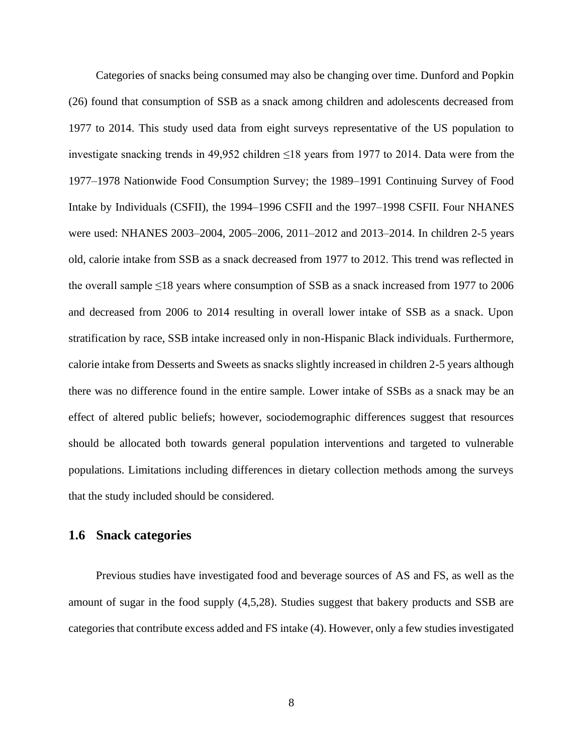Categories of snacks being consumed may also be changing over time. Dunford and Popkin (26) found that consumption of SSB as a snack among children and adolescents decreased from 1977 to 2014. This study used data from eight surveys representative of the US population to investigate snacking trends in 49,952 children ≤18 years from 1977 to 2014. Data were from the 1977–1978 Nationwide Food Consumption Survey; the 1989–1991 Continuing Survey of Food Intake by Individuals (CSFII), the 1994–1996 CSFII and the 1997–1998 CSFII. Four NHANES were used: NHANES 2003–2004, 2005–2006, 2011–2012 and 2013–2014. In children 2-5 years old, calorie intake from SSB as a snack decreased from 1977 to 2012. This trend was reflected in the overall sample ≤18 years where consumption of SSB as a snack increased from 1977 to 2006 and decreased from 2006 to 2014 resulting in overall lower intake of SSB as a snack. Upon stratification by race, SSB intake increased only in non-Hispanic Black individuals. Furthermore, calorie intake from Desserts and Sweets as snacks slightly increased in children 2-5 years although there was no difference found in the entire sample. Lower intake of SSBs as a snack may be an effect of altered public beliefs; however, sociodemographic differences suggest that resources should be allocated both towards general population interventions and targeted to vulnerable populations. Limitations including differences in dietary collection methods among the surveys that the study included should be considered.

## 1.6 Snack categories

Previous studies have investigated food and beverage sources of AS and FS, as well as the amount of sugar in the food supply (4,5,28). Studies suggest that bakery products and SSB are categories that contribute excess added and FS intake (4). However, only a few studies investigated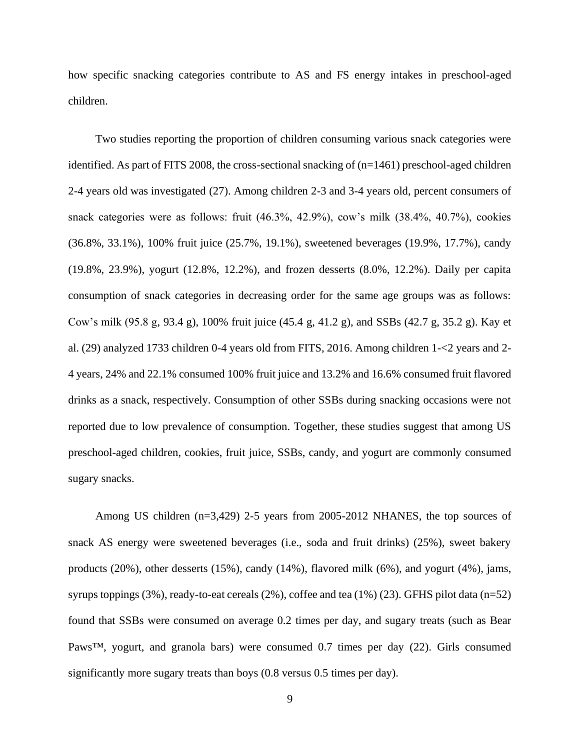how specific snacking categories contribute to AS and FS energy intakes in preschool-aged children.

Two studies reporting the proportion of children consuming various snack categories were identified. As part of FITS 2008, the cross-sectional snacking of (n=1461) preschool-aged children 2-4 years old was investigated (27). Among children 2-3 and 3-4 years old, percent consumers of snack categories were as follows: fruit (46.3%, 42.9%), cow's milk (38.4%, 40.7%), cookies (36.8%, 33.1%), 100% fruit juice (25.7%, 19.1%), sweetened beverages (19.9%, 17.7%), candy (19.8%, 23.9%), yogurt (12.8%, 12.2%), and frozen desserts (8.0%, 12.2%). Daily per capita consumption of snack categories in decreasing order for the same age groups was as follows: Cow's milk (95.8 g, 93.4 g), 100% fruit juice (45.4 g, 41.2 g), and SSBs (42.7 g, 35.2 g). Kay et al. (29) analyzed 1733 children 0-4 years old from FITS, 2016. Among children 1-<2 years and 2-4 years, 24% and 22.1% consumed 100% fruit juice and 13.2% and 16.6% consumed fruit flavored drinks as a snack, respectively. Consumption of other SSBs during snacking occasions were not reported due to low prevalence of consumption. Together, these studies suggest that among US preschool-aged children, cookies, fruit juice, SSBs, candy, and yogurt are commonly consumed sugary snacks.

Among US children (n=3,429) 2-5 years from 2005-2012 NHANES, the top sources of snack AS energy were sweetened beverages (i.e., soda and fruit drinks) (25%), sweet bakery products (20%), other desserts (15%), candy (14%), flavored milk (6%), and yogurt (4%), jams, syrups toppings (3%), ready-to-eat cereals (2%), coffee and tea (1%) (23). GFHS pilot data (n=52) found that SSBs were consumed on average 0.2 times per day, and sugary treats (such as Bear Paws™, yogurt, and granola bars) were consumed 0.7 times per day (22). Girls consumed significantly more sugary treats than boys (0.8 versus 0.5 times per day).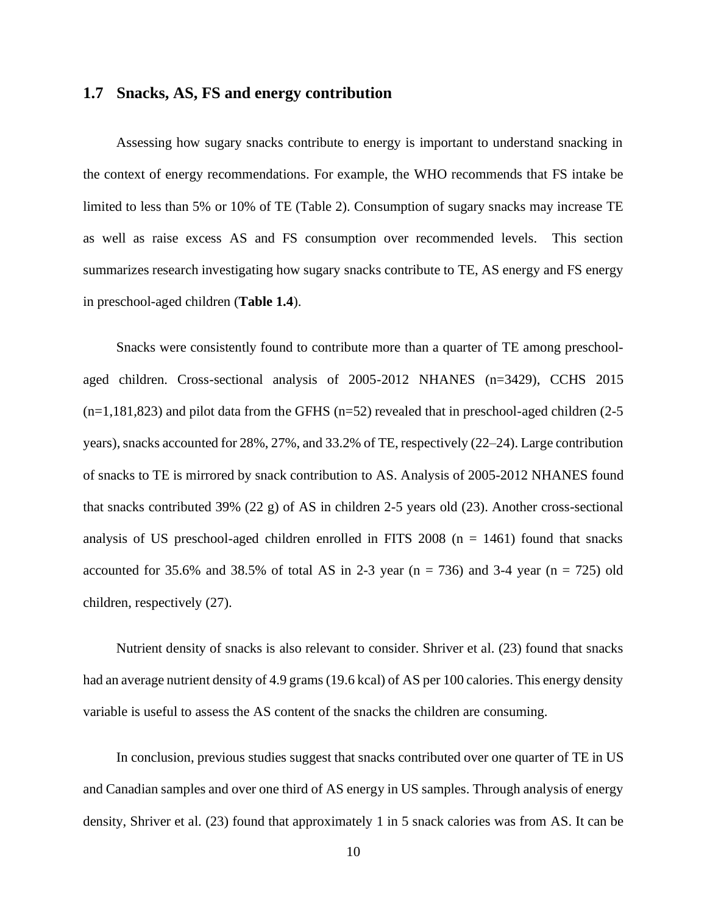## 1.7 Snacks, AS, FS and energy contribution

Assessing how sugary snacks contribute to energy is important to understand snacking in the context of energy recommendations. For example, the WHO recommends that FS intake be limited to less than 5% or 10% of TE (Table 2). Consumption of sugary snacks may increase TE as well as raise excess AS and FS consumption over recommended levels. This section summarizes research investigating how sugary snacks contribute to TE, AS energy and FS energy in preschool-aged children (**Table 1.4**).

Snacks were consistently found to contribute more than a quarter of TE among preschool-aged children. Cross-sectional analysis of 2005-2012 NHANES (n=3429), CCHS 2015 (n=1,181,823) and pilot data from the GFHS (n=52) revealed that in preschool-aged children (2-5 years), snacks accounted for 28%, 27%, and 33.2% of TE, respectively (22–24). Large contribution of snacks to TE is mirrored by snack contribution to AS. Analysis of 2005-2012 NHANES found that snacks contributed 39% (22 g) of AS in children 2-5 years old (23). Another cross-sectional analysis of US preschool-aged children enrolled in FITS 2008 (n = 1461) found that snacks accounted for 35.6% and 38.5% of total AS in 2-3 year (n = 736) and 3-4 year (n = 725) old children, respectively (27).

Nutrient density of snacks is also relevant to consider. Shriver et al. (23) found that snacks had an average nutrient density of 4.9 grams (19.6 kcal) of AS per 100 calories. This energy density variable is useful to assess the AS content of the snacks the children are consuming.

In conclusion, previous studies suggest that snacks contributed over one quarter of TE in US and Canadian samples and over one third of AS energy in US samples. Through analysis of energy density, Shriver et al. (23) found that approximately 1 in 5 snack calories was from AS. It can be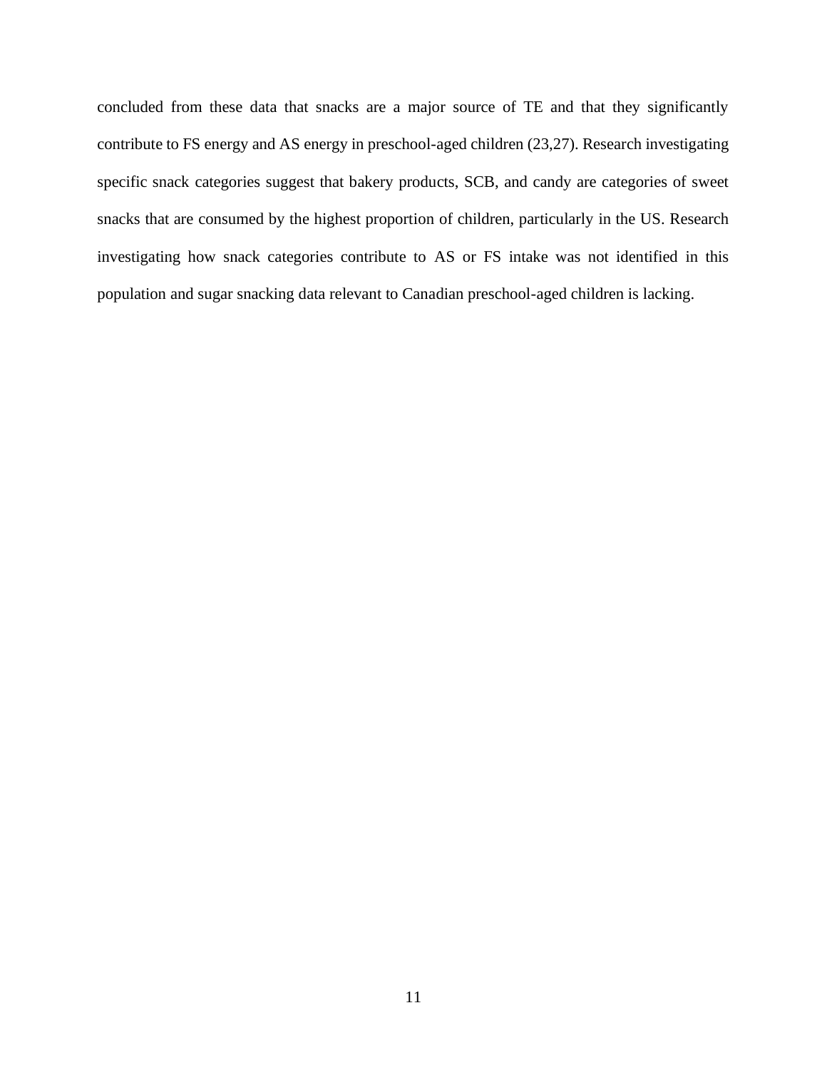concluded from these data that snacks are a major source of TE and that they significantly contribute to FS energy and AS energy in preschool-aged children (23,27). Research investigating specific snack categories suggest that bakery products, SCB, and candy are categories of sweet snacks that are consumed by the highest proportion of children, particularly in the US. Research investigating how snack categories contribute to AS or FS intake was not identified in this population and sugar snacking data relevant to Canadian preschool-aged children is lacking.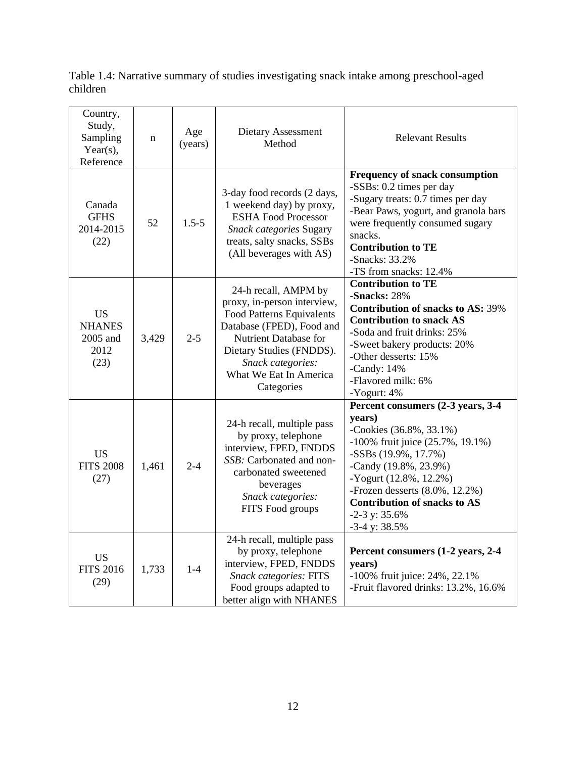Table 1.4: Narrative summary of studies investigating snack intake among preschool-aged children

| Country, Study, Sampling Year(s), Reference | n | Age (years) | Dietary Assessment Method | Relevant Results |
|---|---|---|---|---|
| Canada GFHS 2014-2015 (22) | 52 | 1.5-5 | 3-day food records (2 days, 1 weekend day) by proxy, ESHA Food Processor *Snack categories* Sugary treats, salty snacks, SSBs (All beverages with AS) | **Frequency of snack consumption** -SSBs: 0.2 times per day -Sugary treats: 0.7 times per day -Bear Paws, yogurt, and granola bars were frequently consumed sugary snacks. **Contribution to TE** -Snacks: 33.2% -TS from snacks: 12.4% |
| US NHANES 2005 and 2012 (23) | 3,429 | 2-5 | 24-h recall, AMPM by proxy, in-person interview, Food Patterns Equivalents Database (FPED), Food and Nutrient Database for Dietary Studies (FNDDS). *Snack categories:* What We Eat In America Categories | **Contribution to TE** **-Snacks:** 28% **Contribution of snacks to AS:** 39% **Contribution to snack AS** -Soda and fruit drinks: 25% -Sweet bakery products: 20% -Other desserts: 15% -Candy: 14% -Flavored milk: 6% -Yogurt: 4% |
| US FITS 2008 (27) | 1,461 | 2-4 | 24-h recall, multiple pass by proxy, telephone interview, FPED, FNDDS *SSB:* Carbonated and non-carbonated sweetened beverages *Snack categories:* FITS Food groups | **Percent consumers (2-3 years, 3-4 years)** -Cookies (36.8%, 33.1%) -100% fruit juice (25.7%, 19.1%) -SSBs (19.9%, 17.7%) -Candy (19.8%, 23.9%) -Yogurt (12.8%, 12.2%) -Frozen desserts (8.0%, 12.2%) **Contribution of snacks to AS** -2-3 y: 35.6% -3-4 y: 38.5% |
| US FITS 2016 (29) | 1,733 | 1-4 | 24-h recall, multiple pass by proxy, telephone interview, FPED, FNDDS *Snack categories:* FITS Food groups adapted to better align with NHANES | **Percent consumers (1-2 years, 2-4 years)** -100% fruit juice: 24%, 22.1% -Fruit flavored drinks: 13.2%, 16.6% |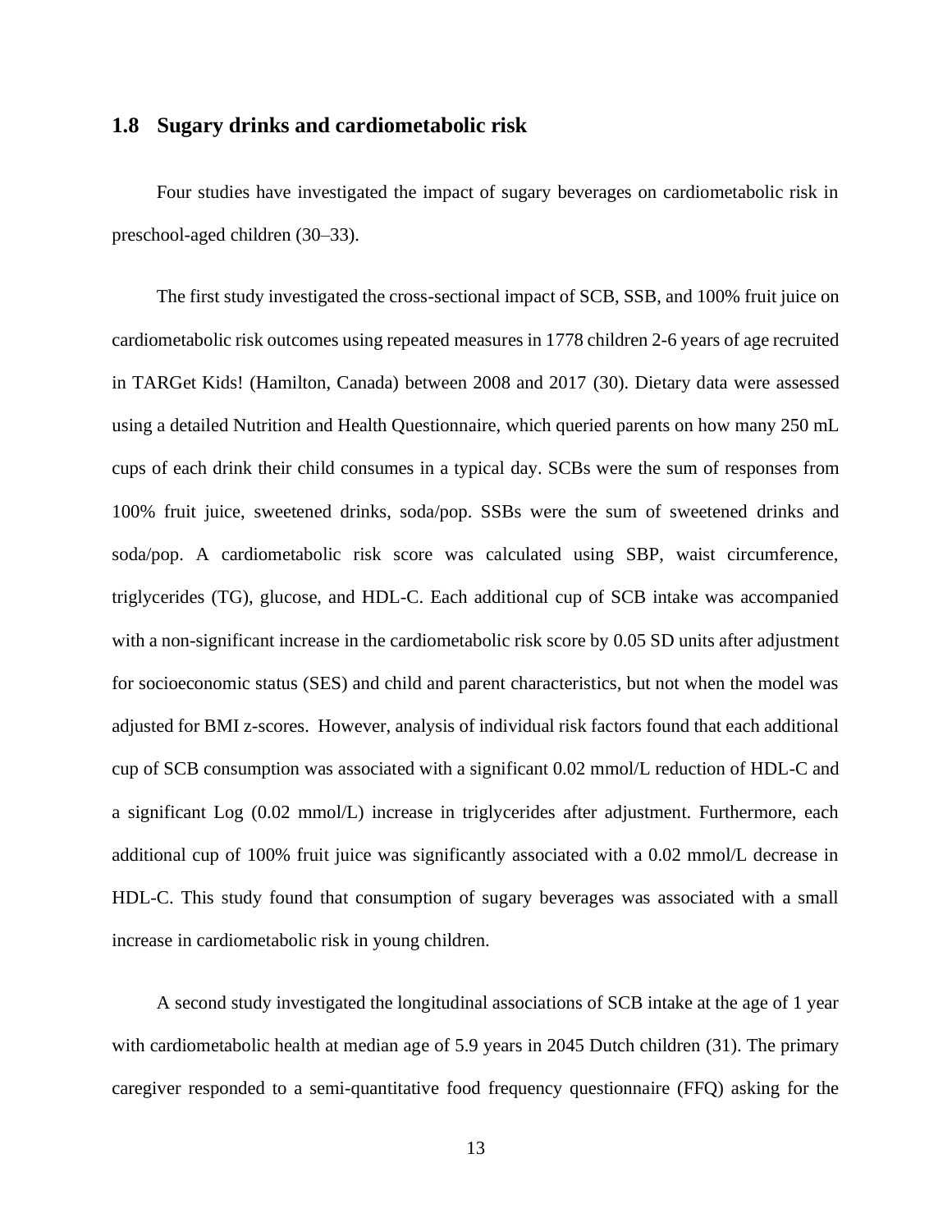## 1.8 Sugary drinks and cardiometabolic risk

Four studies have investigated the impact of sugary beverages on cardiometabolic risk in preschool-aged children (30–33).

The first study investigated the cross-sectional impact of SCB, SSB, and 100% fruit juice on cardiometabolic risk outcomes using repeated measures in 1778 children 2-6 years of age recruited in TARGet Kids! (Hamilton, Canada) between 2008 and 2017 (30). Dietary data were assessed using a detailed Nutrition and Health Questionnaire, which queried parents on how many 250 mL cups of each drink their child consumes in a typical day. SCBs were the sum of responses from 100% fruit juice, sweetened drinks, soda/pop. SSBs were the sum of sweetened drinks and soda/pop. A cardiometabolic risk score was calculated using SBP, waist circumference, triglycerides (TG), glucose, and HDL-C. Each additional cup of SCB intake was accompanied with a non-significant increase in the cardiometabolic risk score by 0.05 SD units after adjustment for socioeconomic status (SES) and child and parent characteristics, but not when the model was adjusted for BMI z-scores. However, analysis of individual risk factors found that each additional cup of SCB consumption was associated with a significant 0.02 mmol/L reduction of HDL-C and a significant Log (0.02 mmol/L) increase in triglycerides after adjustment. Furthermore, each additional cup of 100% fruit juice was significantly associated with a 0.02 mmol/L decrease in HDL-C. This study found that consumption of sugary beverages was associated with a small increase in cardiometabolic risk in young children.

A second study investigated the longitudinal associations of SCB intake at the age of 1 year with cardiometabolic health at median age of 5.9 years in 2045 Dutch children (31). The primary caregiver responded to a semi-quantitative food frequency questionnaire (FFQ) asking for the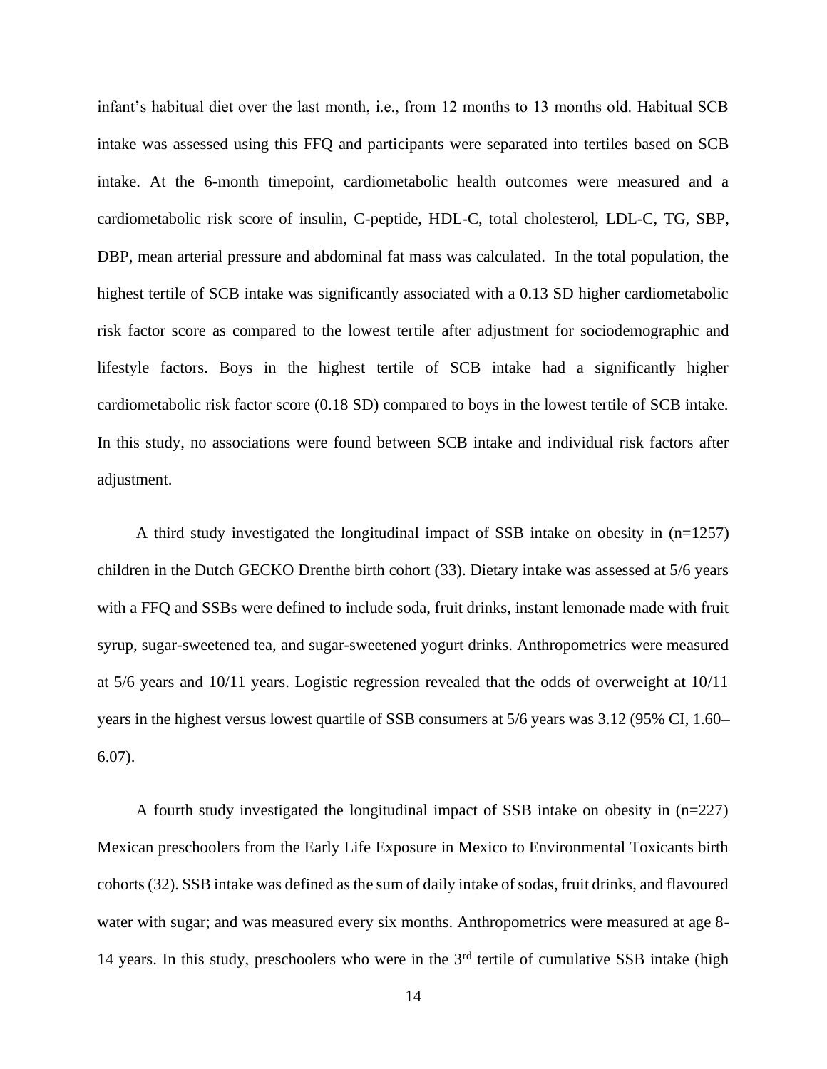infant's habitual diet over the last month, i.e., from 12 months to 13 months old. Habitual SCB intake was assessed using this FFQ and participants were separated into tertiles based on SCB intake. At the 6-month timepoint, cardiometabolic health outcomes were measured and a cardiometabolic risk score of insulin, C-peptide, HDL-C, total cholesterol, LDL-C, TG, SBP, DBP, mean arterial pressure and abdominal fat mass was calculated. In the total population, the highest tertile of SCB intake was significantly associated with a 0.13 SD higher cardiometabolic risk factor score as compared to the lowest tertile after adjustment for sociodemographic and lifestyle factors. Boys in the highest tertile of SCB intake had a significantly higher cardiometabolic risk factor score (0.18 SD) compared to boys in the lowest tertile of SCB intake. In this study, no associations were found between SCB intake and individual risk factors after adjustment.

A third study investigated the longitudinal impact of SSB intake on obesity in (n=1257) children in the Dutch GECKO Drenthe birth cohort (33). Dietary intake was assessed at 5/6 years with a FFQ and SSBs were defined to include soda, fruit drinks, instant lemonade made with fruit syrup, sugar-sweetened tea, and sugar-sweetened yogurt drinks. Anthropometrics were measured at 5/6 years and 10/11 years. Logistic regression revealed that the odds of overweight at 10/11 years in the highest versus lowest quartile of SSB consumers at 5/6 years was 3.12 (95% CI, 1.60–6.07).

A fourth study investigated the longitudinal impact of SSB intake on obesity in (n=227) Mexican preschoolers from the Early Life Exposure in Mexico to Environmental Toxicants birth cohorts (32). SSB intake was defined as the sum of daily intake of sodas, fruit drinks, and flavoured water with sugar; and was measured every six months. Anthropometrics were measured at age 8-14 years. In this study, preschoolers who were in the 3rd tertile of cumulative SSB intake (high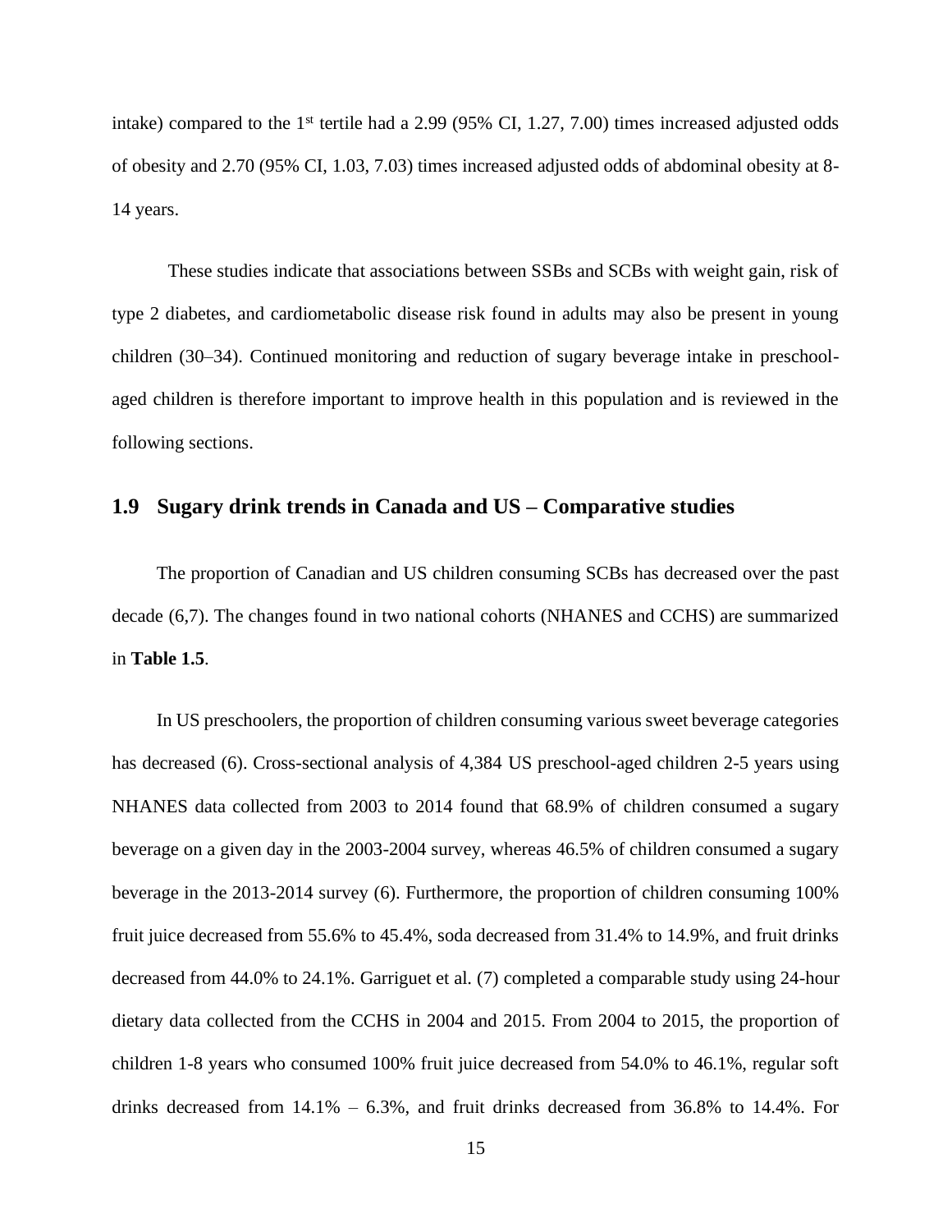intake) compared to the 1st tertile had a 2.99 (95% CI, 1.27, 7.00) times increased adjusted odds of obesity and 2.70 (95% CI, 1.03, 7.03) times increased adjusted odds of abdominal obesity at 8-14 years.

These studies indicate that associations between SSBs and SCBs with weight gain, risk of type 2 diabetes, and cardiometabolic disease risk found in adults may also be present in young children (30–34). Continued monitoring and reduction of sugary beverage intake in preschool-aged children is therefore important to improve health in this population and is reviewed in the following sections.

## 1.9 Sugary drink trends in Canada and US – Comparative studies

The proportion of Canadian and US children consuming SCBs has decreased over the past decade (6,7). The changes found in two national cohorts (NHANES and CCHS) are summarized in **Table 1.5**.

In US preschoolers, the proportion of children consuming various sweet beverage categories has decreased (6). Cross-sectional analysis of 4,384 US preschool-aged children 2-5 years using NHANES data collected from 2003 to 2014 found that 68.9% of children consumed a sugary beverage on a given day in the 2003-2004 survey, whereas 46.5% of children consumed a sugary beverage in the 2013-2014 survey (6). Furthermore, the proportion of children consuming 100% fruit juice decreased from 55.6% to 45.4%, soda decreased from 31.4% to 14.9%, and fruit drinks decreased from 44.0% to 24.1%. Garriguet et al. (7) completed a comparable study using 24-hour dietary data collected from the CCHS in 2004 and 2015. From 2004 to 2015, the proportion of children 1-8 years who consumed 100% fruit juice decreased from 54.0% to 46.1%, regular soft drinks decreased from 14.1% – 6.3%, and fruit drinks decreased from 36.8% to 14.4%. For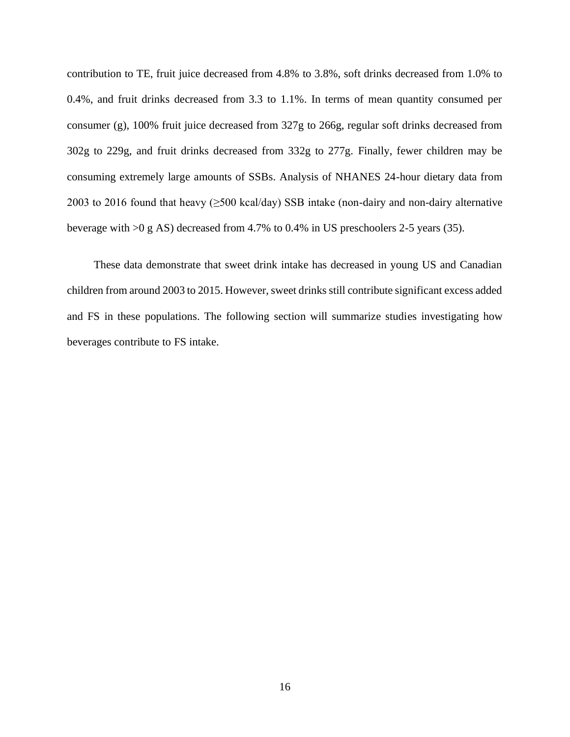contribution to TE, fruit juice decreased from 4.8% to 3.8%, soft drinks decreased from 1.0% to 0.4%, and fruit drinks decreased from 3.3 to 1.1%. In terms of mean quantity consumed per consumer (g), 100% fruit juice decreased from 327g to 266g, regular soft drinks decreased from 302g to 229g, and fruit drinks decreased from 332g to 277g. Finally, fewer children may be consuming extremely large amounts of SSBs. Analysis of NHANES 24-hour dietary data from 2003 to 2016 found that heavy (≥500 kcal/day) SSB intake (non-dairy and non-dairy alternative beverage with >0 g AS) decreased from 4.7% to 0.4% in US preschoolers 2-5 years (35).

These data demonstrate that sweet drink intake has decreased in young US and Canadian children from around 2003 to 2015. However, sweet drinks still contribute significant excess added and FS in these populations. The following section will summarize studies investigating how beverages contribute to FS intake.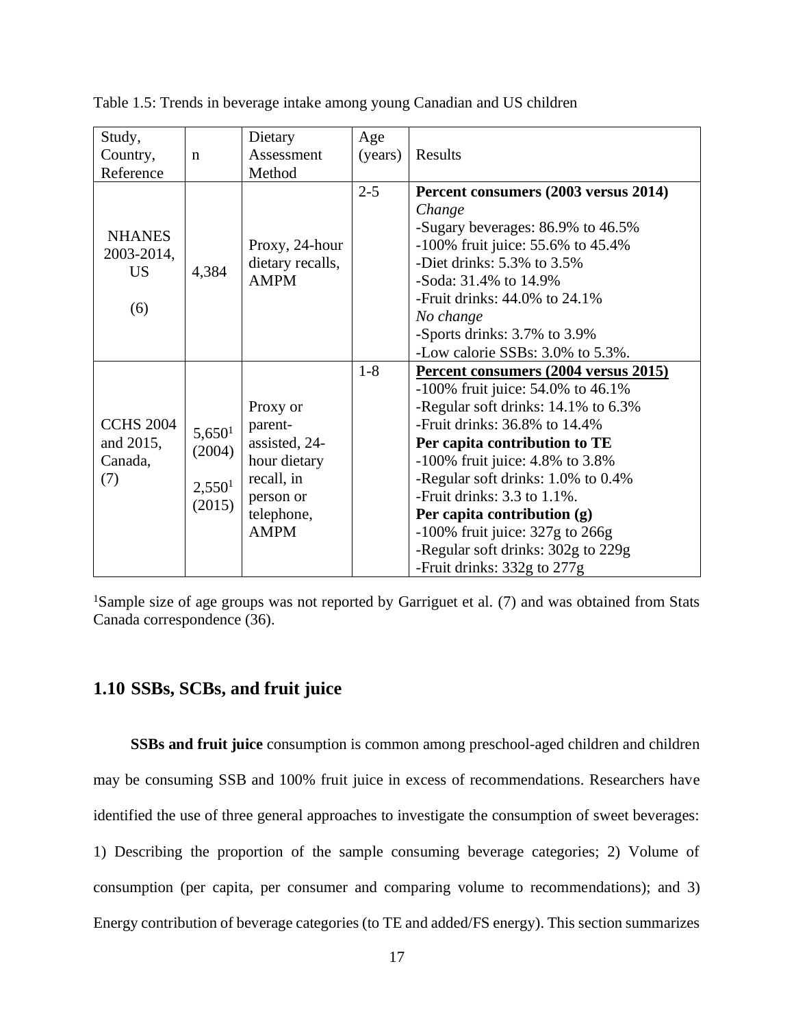Table 1.5: Trends in beverage intake among young Canadian and US children

| Study, Country, Reference | n | Dietary Assessment Method | Age (years) | Results |
|---|---|---|---|---|
| NHANES 2003-2014, US (6) | 4,384 | Proxy, 24-hour dietary recalls, AMPM | 2-5 | **Percent consumers (2003 versus 2014)**<br>*Change*<br>-Sugary beverages: 86.9% to 46.5%<br>-100% fruit juice: 55.6% to 45.4%<br>-Diet drinks: 5.3% to 3.5%<br>-Soda: 31.4% to 14.9%<br>-Fruit drinks: 44.0% to 24.1%<br>*No change*<br>-Sports drinks: 3.7% to 3.9%<br>-Low calorie SSBs: 3.0% to 5.3%. |
| CCHS 2004 and 2015, Canada, (7) | 5,650[1] (2004)<br>2,550[1] (2015) | Proxy or parent-assisted, 24-hour dietary recall, in person or telephone, AMPM | 1-8 | **Percent consumers (2004 versus 2015)**<br>-100% fruit juice: 54.0% to 46.1%<br>-Regular soft drinks: 14.1% to 6.3%<br>-Fruit drinks: 36.8% to 14.4%<br>**Per capita contribution to TE**<br>-100% fruit juice: 4.8% to 3.8%<br>-Regular soft drinks: 1.0% to 0.4%<br>-Fruit drinks: 3.3 to 1.1%.<br>**Per capita contribution (g)**<br>-100% fruit juice: 327g to 266g<br>-Regular soft drinks: 302g to 229g<br>-Fruit drinks: 332g to 277g |

[1]Sample size of age groups was not reported by Garriguet et al. (7) and was obtained from Stats Canada correspondence (36).

## 1.10 SSBs, SCBs, and fruit juice

**SSBs and fruit juice** consumption is common among preschool-aged children and children may be consuming SSB and 100% fruit juice in excess of recommendations. Researchers have identified the use of three general approaches to investigate the consumption of sweet beverages: 1) Describing the proportion of the sample consuming beverage categories; 2) Volume of consumption (per capita, per consumer and comparing volume to recommendations); and 3) Energy contribution of beverage categories (to TE and added/FS energy). This section summarizes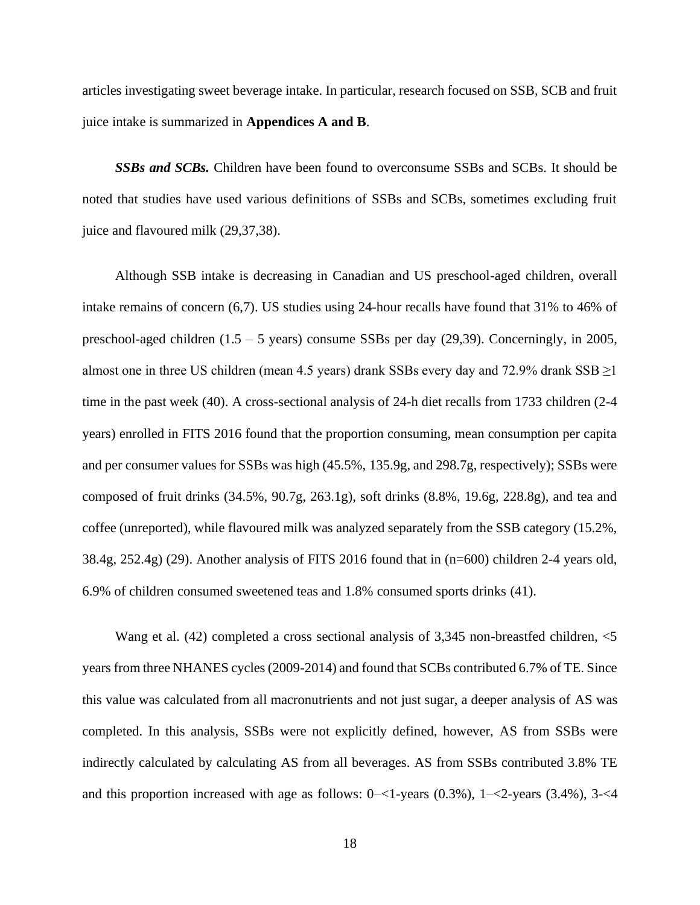articles investigating sweet beverage intake. In particular, research focused on SSB, SCB and fruit juice intake is summarized in **Appendices A and B**.

***SSBs and SCBs.*** Children have been found to overconsume SSBs and SCBs. It should be noted that studies have used various definitions of SSBs and SCBs, sometimes excluding fruit juice and flavoured milk (29,37,38).

Although SSB intake is decreasing in Canadian and US preschool-aged children, overall intake remains of concern (6,7). US studies using 24-hour recalls have found that 31% to 46% of preschool-aged children (1.5 – 5 years) consume SSBs per day (29,39). Concerningly, in 2005, almost one in three US children (mean 4.5 years) drank SSBs every day and 72.9% drank SSB ≥1 time in the past week (40). A cross-sectional analysis of 24-h diet recalls from 1733 children (2-4 years) enrolled in FITS 2016 found that the proportion consuming, mean consumption per capita and per consumer values for SSBs was high (45.5%, 135.9g, and 298.7g, respectively); SSBs were composed of fruit drinks (34.5%, 90.7g, 263.1g), soft drinks (8.8%, 19.6g, 228.8g), and tea and coffee (unreported), while flavoured milk was analyzed separately from the SSB category (15.2%, 38.4g, 252.4g) (29). Another analysis of FITS 2016 found that in (n=600) children 2-4 years old, 6.9% of children consumed sweetened teas and 1.8% consumed sports drinks (41).

Wang et al. (42) completed a cross sectional analysis of 3,345 non-breastfed children, <5 years from three NHANES cycles (2009-2014) and found that SCBs contributed 6.7% of TE. Since this value was calculated from all macronutrients and not just sugar, a deeper analysis of AS was completed. In this analysis, SSBs were not explicitly defined, however, AS from SSBs were indirectly calculated by calculating AS from all beverages. AS from SSBs contributed 3.8% TE and this proportion increased with age as follows: 0–<1-years (0.3%), 1–<2-years (3.4%), 3-<4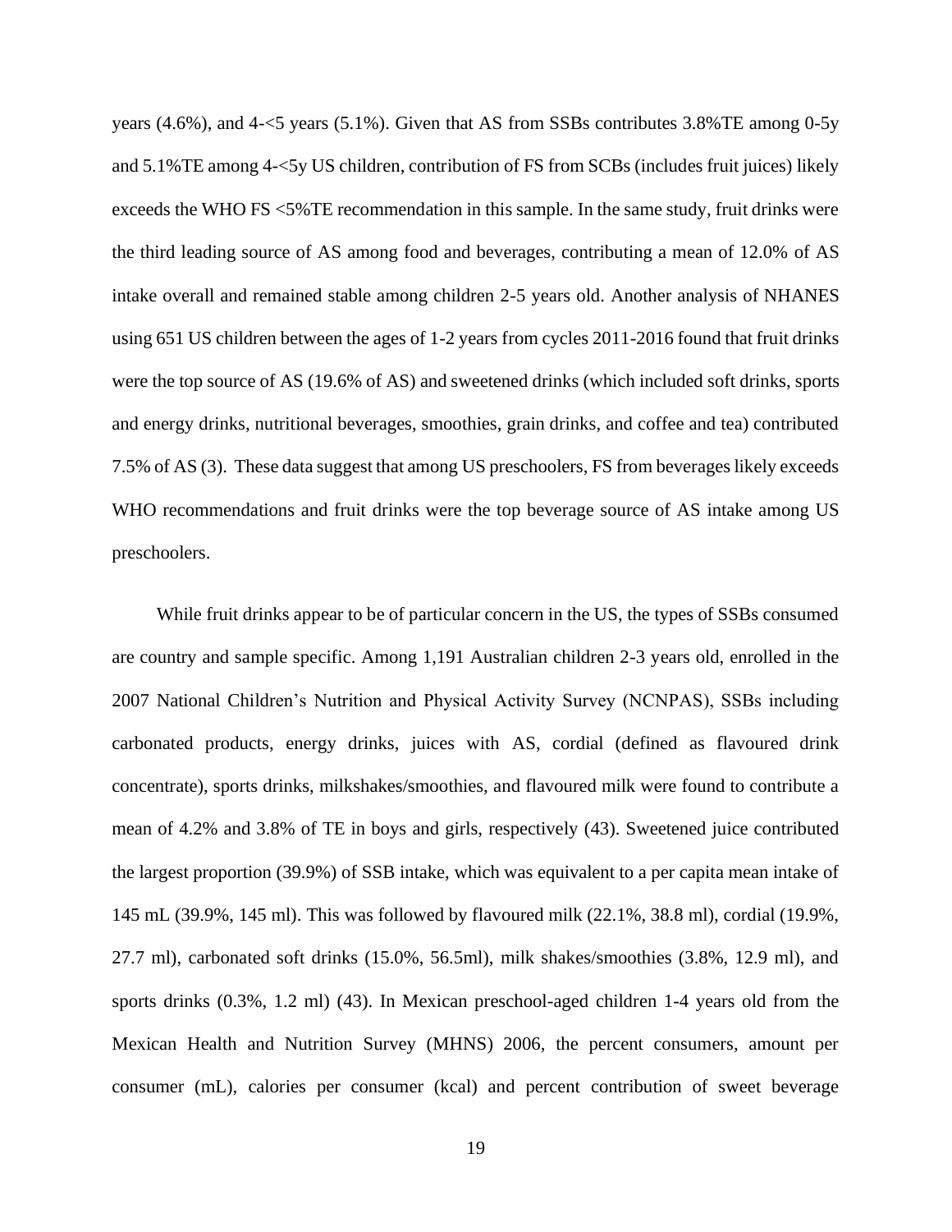years (4.6%), and 4-<5 years (5.1%). Given that AS from SSBs contributes 3.8%TE among 0-5y and 5.1%TE among 4-<5y US children, contribution of FS from SCBs (includes fruit juices) likely exceeds the WHO FS <5%TE recommendation in this sample. In the same study, fruit drinks were the third leading source of AS among food and beverages, contributing a mean of 12.0% of AS intake overall and remained stable among children 2-5 years old. Another analysis of NHANES using 651 US children between the ages of 1-2 years from cycles 2011-2016 found that fruit drinks were the top source of AS (19.6% of AS) and sweetened drinks (which included soft drinks, sports and energy drinks, nutritional beverages, smoothies, grain drinks, and coffee and tea) contributed 7.5% of AS (3). These data suggest that among US preschoolers, FS from beverages likely exceeds WHO recommendations and fruit drinks were the top beverage source of AS intake among US preschoolers.

While fruit drinks appear to be of particular concern in the US, the types of SSBs consumed are country and sample specific. Among 1,191 Australian children 2-3 years old, enrolled in the 2007 National Children's Nutrition and Physical Activity Survey (NCNPAS), SSBs including carbonated products, energy drinks, juices with AS, cordial (defined as flavoured drink concentrate), sports drinks, milkshakes/smoothies, and flavoured milk were found to contribute a mean of 4.2% and 3.8% of TE in boys and girls, respectively (43). Sweetened juice contributed the largest proportion (39.9%) of SSB intake, which was equivalent to a per capita mean intake of 145 mL (39.9%, 145 ml). This was followed by flavoured milk (22.1%, 38.8 ml), cordial (19.9%, 27.7 ml), carbonated soft drinks (15.0%, 56.5ml), milk shakes/smoothies (3.8%, 12.9 ml), and sports drinks (0.3%, 1.2 ml) (43). In Mexican preschool-aged children 1-4 years old from the Mexican Health and Nutrition Survey (MHNS) 2006, the percent consumers, amount per consumer (mL), calories per consumer (kcal) and percent contribution of sweet beverage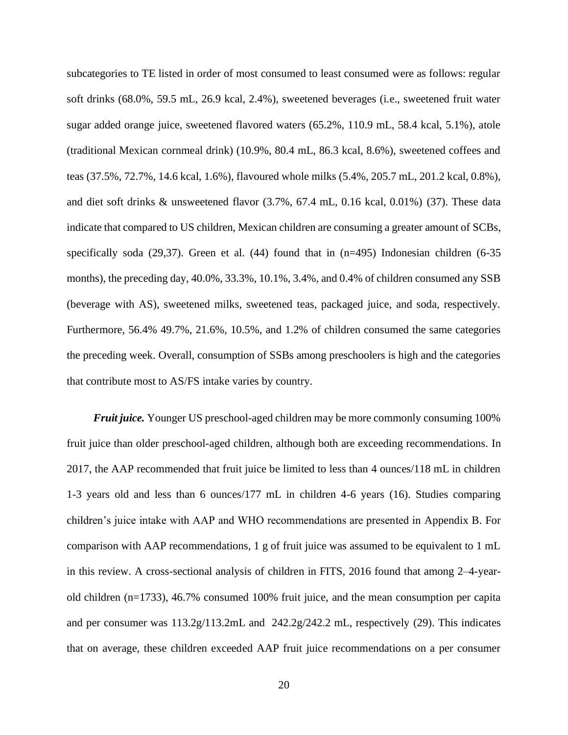subcategories to TE listed in order of most consumed to least consumed were as follows: regular soft drinks (68.0%, 59.5 mL, 26.9 kcal, 2.4%), sweetened beverages (i.e., sweetened fruit water sugar added orange juice, sweetened flavored waters (65.2%, 110.9 mL, 58.4 kcal, 5.1%), atole (traditional Mexican cornmeal drink) (10.9%, 80.4 mL, 86.3 kcal, 8.6%), sweetened coffees and teas (37.5%, 72.7%, 14.6 kcal, 1.6%), flavoured whole milks (5.4%, 205.7 mL, 201.2 kcal, 0.8%), and diet soft drinks & unsweetened flavor (3.7%, 67.4 mL, 0.16 kcal, 0.01%) (37). These data indicate that compared to US children, Mexican children are consuming a greater amount of SCBs, specifically soda (29,37). Green et al. (44) found that in (n=495) Indonesian children (6-35 months), the preceding day, 40.0%, 33.3%, 10.1%, 3.4%, and 0.4% of children consumed any SSB (beverage with AS), sweetened milks, sweetened teas, packaged juice, and soda, respectively. Furthermore, 56.4% 49.7%, 21.6%, 10.5%, and 1.2% of children consumed the same categories the preceding week. Overall, consumption of SSBs among preschoolers is high and the categories that contribute most to AS/FS intake varies by country.

***Fruit juice.*** Younger US preschool-aged children may be more commonly consuming 100% fruit juice than older preschool-aged children, although both are exceeding recommendations. In 2017, the AAP recommended that fruit juice be limited to less than 4 ounces/118 mL in children 1-3 years old and less than 6 ounces/177 mL in children 4-6 years (16). Studies comparing children's juice intake with AAP and WHO recommendations are presented in Appendix B. For comparison with AAP recommendations, 1 g of fruit juice was assumed to be equivalent to 1 mL in this review. A cross-sectional analysis of children in FITS, 2016 found that among 2–4-year-old children (n=1733), 46.7% consumed 100% fruit juice, and the mean consumption per capita and per consumer was 113.2g/113.2mL and 242.2g/242.2 mL, respectively (29). This indicates that on average, these children exceeded AAP fruit juice recommendations on a per consumer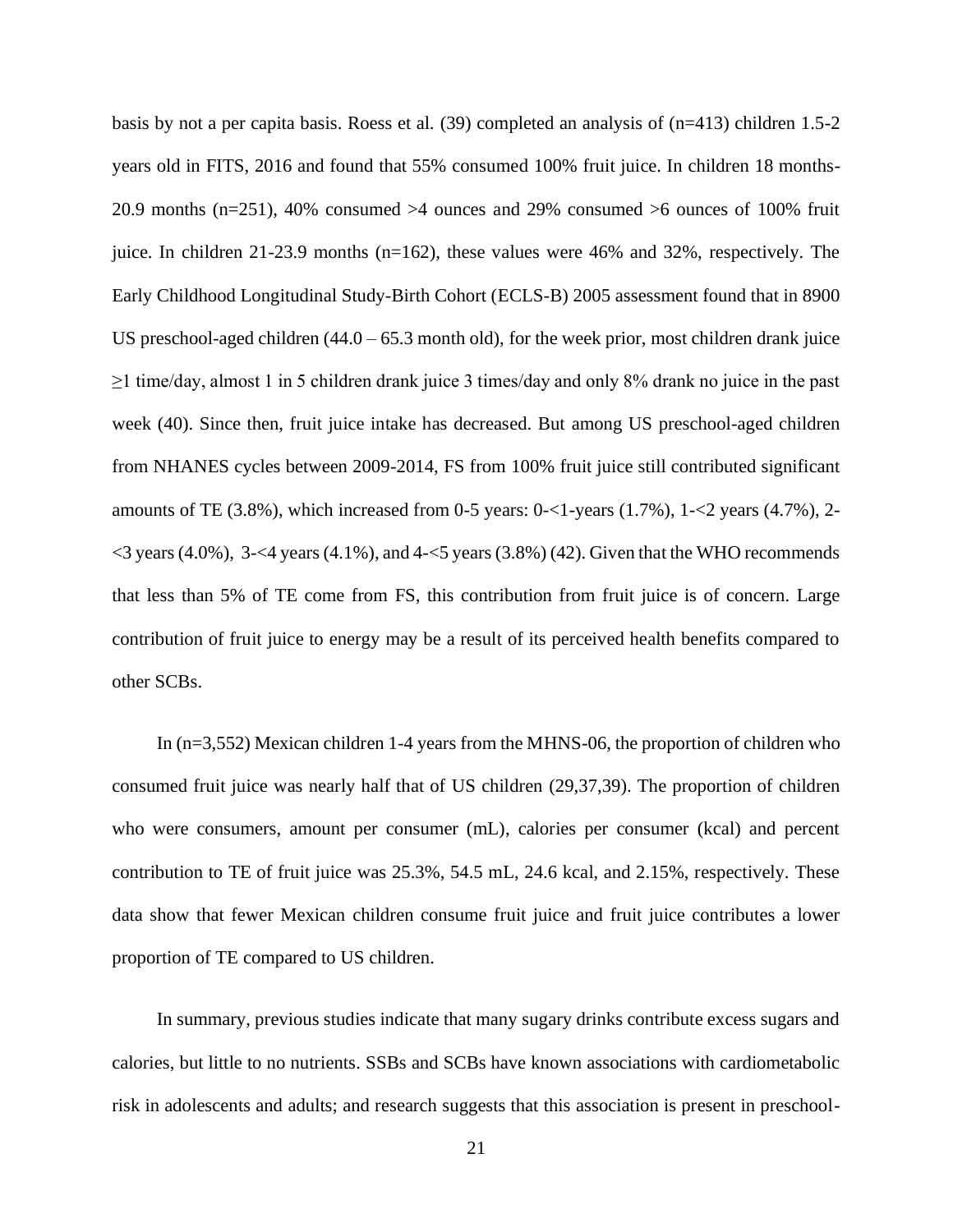basis by not a per capita basis. Roess et al. (39) completed an analysis of (n=413) children 1.5-2 years old in FITS, 2016 and found that 55% consumed 100% fruit juice. In children 18 months-20.9 months (n=251), 40% consumed >4 ounces and 29% consumed >6 ounces of 100% fruit juice. In children 21-23.9 months (n=162), these values were 46% and 32%, respectively. The Early Childhood Longitudinal Study-Birth Cohort (ECLS-B) 2005 assessment found that in 8900 US preschool-aged children (44.0 – 65.3 month old), for the week prior, most children drank juice ≥1 time/day, almost 1 in 5 children drank juice 3 times/day and only 8% drank no juice in the past week (40). Since then, fruit juice intake has decreased. But among US preschool-aged children from NHANES cycles between 2009-2014, FS from 100% fruit juice still contributed significant amounts of TE (3.8%), which increased from 0-5 years: 0-<1-years (1.7%), 1-<2 years (4.7%), 2-<3 years (4.0%), 3-<4 years (4.1%), and 4-<5 years (3.8%) (42). Given that the WHO recommends that less than 5% of TE come from FS, this contribution from fruit juice is of concern. Large contribution of fruit juice to energy may be a result of its perceived health benefits compared to other SCBs.

In (n=3,552) Mexican children 1-4 years from the MHNS-06, the proportion of children who consumed fruit juice was nearly half that of US children (29,37,39). The proportion of children who were consumers, amount per consumer (mL), calories per consumer (kcal) and percent contribution to TE of fruit juice was 25.3%, 54.5 mL, 24.6 kcal, and 2.15%, respectively. These data show that fewer Mexican children consume fruit juice and fruit juice contributes a lower proportion of TE compared to US children.

In summary, previous studies indicate that many sugary drinks contribute excess sugars and calories, but little to no nutrients. SSBs and SCBs have known associations with cardiometabolic risk in adolescents and adults; and research suggests that this association is present in preschool-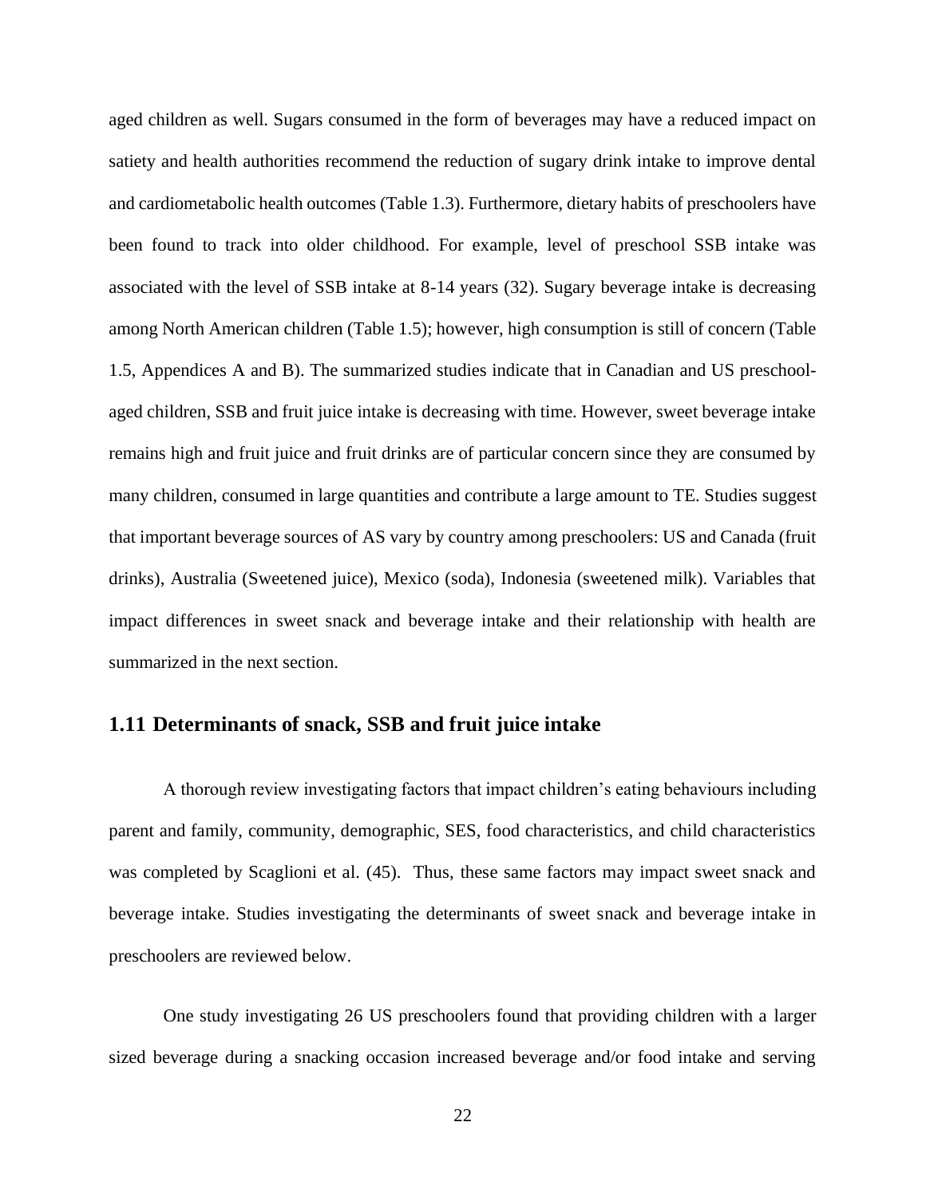aged children as well. Sugars consumed in the form of beverages may have a reduced impact on satiety and health authorities recommend the reduction of sugary drink intake to improve dental and cardiometabolic health outcomes (Table 1.3). Furthermore, dietary habits of preschoolers have been found to track into older childhood. For example, level of preschool SSB intake was associated with the level of SSB intake at 8-14 years (32). Sugary beverage intake is decreasing among North American children (Table 1.5); however, high consumption is still of concern (Table 1.5, Appendices A and B). The summarized studies indicate that in Canadian and US preschool-aged children, SSB and fruit juice intake is decreasing with time. However, sweet beverage intake remains high and fruit juice and fruit drinks are of particular concern since they are consumed by many children, consumed in large quantities and contribute a large amount to TE. Studies suggest that important beverage sources of AS vary by country among preschoolers: US and Canada (fruit drinks), Australia (Sweetened juice), Mexico (soda), Indonesia (sweetened milk). Variables that impact differences in sweet snack and beverage intake and their relationship with health are summarized in the next section.

## 1.11 Determinants of snack, SSB and fruit juice intake

A thorough review investigating factors that impact children's eating behaviours including parent and family, community, demographic, SES, food characteristics, and child characteristics was completed by Scaglioni et al. (45). Thus, these same factors may impact sweet snack and beverage intake. Studies investigating the determinants of sweet snack and beverage intake in preschoolers are reviewed below.

One study investigating 26 US preschoolers found that providing children with a larger sized beverage during a snacking occasion increased beverage and/or food intake and serving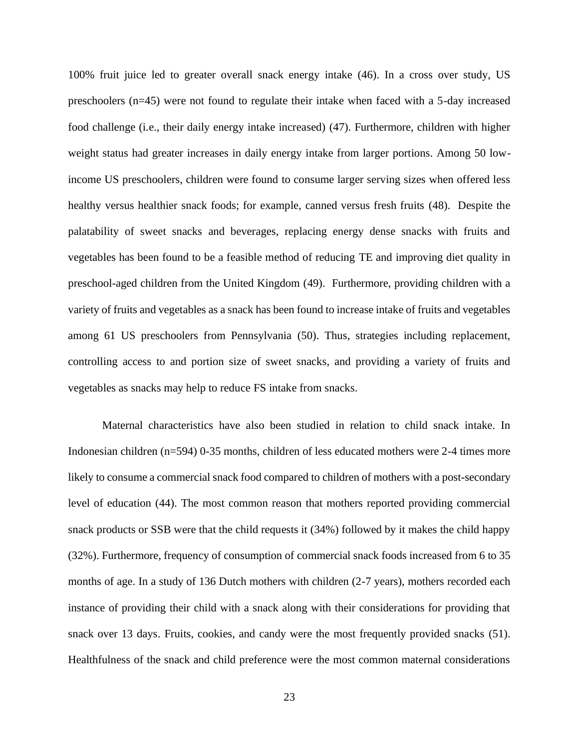100% fruit juice led to greater overall snack energy intake (46). In a cross over study, US preschoolers (n=45) were not found to regulate their intake when faced with a 5-day increased food challenge (i.e., their daily energy intake increased) (47). Furthermore, children with higher weight status had greater increases in daily energy intake from larger portions. Among 50 low-income US preschoolers, children were found to consume larger serving sizes when offered less healthy versus healthier snack foods; for example, canned versus fresh fruits (48). Despite the palatability of sweet snacks and beverages, replacing energy dense snacks with fruits and vegetables has been found to be a feasible method of reducing TE and improving diet quality in preschool-aged children from the United Kingdom (49). Furthermore, providing children with a variety of fruits and vegetables as a snack has been found to increase intake of fruits and vegetables among 61 US preschoolers from Pennsylvania (50). Thus, strategies including replacement, controlling access to and portion size of sweet snacks, and providing a variety of fruits and vegetables as snacks may help to reduce FS intake from snacks.

Maternal characteristics have also been studied in relation to child snack intake. In Indonesian children (n=594) 0-35 months, children of less educated mothers were 2-4 times more likely to consume a commercial snack food compared to children of mothers with a post-secondary level of education (44). The most common reason that mothers reported providing commercial snack products or SSB were that the child requests it (34%) followed by it makes the child happy (32%). Furthermore, frequency of consumption of commercial snack foods increased from 6 to 35 months of age. In a study of 136 Dutch mothers with children (2-7 years), mothers recorded each instance of providing their child with a snack along with their considerations for providing that snack over 13 days. Fruits, cookies, and candy were the most frequently provided snacks (51). Healthfulness of the snack and child preference were the most common maternal considerations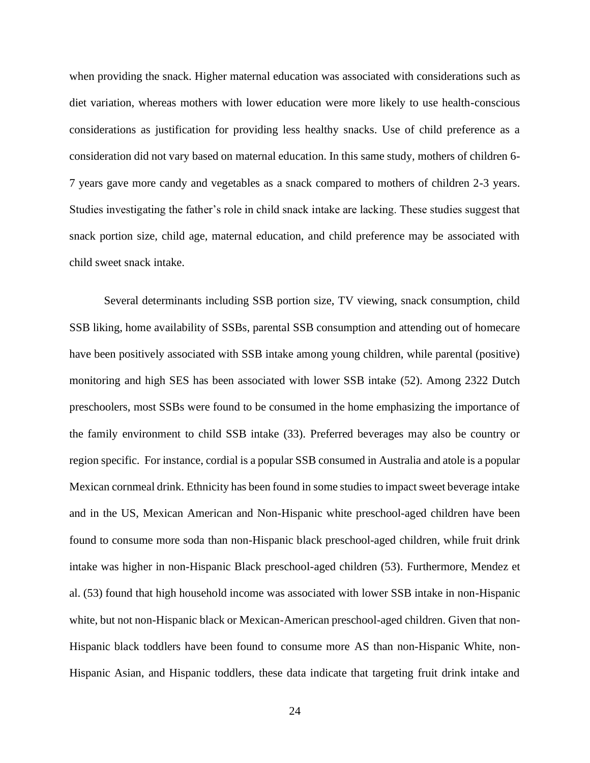when providing the snack. Higher maternal education was associated with considerations such as diet variation, whereas mothers with lower education were more likely to use health-conscious considerations as justification for providing less healthy snacks. Use of child preference as a consideration did not vary based on maternal education. In this same study, mothers of children 6-7 years gave more candy and vegetables as a snack compared to mothers of children 2-3 years. Studies investigating the father's role in child snack intake are lacking. These studies suggest that snack portion size, child age, maternal education, and child preference may be associated with child sweet snack intake.

Several determinants including SSB portion size, TV viewing, snack consumption, child SSB liking, home availability of SSBs, parental SSB consumption and attending out of homecare have been positively associated with SSB intake among young children, while parental (positive) monitoring and high SES has been associated with lower SSB intake (52). Among 2322 Dutch preschoolers, most SSBs were found to be consumed in the home emphasizing the importance of the family environment to child SSB intake (33). Preferred beverages may also be country or region specific. For instance, cordial is a popular SSB consumed in Australia and atole is a popular Mexican cornmeal drink. Ethnicity has been found in some studies to impact sweet beverage intake and in the US, Mexican American and Non-Hispanic white preschool-aged children have been found to consume more soda than non-Hispanic black preschool-aged children, while fruit drink intake was higher in non-Hispanic Black preschool-aged children (53). Furthermore, Mendez et al. (53) found that high household income was associated with lower SSB intake in non-Hispanic white, but not non-Hispanic black or Mexican-American preschool-aged children. Given that non-Hispanic black toddlers have been found to consume more AS than non-Hispanic White, non-Hispanic Asian, and Hispanic toddlers, these data indicate that targeting fruit drink intake and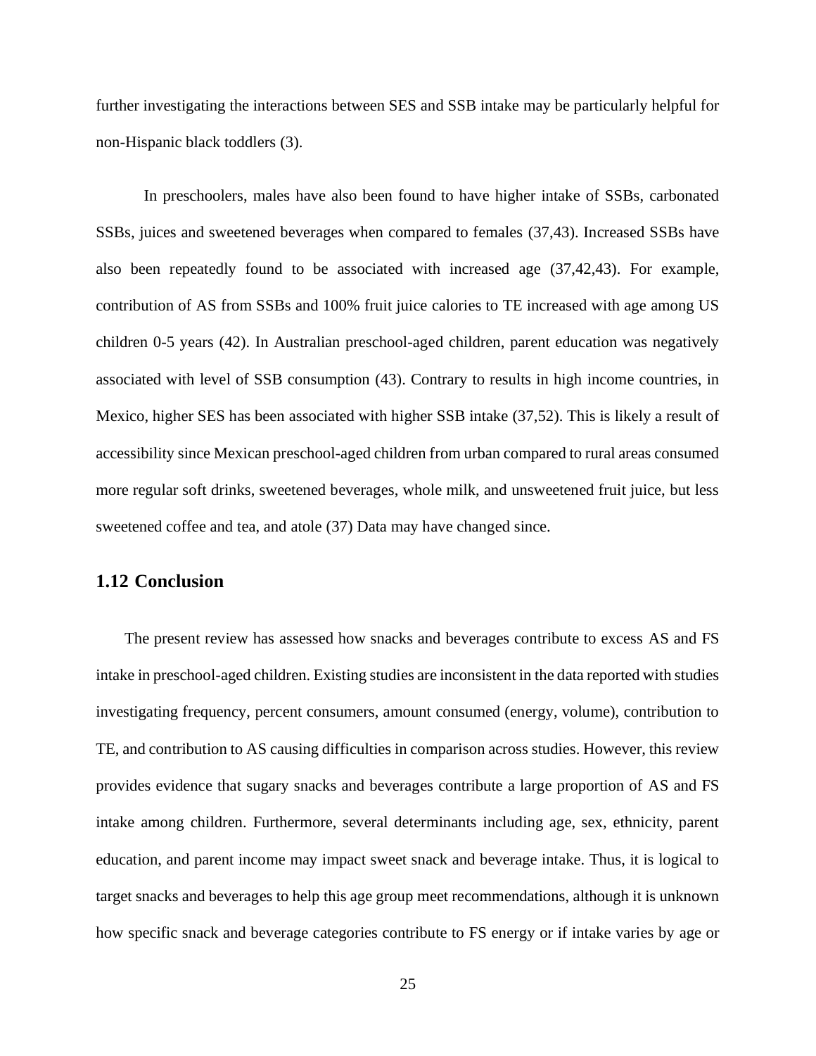further investigating the interactions between SES and SSB intake may be particularly helpful for non-Hispanic black toddlers (3).

In preschoolers, males have also been found to have higher intake of SSBs, carbonated SSBs, juices and sweetened beverages when compared to females (37,43). Increased SSBs have also been repeatedly found to be associated with increased age (37,42,43). For example, contribution of AS from SSBs and 100% fruit juice calories to TE increased with age among US children 0-5 years (42). In Australian preschool-aged children, parent education was negatively associated with level of SSB consumption (43). Contrary to results in high income countries, in Mexico, higher SES has been associated with higher SSB intake (37,52). This is likely a result of accessibility since Mexican preschool-aged children from urban compared to rural areas consumed more regular soft drinks, sweetened beverages, whole milk, and unsweetened fruit juice, but less sweetened coffee and tea, and atole (37) Data may have changed since.

## 1.12 Conclusion

The present review has assessed how snacks and beverages contribute to excess AS and FS intake in preschool-aged children. Existing studies are inconsistent in the data reported with studies investigating frequency, percent consumers, amount consumed (energy, volume), contribution to TE, and contribution to AS causing difficulties in comparison across studies. However, this review provides evidence that sugary snacks and beverages contribute a large proportion of AS and FS intake among children. Furthermore, several determinants including age, sex, ethnicity, parent education, and parent income may impact sweet snack and beverage intake. Thus, it is logical to target snacks and beverages to help this age group meet recommendations, although it is unknown how specific snack and beverage categories contribute to FS energy or if intake varies by age or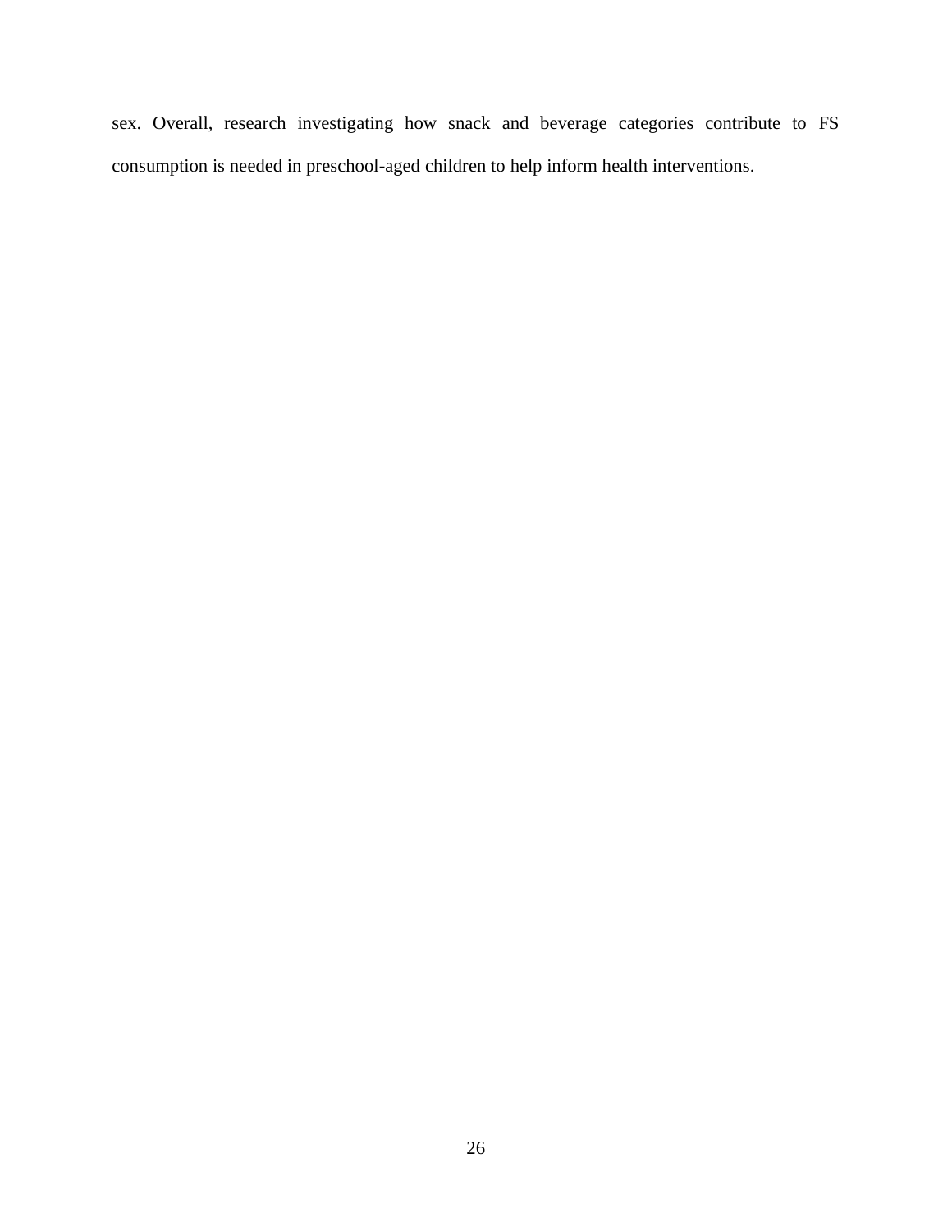sex. Overall, research investigating how snack and beverage categories contribute to FS consumption is needed in preschool-aged children to help inform health interventions.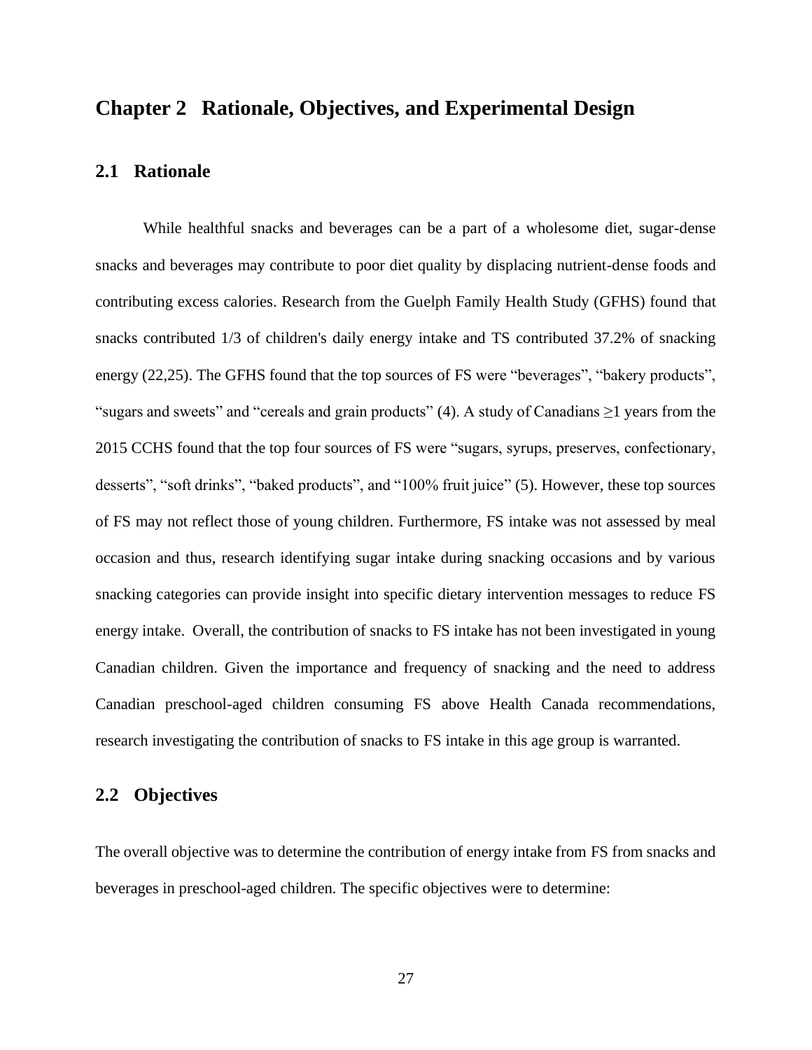# Chapter 2 Rationale, Objectives, and Experimental Design

## 2.1 Rationale

While healthful snacks and beverages can be a part of a wholesome diet, sugar-dense snacks and beverages may contribute to poor diet quality by displacing nutrient-dense foods and contributing excess calories. Research from the Guelph Family Health Study (GFHS) found that snacks contributed 1/3 of children's daily energy intake and TS contributed 37.2% of snacking energy (22,25). The GFHS found that the top sources of FS were "beverages", "bakery products", "sugars and sweets" and "cereals and grain products" (4). A study of Canadians ≥1 years from the 2015 CCHS found that the top four sources of FS were "sugars, syrups, preserves, confectionary, desserts", "soft drinks", "baked products", and "100% fruit juice" (5). However, these top sources of FS may not reflect those of young children. Furthermore, FS intake was not assessed by meal occasion and thus, research identifying sugar intake during snacking occasions and by various snacking categories can provide insight into specific dietary intervention messages to reduce FS energy intake. Overall, the contribution of snacks to FS intake has not been investigated in young Canadian children. Given the importance and frequency of snacking and the need to address Canadian preschool-aged children consuming FS above Health Canada recommendations, research investigating the contribution of snacks to FS intake in this age group is warranted.

## 2.2 Objectives

The overall objective was to determine the contribution of energy intake from FS from snacks and beverages in preschool-aged children. The specific objectives were to determine: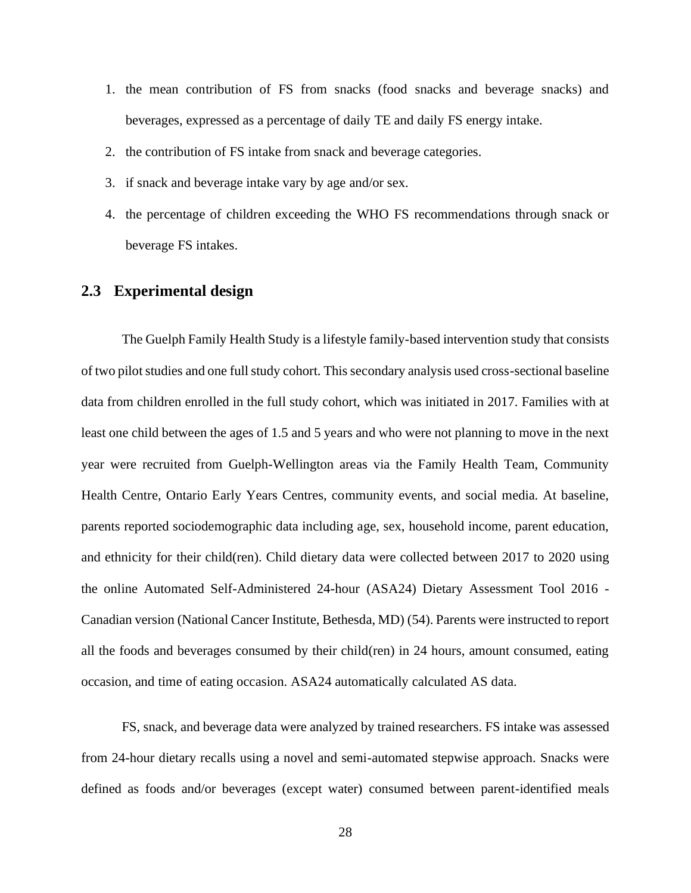1. the mean contribution of FS from snacks (food snacks and beverage snacks) and beverages, expressed as a percentage of daily TE and daily FS energy intake.
2. the contribution of FS intake from snack and beverage categories.
3. if snack and beverage intake vary by age and/or sex.
4. the percentage of children exceeding the WHO FS recommendations through snack or beverage FS intakes.

## 2.3 Experimental design

The Guelph Family Health Study is a lifestyle family-based intervention study that consists of two pilot studies and one full study cohort. This secondary analysis used cross-sectional baseline data from children enrolled in the full study cohort, which was initiated in 2017. Families with at least one child between the ages of 1.5 and 5 years and who were not planning to move in the next year were recruited from Guelph-Wellington areas via the Family Health Team, Community Health Centre, Ontario Early Years Centres, community events, and social media. At baseline, parents reported sociodemographic data including age, sex, household income, parent education, and ethnicity for their child(ren). Child dietary data were collected between 2017 to 2020 using the online Automated Self-Administered 24-hour (ASA24) Dietary Assessment Tool 2016 - Canadian version (National Cancer Institute, Bethesda, MD) (54). Parents were instructed to report all the foods and beverages consumed by their child(ren) in 24 hours, amount consumed, eating occasion, and time of eating occasion. ASA24 automatically calculated AS data.

FS, snack, and beverage data were analyzed by trained researchers. FS intake was assessed from 24-hour dietary recalls using a novel and semi-automated stepwise approach. Snacks were defined as foods and/or beverages (except water) consumed between parent-identified meals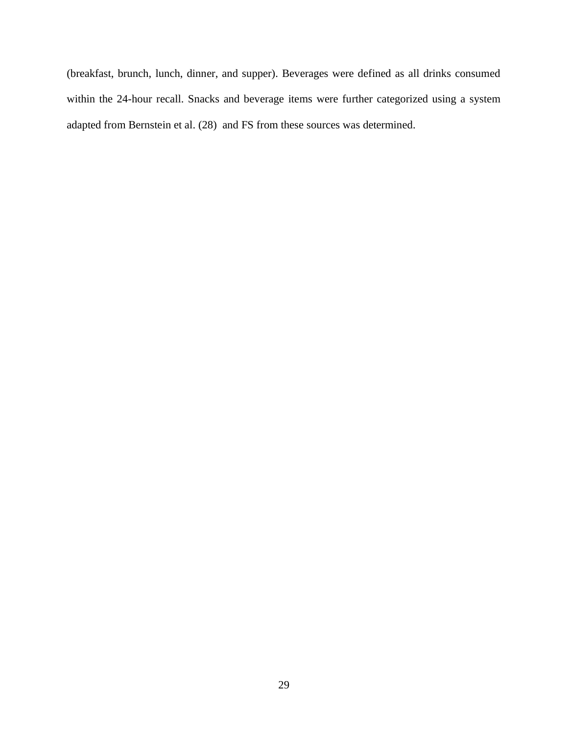(breakfast, brunch, lunch, dinner, and supper). Beverages were defined as all drinks consumed within the 24-hour recall. Snacks and beverage items were further categorized using a system adapted from Bernstein et al. (28) and FS from these sources was determined.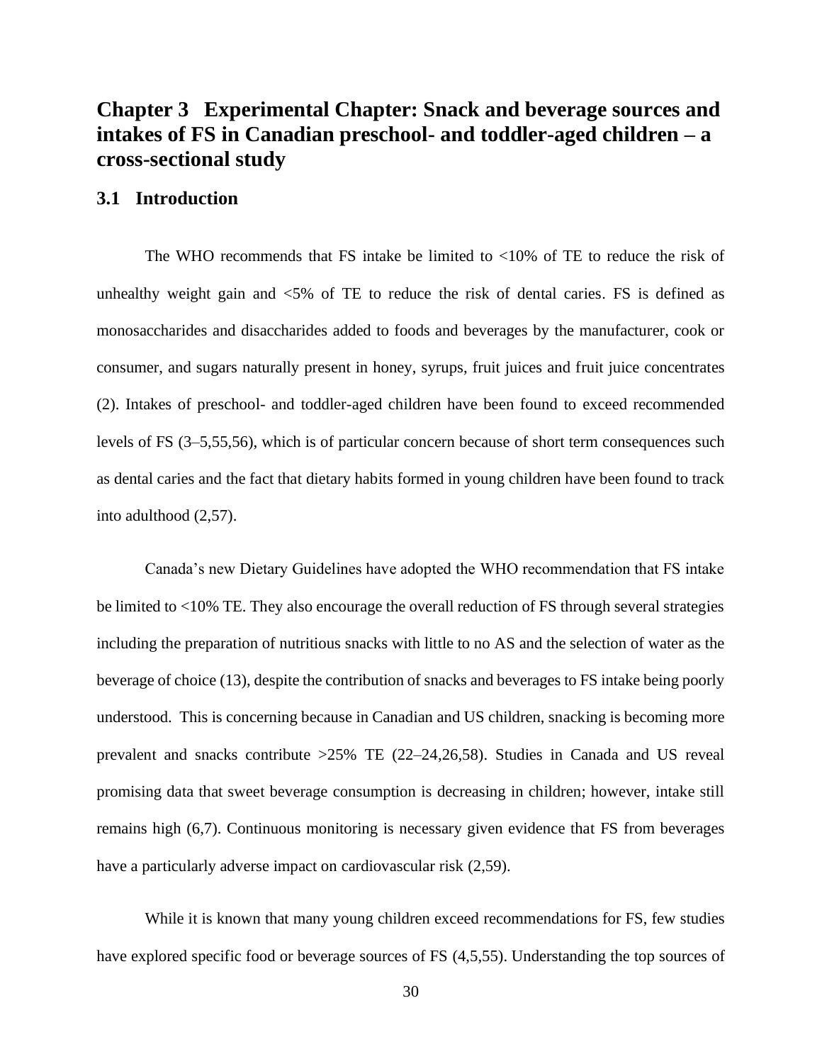# Chapter 3 Experimental Chapter: Snack and beverage sources and intakes of FS in Canadian preschool- and toddler-aged children – a cross-sectional study

## 3.1 Introduction

The WHO recommends that FS intake be limited to <10% of TE to reduce the risk of unhealthy weight gain and <5% of TE to reduce the risk of dental caries. FS is defined as monosaccharides and disaccharides added to foods and beverages by the manufacturer, cook or consumer, and sugars naturally present in honey, syrups, fruit juices and fruit juice concentrates (2). Intakes of preschool- and toddler-aged children have been found to exceed recommended levels of FS (3–5,55,56), which is of particular concern because of short term consequences such as dental caries and the fact that dietary habits formed in young children have been found to track into adulthood (2,57).

Canada's new Dietary Guidelines have adopted the WHO recommendation that FS intake be limited to <10% TE. They also encourage the overall reduction of FS through several strategies including the preparation of nutritious snacks with little to no AS and the selection of water as the beverage of choice (13), despite the contribution of snacks and beverages to FS intake being poorly understood. This is concerning because in Canadian and US children, snacking is becoming more prevalent and snacks contribute >25% TE (22–24,26,58). Studies in Canada and US reveal promising data that sweet beverage consumption is decreasing in children; however, intake still remains high (6,7). Continuous monitoring is necessary given evidence that FS from beverages have a particularly adverse impact on cardiovascular risk (2,59).

While it is known that many young children exceed recommendations for FS, few studies have explored specific food or beverage sources of FS (4,5,55). Understanding the top sources of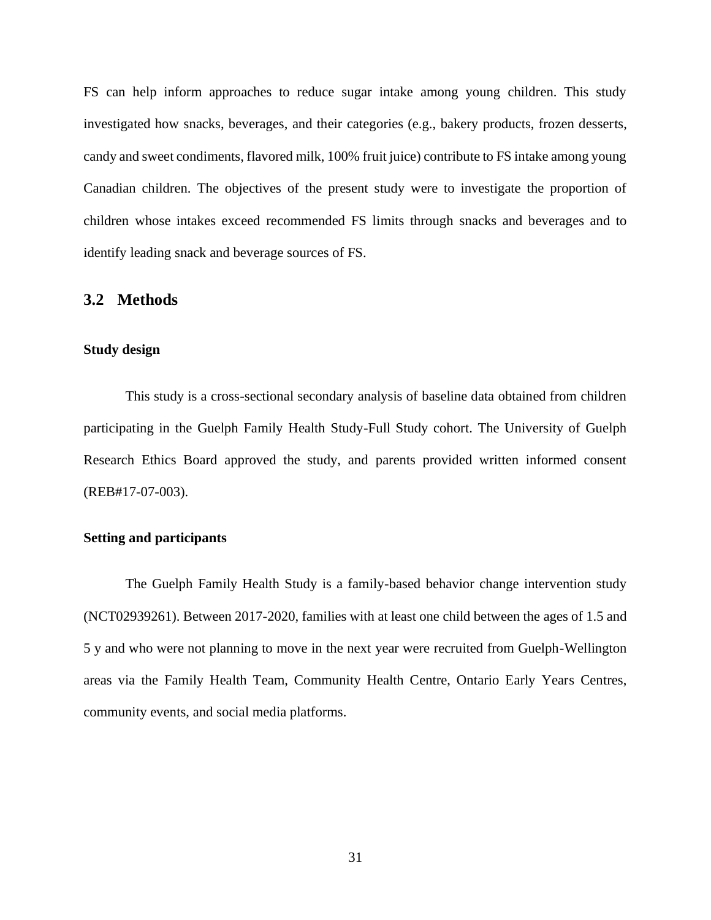FS can help inform approaches to reduce sugar intake among young children. This study investigated how snacks, beverages, and their categories (e.g., bakery products, frozen desserts, candy and sweet condiments, flavored milk, 100% fruit juice) contribute to FS intake among young Canadian children. The objectives of the present study were to investigate the proportion of children whose intakes exceed recommended FS limits through snacks and beverages and to identify leading snack and beverage sources of FS.

## 3.2 Methods

### Study design

This study is a cross-sectional secondary analysis of baseline data obtained from children participating in the Guelph Family Health Study-Full Study cohort. The University of Guelph Research Ethics Board approved the study, and parents provided written informed consent (REB#17-07-003).

### Setting and participants

The Guelph Family Health Study is a family-based behavior change intervention study (NCT02939261). Between 2017-2020, families with at least one child between the ages of 1.5 and 5 y and who were not planning to move in the next year were recruited from Guelph-Wellington areas via the Family Health Team, Community Health Centre, Ontario Early Years Centres, community events, and social media platforms.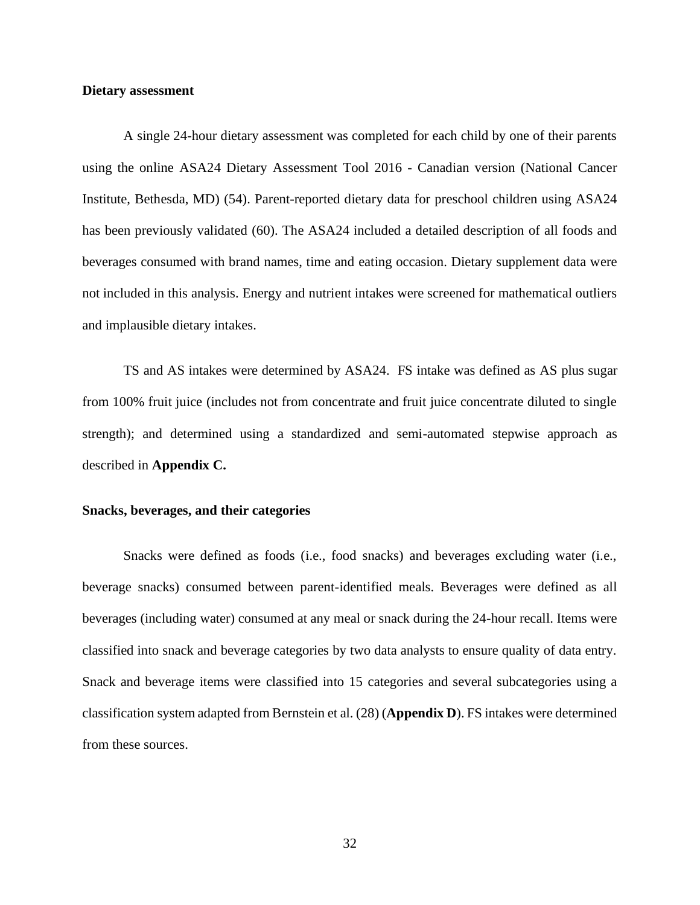**Dietary assessment**

A single 24-hour dietary assessment was completed for each child by one of their parents using the online ASA24 Dietary Assessment Tool 2016 - Canadian version (National Cancer Institute, Bethesda, MD) (54). Parent-reported dietary data for preschool children using ASA24 has been previously validated (60). The ASA24 included a detailed description of all foods and beverages consumed with brand names, time and eating occasion. Dietary supplement data were not included in this analysis. Energy and nutrient intakes were screened for mathematical outliers and implausible dietary intakes.

TS and AS intakes were determined by ASA24. FS intake was defined as AS plus sugar from 100% fruit juice (includes not from concentrate and fruit juice concentrate diluted to single strength); and determined using a standardized and semi-automated stepwise approach as described in **Appendix C.**

**Snacks, beverages, and their categories**

Snacks were defined as foods (i.e., food snacks) and beverages excluding water (i.e., beverage snacks) consumed between parent-identified meals. Beverages were defined as all beverages (including water) consumed at any meal or snack during the 24-hour recall. Items were classified into snack and beverage categories by two data analysts to ensure quality of data entry. Snack and beverage items were classified into 15 categories and several subcategories using a classification system adapted from Bernstein et al. (28) (**Appendix D**). FS intakes were determined from these sources.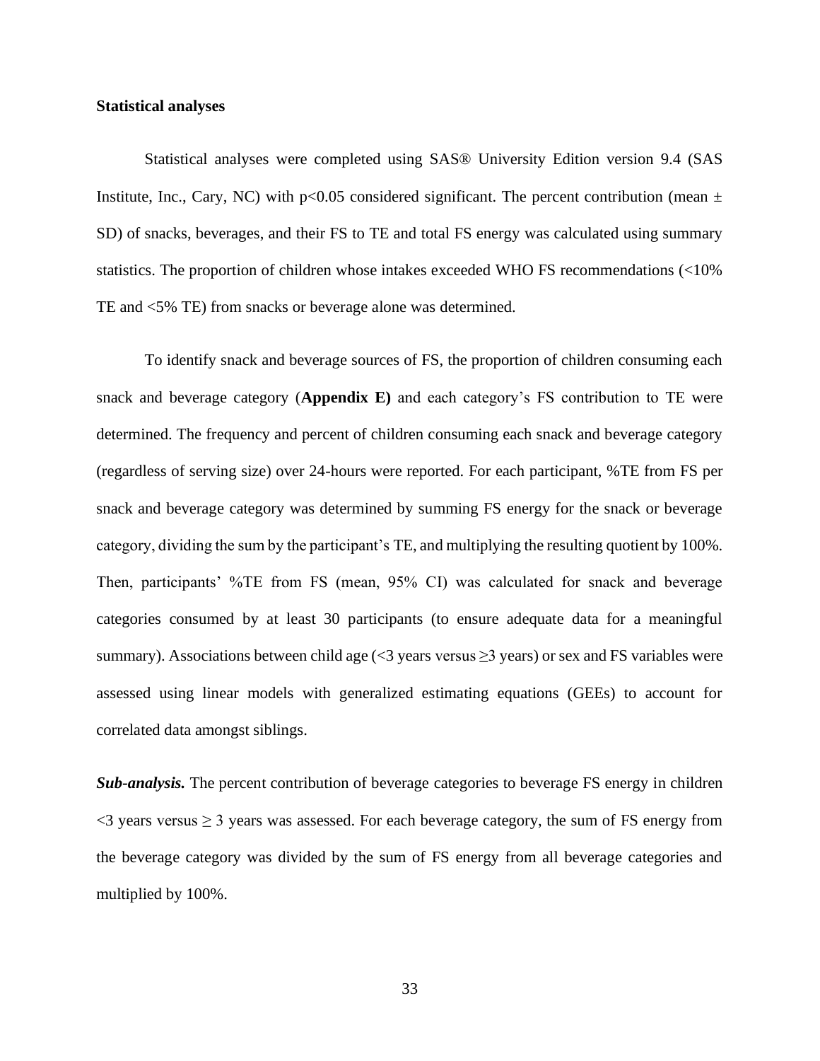**Statistical analyses**

Statistical analyses were completed using SAS® University Edition version 9.4 (SAS Institute, Inc., Cary, NC) with $p<0.05$ considered significant. The percent contribution (mean ± SD) of snacks, beverages, and their FS to TE and total FS energy was calculated using summary statistics. The proportion of children whose intakes exceeded WHO FS recommendations (<10% TE and <5% TE) from snacks or beverage alone was determined.

To identify snack and beverage sources of FS, the proportion of children consuming each snack and beverage category (**Appendix E)** and each category's FS contribution to TE were determined. The frequency and percent of children consuming each snack and beverage category (regardless of serving size) over 24-hours were reported. For each participant, %TE from FS per snack and beverage category was determined by summing FS energy for the snack or beverage category, dividing the sum by the participant's TE, and multiplying the resulting quotient by 100%. Then, participants' %TE from FS (mean, 95% CI) was calculated for snack and beverage categories consumed by at least 30 participants (to ensure adequate data for a meaningful summary). Associations between child age (<3 years versus ≥3 years) or sex and FS variables were assessed using linear models with generalized estimating equations (GEEs) to account for correlated data amongst siblings.

***Sub-analysis.*** The percent contribution of beverage categories to beverage FS energy in children <3 years versus ≥ 3 years was assessed. For each beverage category, the sum of FS energy from the beverage category was divided by the sum of FS energy from all beverage categories and multiplied by 100%.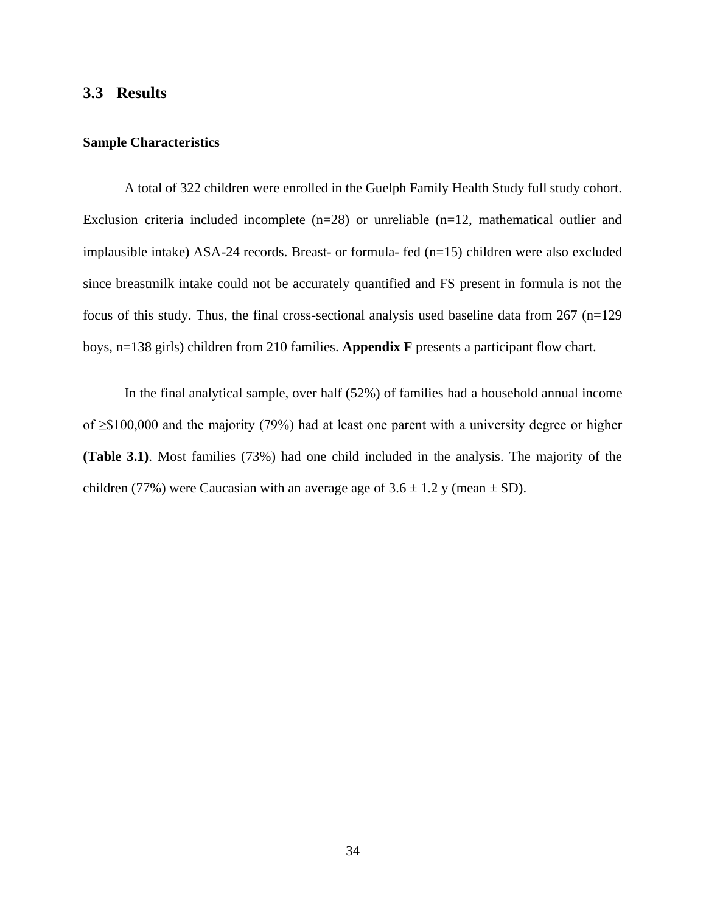## 3.3 Results

### Sample Characteristics

A total of 322 children were enrolled in the Guelph Family Health Study full study cohort. Exclusion criteria included incomplete (n=28) or unreliable (n=12, mathematical outlier and implausible intake) ASA-24 records. Breast- or formula- fed (n=15) children were also excluded since breastmilk intake could not be accurately quantified and FS present in formula is not the focus of this study. Thus, the final cross-sectional analysis used baseline data from 267 (n=129 boys, n=138 girls) children from 210 families. **Appendix F** presents a participant flow chart.

In the final analytical sample, over half (52%) of families had a household annual income of ≥$100,000 and the majority (79%) had at least one parent with a university degree or higher **(Table 3.1)**. Most families (73%) had one child included in the analysis. The majority of the children (77%) were Caucasian with an average age of 3.6 ± 1.2 y (mean ± SD).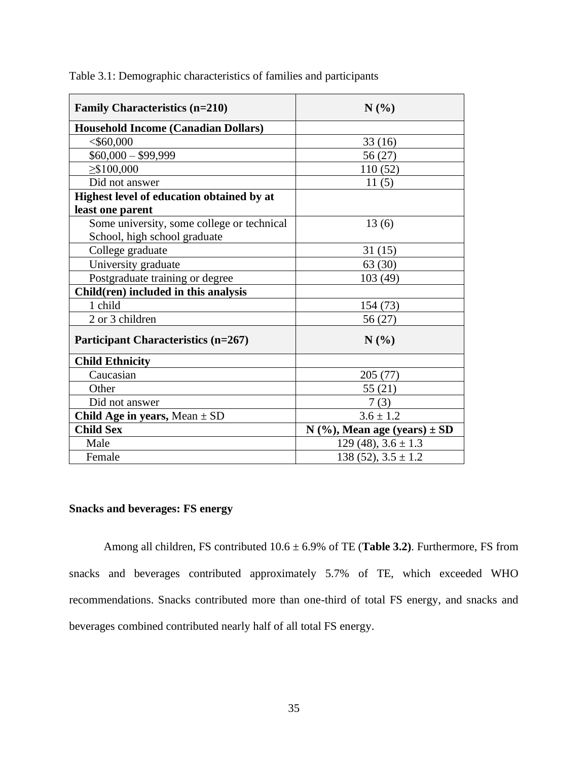Table 3.1: Demographic characteristics of families and participants

| **Family Characteristics (n=210)** | **N (%)** |
|---|---|
| **Household Income (Canadian Dollars)** | |
| <$60,000 | 33 (16) |
| $60,000 – $99,999 | 56 (27) |
| ≥$100,000 | 110 (52) |
| Did not answer | 11 (5) |
| **Highest level of education obtained by at least one parent** | |
| Some university, some college or technical School, high school graduate | 13 (6) |
| College graduate | 31 (15) |
| University graduate | 63 (30) |
| Postgraduate training or degree | 103 (49) |
| **Child(ren) included in this analysis** | |
| 1 child | 154 (73) |
| 2 or 3 children | 56 (27) |
| **Participant Characteristics (n=267)** | **N (%)** |
| **Child Ethnicity** | |
| Caucasian | 205 (77) |
| Other | 55 (21) |
| Did not answer | 7 (3) |
| **Child Age in years,** Mean ± SD | 3.6 ± 1.2 |
| **Child Sex** | **N (%), Mean age (years) ± SD** |
| Male | 129 (48), 3.6 ± 1.3 |
| Female | 138 (52), 3.5 ± 1.2 |

### Snacks and beverages: FS energy

Among all children, FS contributed 10.6 ± 6.9% of TE (**Table 3.2)**. Furthermore, FS from snacks and beverages contributed approximately 5.7% of TE, which exceeded WHO recommendations. Snacks contributed more than one-third of total FS energy, and snacks and beverages combined contributed nearly half of all total FS energy.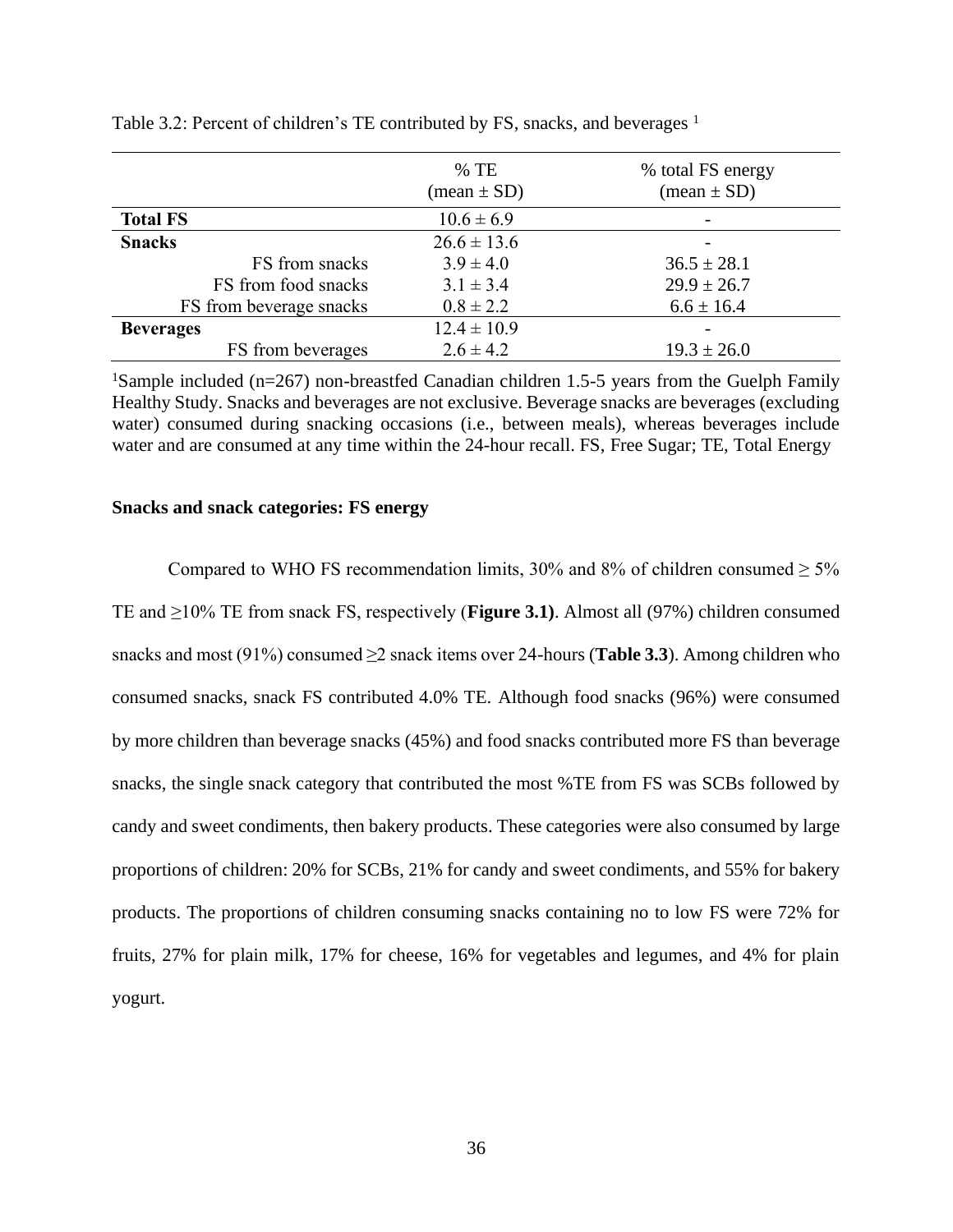Table 3.2: Percent of children's TE contributed by FS, snacks, and beverages [1]

| | % TE (mean ± SD) | % total FS energy (mean ± SD) |
|---|---|---|
| **Total FS** | 10.6 ± 6.9 | - |
| **Snacks** | 26.6 ± 13.6 | - |
| FS from snacks | 3.9 ± 4.0 | 36.5 ± 28.1 |
| FS from food snacks | 3.1 ± 3.4 | 29.9 ± 26.7 |
| FS from beverage snacks | 0.8 ± 2.2 | 6.6 ± 16.4 |
| **Beverages** | 12.4 ± 10.9 | - |
| FS from beverages | 2.6 ± 4.2 | 19.3 ± 26.0 |

[1]Sample included (n=267) non-breastfed Canadian children 1.5-5 years from the Guelph Family Healthy Study. Snacks and beverages are not exclusive. Beverage snacks are beverages (excluding water) consumed during snacking occasions (i.e., between meals), whereas beverages include water and are consumed at any time within the 24-hour recall. FS, Free Sugar; TE, Total Energy

**Snacks and snack categories: FS energy**

Compared to WHO FS recommendation limits, 30% and 8% of children consumed ≥ 5% TE and ≥10% TE from snack FS, respectively (**Figure 3.1)**. Almost all (97%) children consumed snacks and most (91%) consumed ≥2 snack items over 24-hours (**Table 3.3**). Among children who consumed snacks, snack FS contributed 4.0% TE. Although food snacks (96%) were consumed by more children than beverage snacks (45%) and food snacks contributed more FS than beverage snacks, the single snack category that contributed the most %TE from FS was SCBs followed by candy and sweet condiments, then bakery products. These categories were also consumed by large proportions of children: 20% for SCBs, 21% for candy and sweet condiments, and 55% for bakery products. The proportions of children consuming snacks containing no to low FS were 72% for fruits, 27% for plain milk, 17% for cheese, 16% for vegetables and legumes, and 4% for plain yogurt.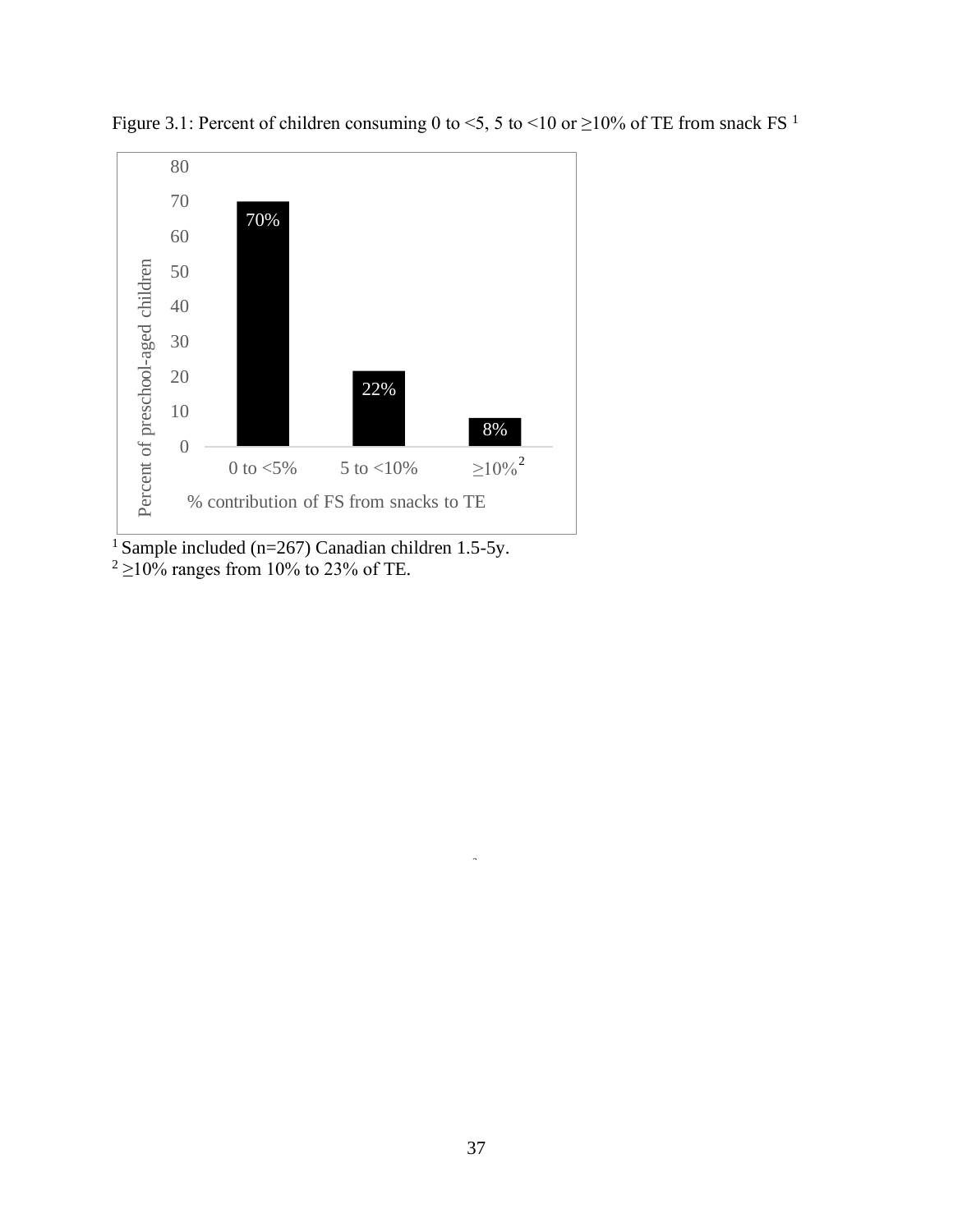Figure 3.1: Percent of children consuming 0 to <5, 5 to <10 or ≥10% of TE from snack FS [1]

| % contribution of FS from snacks to TE | Percent of preschool-aged children |
| --- | --- |
| 0 to <5% | 70% |
| 5 to <10% | 22% |
| ≥10% [2] | 8% |

[1] Sample included (n=267) Canadian children 1.5-5y.
[2] ≥10% ranges from 10% to 23% of TE.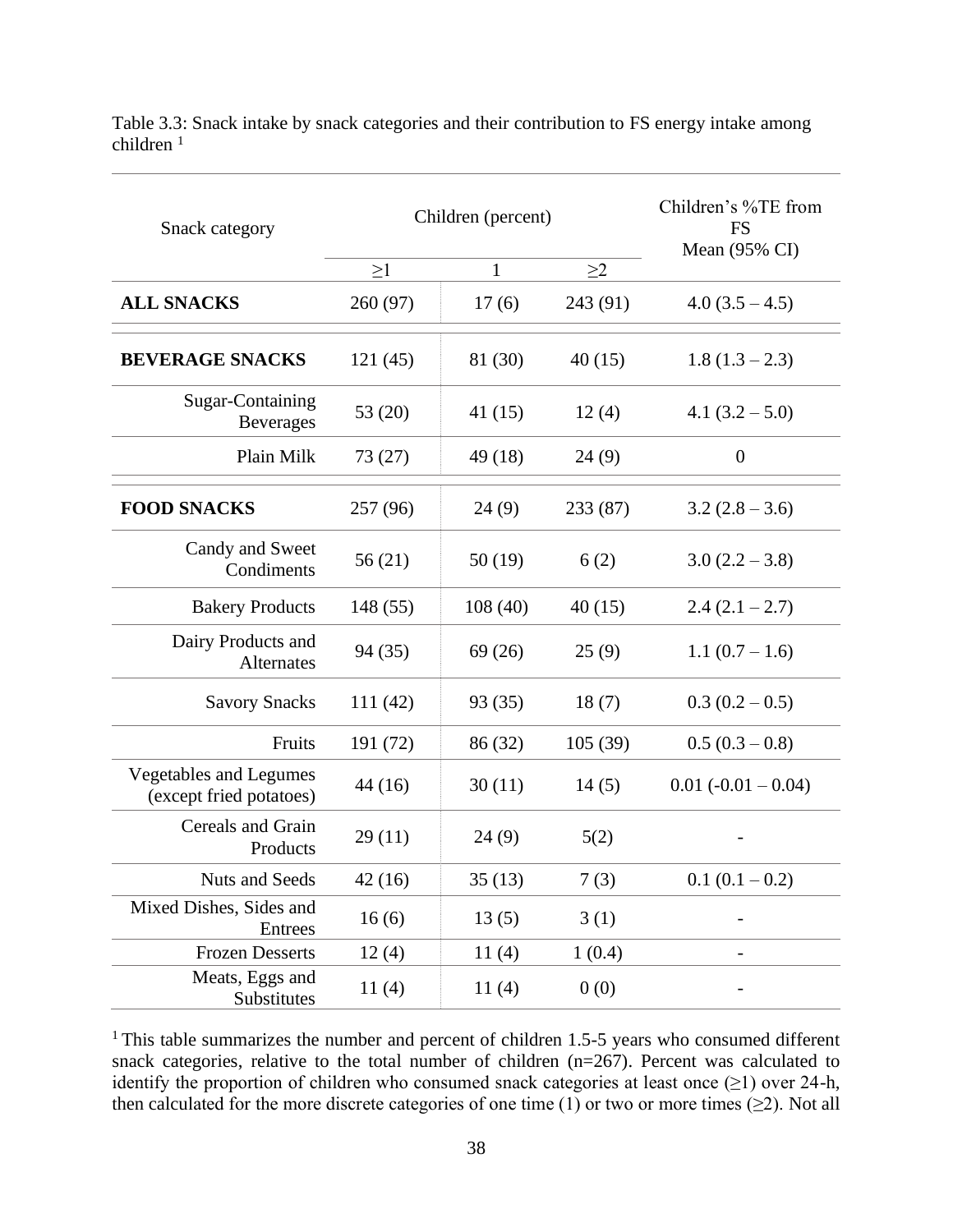Table 3.3: Snack intake by snack categories and their contribution to FS energy intake among children [1]

| Snack category | Children (percent) | | | Children's %TE from FS Mean (95% CI) |
|---|---|---|---|---|
| | ≥1 | 1 | ≥2 | |
| **ALL SNACKS** | 260 (97) | 17 (6) | 243 (91) | 4.0 (3.5 – 4.5) |
| **BEVERAGE SNACKS** | 121 (45) | 81 (30) | 40 (15) | 1.8 (1.3 – 2.3) |
| Sugar-Containing Beverages | 53 (20) | 41 (15) | 12 (4) | 4.1 (3.2 – 5.0) |
| Plain Milk | 73 (27) | 49 (18) | 24 (9) | 0 |
| **FOOD SNACKS** | 257 (96) | 24 (9) | 233 (87) | 3.2 (2.8 – 3.6) |
| Candy and Sweet Condiments | 56 (21) | 50 (19) | 6 (2) | 3.0 (2.2 – 3.8) |
| Bakery Products | 148 (55) | 108 (40) | 40 (15) | 2.4 (2.1 – 2.7) |
| Dairy Products and Alternates | 94 (35) | 69 (26) | 25 (9) | 1.1 (0.7 – 1.6) |
| Savory Snacks | 111 (42) | 93 (35) | 18 (7) | 0.3 (0.2 – 0.5) |
| Fruits | 191 (72) | 86 (32) | 105 (39) | 0.5 (0.3 – 0.8) |
| Vegetables and Legumes (except fried potatoes) | 44 (16) | 30 (11) | 14 (5) | 0.01 (-0.01 – 0.04) |
| Cereals and Grain Products | 29 (11) | 24 (9) | 5(2) | - |
| Nuts and Seeds | 42 (16) | 35 (13) | 7 (3) | 0.1 (0.1 – 0.2) |
| Mixed Dishes, Sides and Entrees | 16 (6) | 13 (5) | 3 (1) | - |
| Frozen Desserts | 12 (4) | 11 (4) | 1 (0.4) | - |
| Meats, Eggs and Substitutes | 11 (4) | 11 (4) | 0 (0) | - |

[1] This table summarizes the number and percent of children 1.5-5 years who consumed different snack categories, relative to the total number of children (n=267). Percent was calculated to identify the proportion of children who consumed snack categories at least once (≥1) over 24-h, then calculated for the more discrete categories of one time (1) or two or more times (≥2). Not all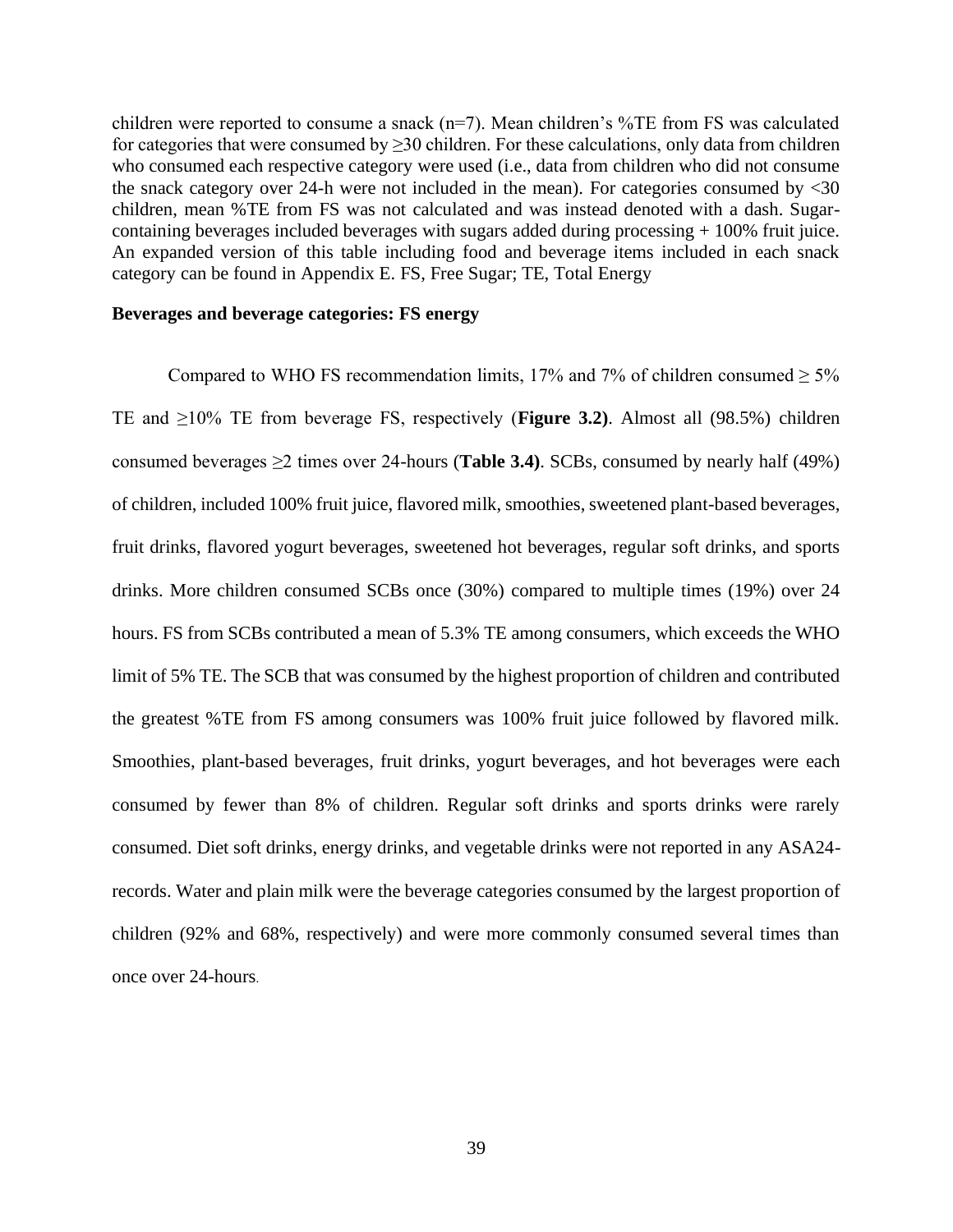children were reported to consume a snack (n=7). Mean children's %TE from FS was calculated for categories that were consumed by ≥30 children. For these calculations, only data from children who consumed each respective category were used (i.e., data from children who did not consume the snack category over 24-h were not included in the mean). For categories consumed by <30 children, mean %TE from FS was not calculated and was instead denoted with a dash. Sugar-containing beverages included beverages with sugars added during processing + 100% fruit juice. An expanded version of this table including food and beverage items included in each snack category can be found in Appendix E. FS, Free Sugar; TE, Total Energy

**Beverages and beverage categories: FS energy**

Compared to WHO FS recommendation limits, 17% and 7% of children consumed ≥ 5% TE and ≥10% TE from beverage FS, respectively (**Figure 3.2)**. Almost all (98.5%) children consumed beverages ≥2 times over 24-hours (**Table 3.4)**. SCBs, consumed by nearly half (49%) of children, included 100% fruit juice, flavored milk, smoothies, sweetened plant-based beverages, fruit drinks, flavored yogurt beverages, sweetened hot beverages, regular soft drinks, and sports drinks. More children consumed SCBs once (30%) compared to multiple times (19%) over 24 hours. FS from SCBs contributed a mean of 5.3% TE among consumers, which exceeds the WHO limit of 5% TE. The SCB that was consumed by the highest proportion of children and contributed the greatest %TE from FS among consumers was 100% fruit juice followed by flavored milk. Smoothies, plant-based beverages, fruit drinks, yogurt beverages, and hot beverages were each consumed by fewer than 8% of children. Regular soft drinks and sports drinks were rarely consumed. Diet soft drinks, energy drinks, and vegetable drinks were not reported in any ASA24-records. Water and plain milk were the beverage categories consumed by the largest proportion of children (92% and 68%, respectively) and were more commonly consumed several times than once over 24-hours.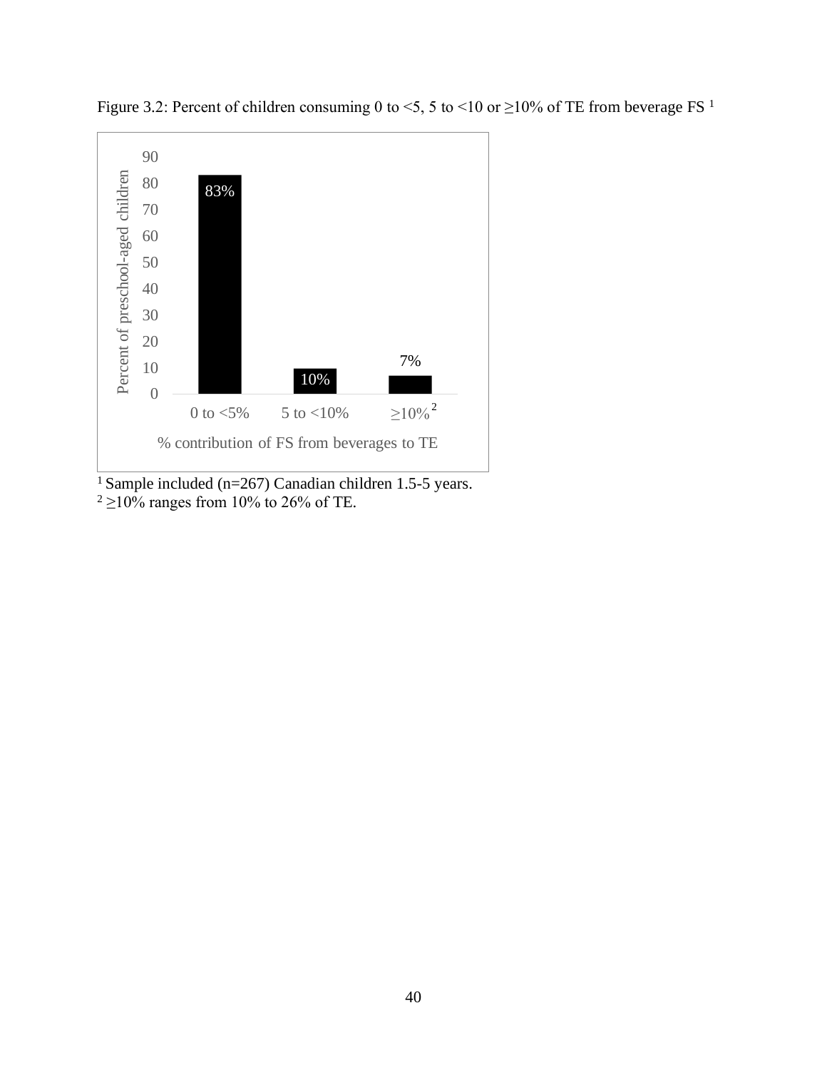Figure 3.2: Percent of children consuming 0 to <5, 5 to <10 or ≥10% of TE from beverage FS [1]

| % contribution of FS from beverages to TE | Percent of preschool-aged children |
| --- | --- |
| 0 to <5% | 83% |
| 5 to <10% | 10% |
| ≥10% [2] | 7% |

[1] Sample included (n=267) Canadian children 1.5-5 years.
[2] ≥10% ranges from 10% to 26% of TE.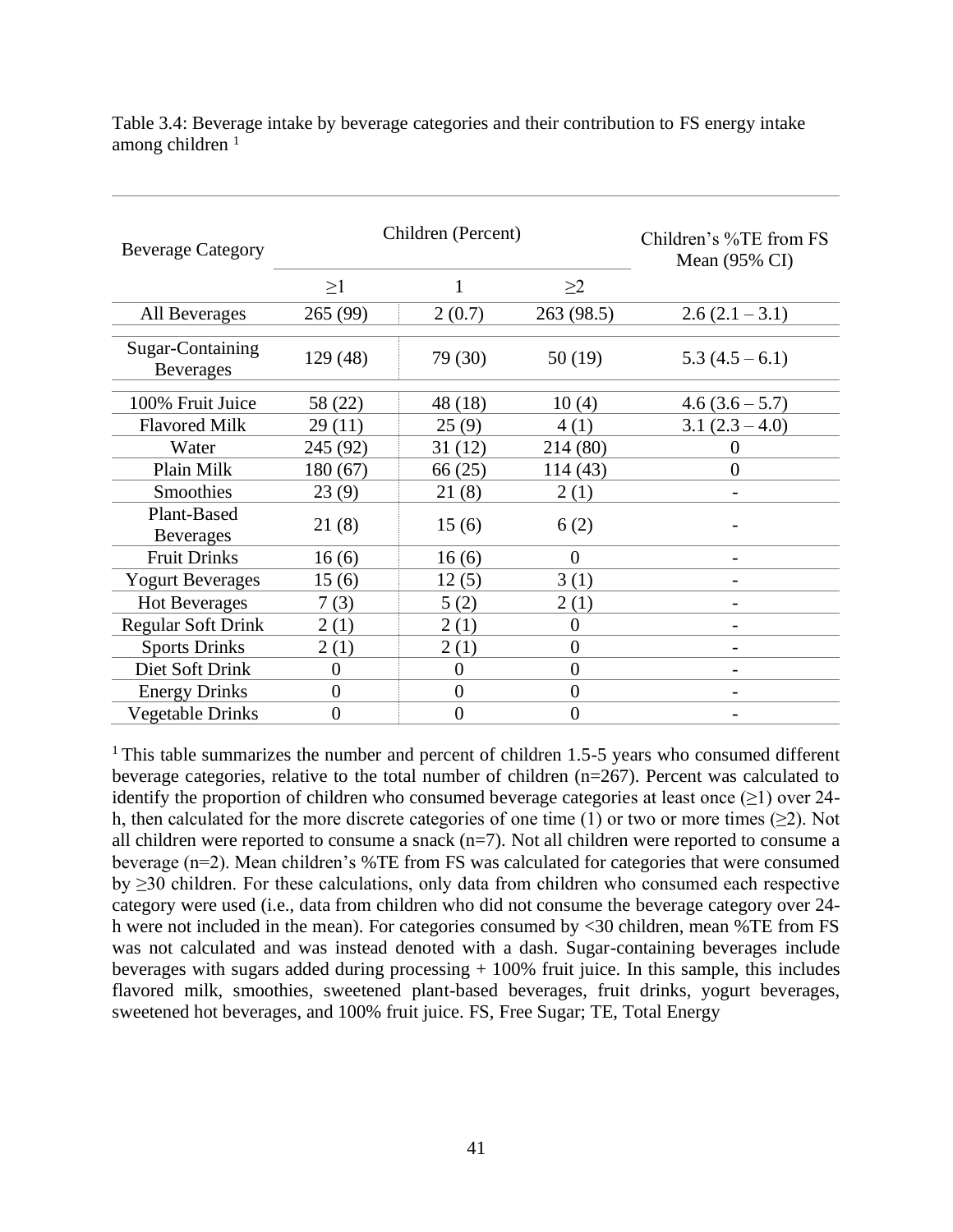Table 3.4: Beverage intake by beverage categories and their contribution to FS energy intake among children [1]

| Beverage Category | Children (Percent) | | | Children's %TE from FS Mean (95% CI) |
|---|---|---|---|---|
| | ≥1 | 1 | ≥2 | |
| All Beverages | 265 (99) | 2 (0.7) | 263 (98.5) | 2.6 (2.1 – 3.1) |
| Sugar-Containing Beverages | 129 (48) | 79 (30) | 50 (19) | 5.3 (4.5 – 6.1) |
| 100% Fruit Juice | 58 (22) | 48 (18) | 10 (4) | 4.6 (3.6 – 5.7) |
| Flavored Milk | 29 (11) | 25 (9) | 4 (1) | 3.1 (2.3 – 4.0) |
| Water | 245 (92) | 31 (12) | 214 (80) | 0 |
| Plain Milk | 180 (67) | 66 (25) | 114 (43) | 0 |
| Smoothies | 23 (9) | 21 (8) | 2 (1) | - |
| Plant-Based Beverages | 21 (8) | 15 (6) | 6 (2) | - |
| Fruit Drinks | 16 (6) | 16 (6) | 0 | - |
| Yogurt Beverages | 15 (6) | 12 (5) | 3 (1) | - |
| Hot Beverages | 7 (3) | 5 (2) | 2 (1) | - |
| Regular Soft Drink | 2 (1) | 2 (1) | 0 | - |
| Sports Drinks | 2 (1) | 2 (1) | 0 | - |
| Diet Soft Drink | 0 | 0 | 0 | - |
| Energy Drinks | 0 | 0 | 0 | - |
| Vegetable Drinks | 0 | 0 | 0 | - |

[1] This table summarizes the number and percent of children 1.5-5 years who consumed different beverage categories, relative to the total number of children (n=267). Percent was calculated to identify the proportion of children who consumed beverage categories at least once (≥1) over 24-h, then calculated for the more discrete categories of one time (1) or two or more times (≥2). Not all children were reported to consume a snack (n=7). Not all children were reported to consume a beverage (n=2). Mean children's %TE from FS was calculated for categories that were consumed by ≥30 children. For these calculations, only data from children who consumed each respective category were used (i.e., data from children who did not consume the beverage category over 24-h were not included in the mean). For categories consumed by <30 children, mean %TE from FS was not calculated and was instead denoted with a dash. Sugar-containing beverages include beverages with sugars added during processing + 100% fruit juice. In this sample, this includes flavored milk, smoothies, sweetened plant-based beverages, fruit drinks, yogurt beverages, sweetened hot beverages, and 100% fruit juice. FS, Free Sugar; TE, Total Energy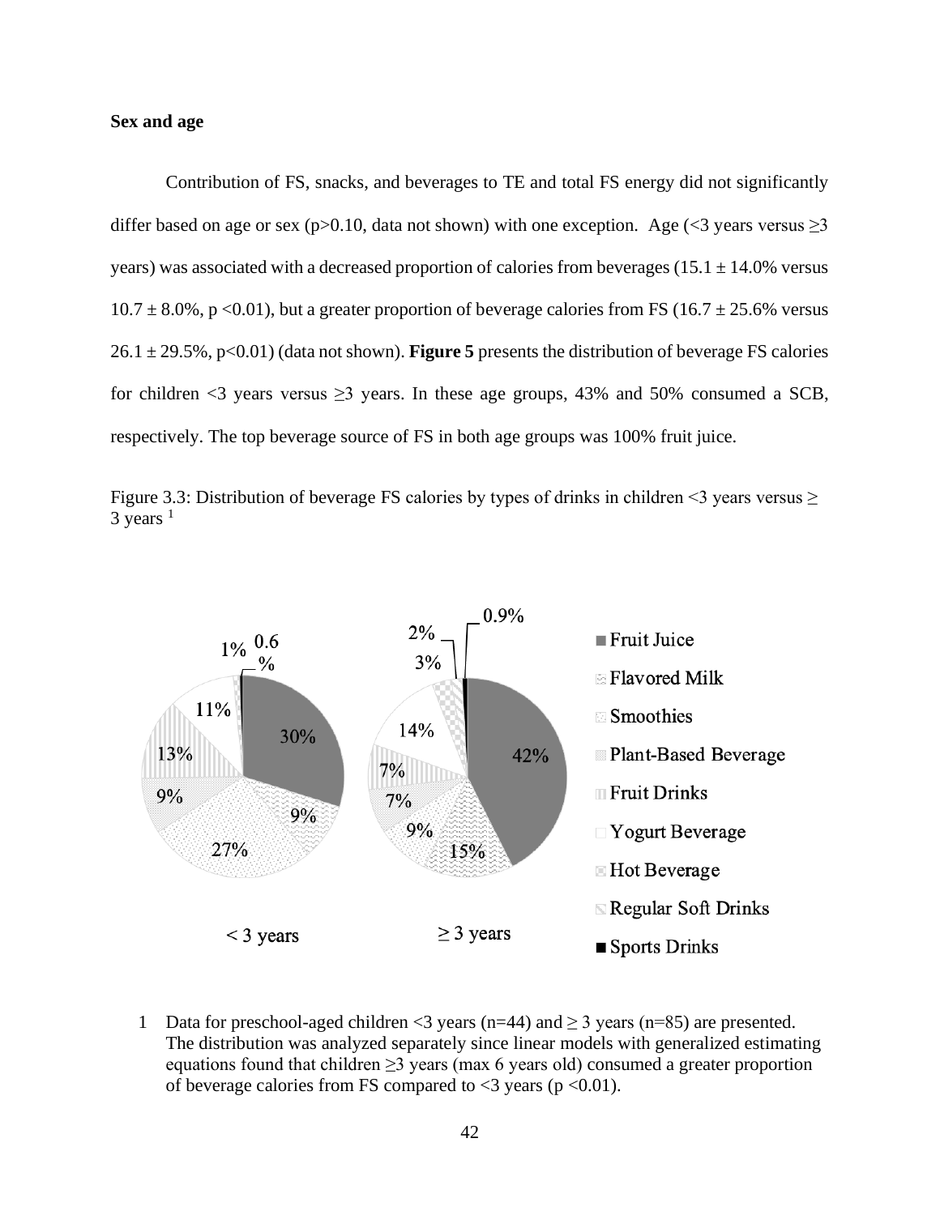**Sex and age**

Contribution of FS, snacks, and beverages to TE and total FS energy did not significantly differ based on age or sex ($p>0.10$, data not shown) with one exception. Age (<3 years versus ≥3 years) was associated with a decreased proportion of calories from beverages (15.1 ± 14.0% versus 10.7 ± 8.0%, $p<0.01$), but a greater proportion of beverage calories from FS (16.7 ± 25.6% versus 26.1 ± 29.5%, $p<0.01$) (data not shown). **Figure 5** presents the distribution of beverage FS calories for children <3 years versus ≥3 years. In these age groups, 43% and 50% consumed a SCB, respectively. The top beverage source of FS in both age groups was 100% fruit juice.

Figure 3.3: Distribution of beverage FS calories by types of drinks in children <3 years versus ≥ 3 years [1]

| Beverage type | < 3 years | ≥ 3 years |
|---|---|---|
| Fruit Juice | 30% | 42% |
| Flavored Milk | 9% | 15% |
| Smoothies | 27% | 9% |
| Plant-Based Beverage | 9% | 7% |
| Fruit Drinks | 13% | 7% |
| Yogurt Beverage | 11% | 14% |
| Hot Beverage | 1% | 3% |
| Regular Soft Drinks | 0.6% | 2% |
| Sports Drinks | | 0.9% |

1 Data for preschool-aged children <3 years (n=44) and ≥ 3 years (n=85) are presented. The distribution was analyzed separately since linear models with generalized estimating equations found that children ≥3 years (max 6 years old) consumed a greater proportion of beverage calories from FS compared to <3 years ($p<0.01$).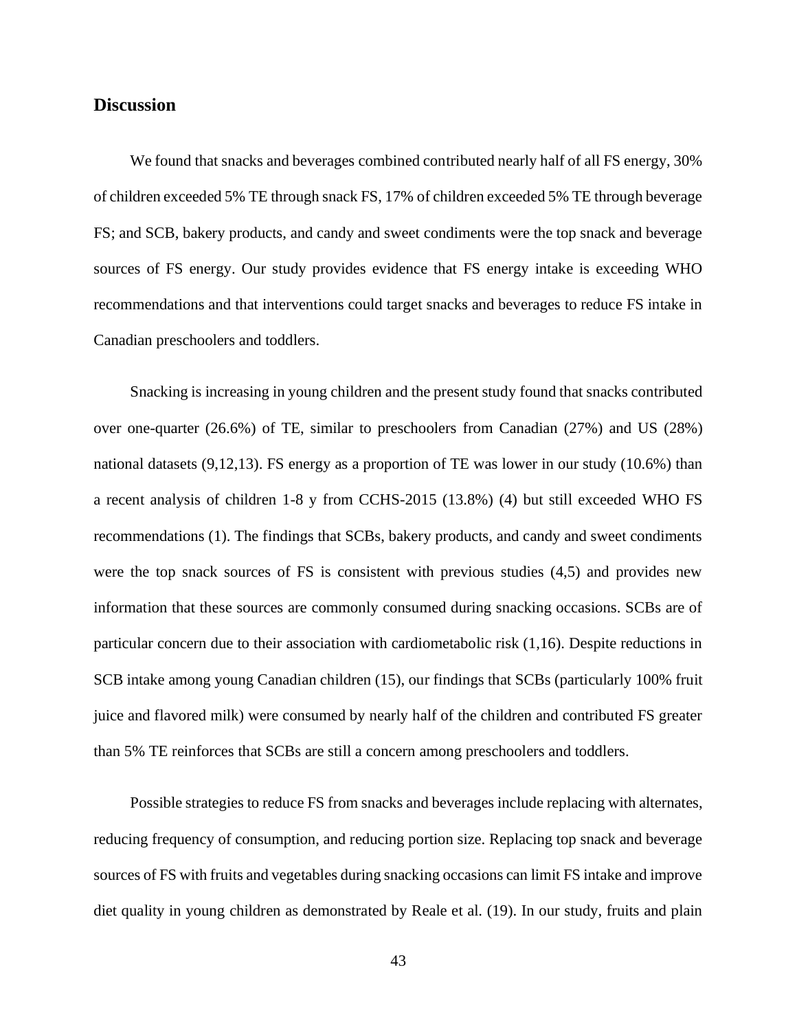## Discussion

We found that snacks and beverages combined contributed nearly half of all FS energy, 30% of children exceeded 5% TE through snack FS, 17% of children exceeded 5% TE through beverage FS; and SCB, bakery products, and candy and sweet condiments were the top snack and beverage sources of FS energy. Our study provides evidence that FS energy intake is exceeding WHO recommendations and that interventions could target snacks and beverages to reduce FS intake in Canadian preschoolers and toddlers.

Snacking is increasing in young children and the present study found that snacks contributed over one-quarter (26.6%) of TE, similar to preschoolers from Canadian (27%) and US (28%) national datasets (9,12,13). FS energy as a proportion of TE was lower in our study (10.6%) than a recent analysis of children 1-8 y from CCHS-2015 (13.8%) (4) but still exceeded WHO FS recommendations (1). The findings that SCBs, bakery products, and candy and sweet condiments were the top snack sources of FS is consistent with previous studies (4,5) and provides new information that these sources are commonly consumed during snacking occasions. SCBs are of particular concern due to their association with cardiometabolic risk (1,16). Despite reductions in SCB intake among young Canadian children (15), our findings that SCBs (particularly 100% fruit juice and flavored milk) were consumed by nearly half of the children and contributed FS greater than 5% TE reinforces that SCBs are still a concern among preschoolers and toddlers.

Possible strategies to reduce FS from snacks and beverages include replacing with alternates, reducing frequency of consumption, and reducing portion size. Replacing top snack and beverage sources of FS with fruits and vegetables during snacking occasions can limit FS intake and improve diet quality in young children as demonstrated by Reale et al. (19). In our study, fruits and plain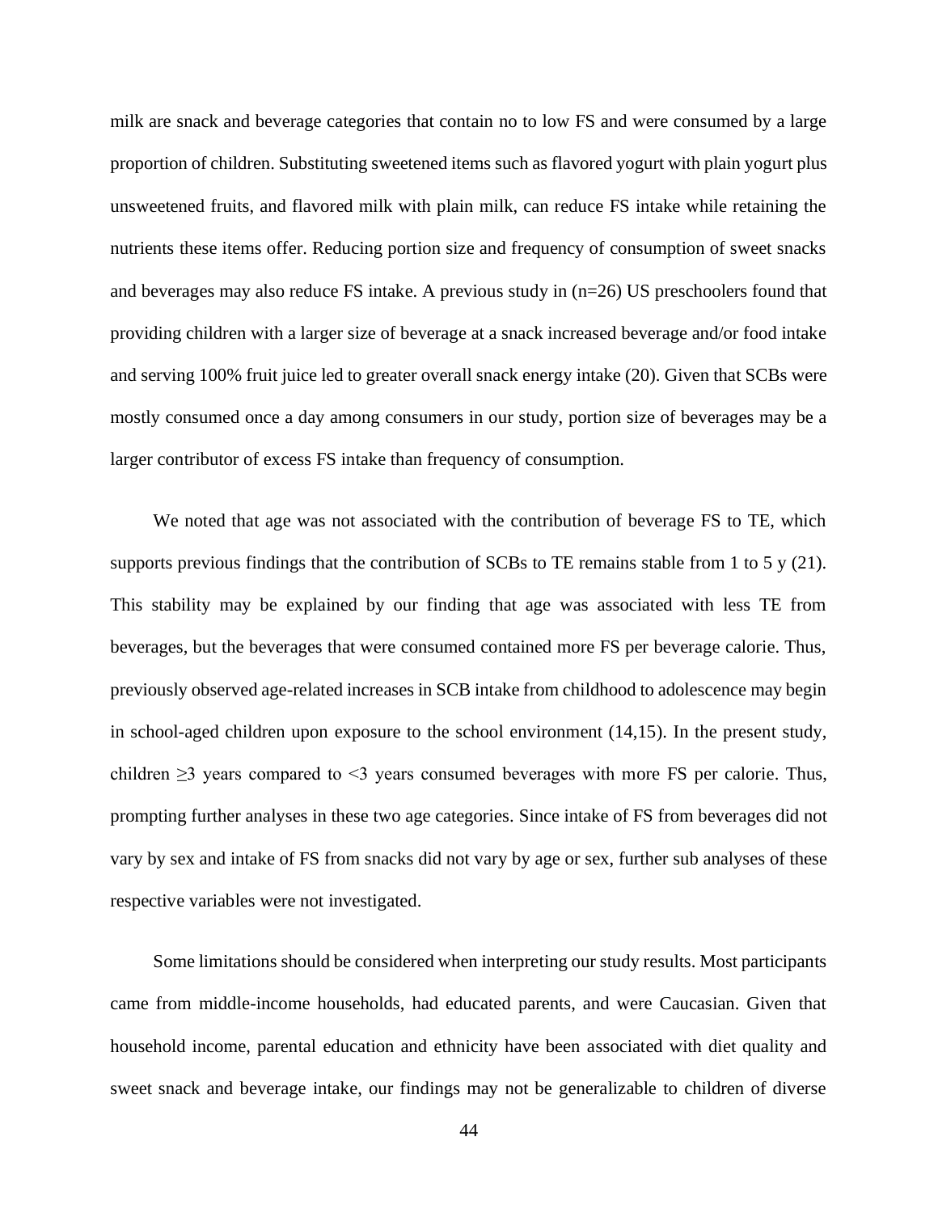milk are snack and beverage categories that contain no to low FS and were consumed by a large proportion of children. Substituting sweetened items such as flavored yogurt with plain yogurt plus unsweetened fruits, and flavored milk with plain milk, can reduce FS intake while retaining the nutrients these items offer. Reducing portion size and frequency of consumption of sweet snacks and beverages may also reduce FS intake. A previous study in (n=26) US preschoolers found that providing children with a larger size of beverage at a snack increased beverage and/or food intake and serving 100% fruit juice led to greater overall snack energy intake (20). Given that SCBs were mostly consumed once a day among consumers in our study, portion size of beverages may be a larger contributor of excess FS intake than frequency of consumption.

We noted that age was not associated with the contribution of beverage FS to TE, which supports previous findings that the contribution of SCBs to TE remains stable from 1 to 5 y (21). This stability may be explained by our finding that age was associated with less TE from beverages, but the beverages that were consumed contained more FS per beverage calorie. Thus, previously observed age-related increases in SCB intake from childhood to adolescence may begin in school-aged children upon exposure to the school environment (14,15). In the present study, children ≥3 years compared to <3 years consumed beverages with more FS per calorie. Thus, prompting further analyses in these two age categories. Since intake of FS from beverages did not vary by sex and intake of FS from snacks did not vary by age or sex, further sub analyses of these respective variables were not investigated.

Some limitations should be considered when interpreting our study results. Most participants came from middle-income households, had educated parents, and were Caucasian. Given that household income, parental education and ethnicity have been associated with diet quality and sweet snack and beverage intake, our findings may not be generalizable to children of diverse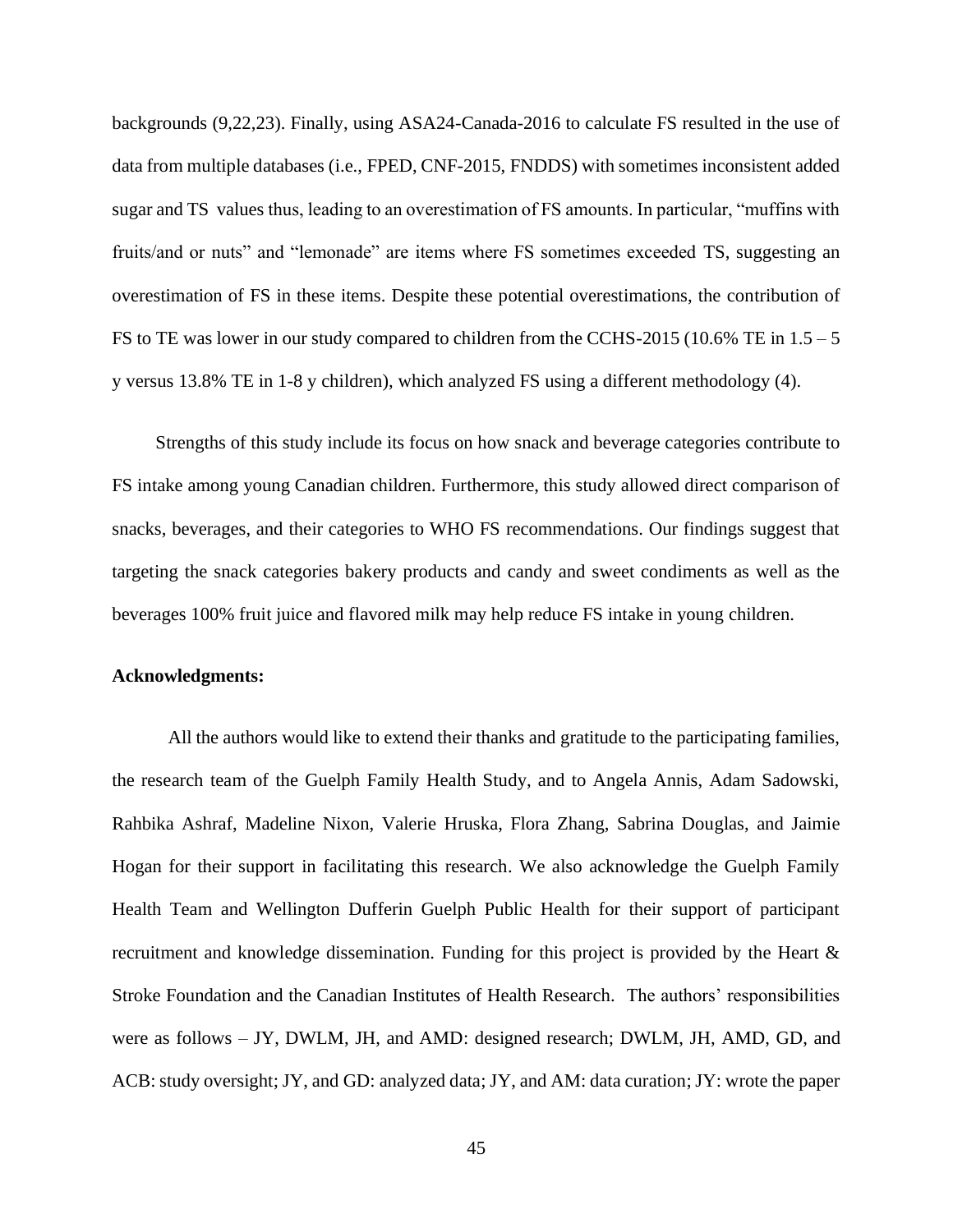backgrounds (9,22,23). Finally, using ASA24-Canada-2016 to calculate FS resulted in the use of data from multiple databases (i.e., FPED, CNF-2015, FNDDS) with sometimes inconsistent added sugar and TS values thus, leading to an overestimation of FS amounts. In particular, "muffins with fruits/and or nuts" and "lemonade" are items where FS sometimes exceeded TS, suggesting an overestimation of FS in these items. Despite these potential overestimations, the contribution of FS to TE was lower in our study compared to children from the CCHS-2015 (10.6% TE in 1.5 – 5 y versus 13.8% TE in 1-8 y children), which analyzed FS using a different methodology (4).

Strengths of this study include its focus on how snack and beverage categories contribute to FS intake among young Canadian children. Furthermore, this study allowed direct comparison of snacks, beverages, and their categories to WHO FS recommendations. Our findings suggest that targeting the snack categories bakery products and candy and sweet condiments as well as the beverages 100% fruit juice and flavored milk may help reduce FS intake in young children.

**Acknowledgments:**

All the authors would like to extend their thanks and gratitude to the participating families, the research team of the Guelph Family Health Study, and to Angela Annis, Adam Sadowski, Rahbika Ashraf, Madeline Nixon, Valerie Hruska, Flora Zhang, Sabrina Douglas, and Jaimie Hogan for their support in facilitating this research. We also acknowledge the Guelph Family Health Team and Wellington Dufferin Guelph Public Health for their support of participant recruitment and knowledge dissemination. Funding for this project is provided by the Heart & Stroke Foundation and the Canadian Institutes of Health Research. The authors' responsibilities were as follows – JY, DWLM, JH, and AMD: designed research; DWLM, JH, AMD, GD, and ACB: study oversight; JY, and GD: analyzed data; JY, and AM: data curation; JY: wrote the paper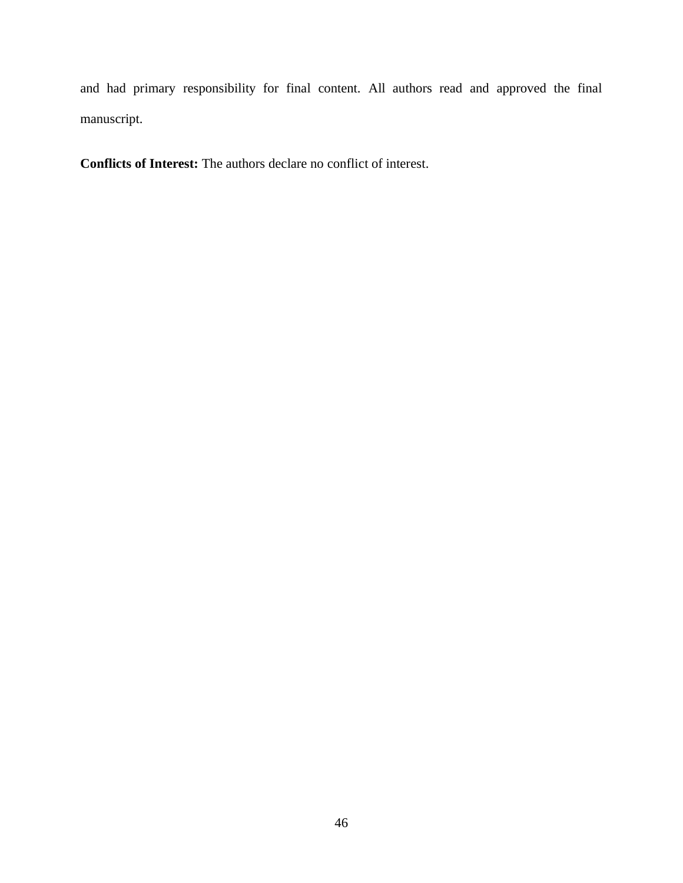and had primary responsibility for final content. All authors read and approved the final manuscript.

**Conflicts of Interest:** The authors declare no conflict of interest.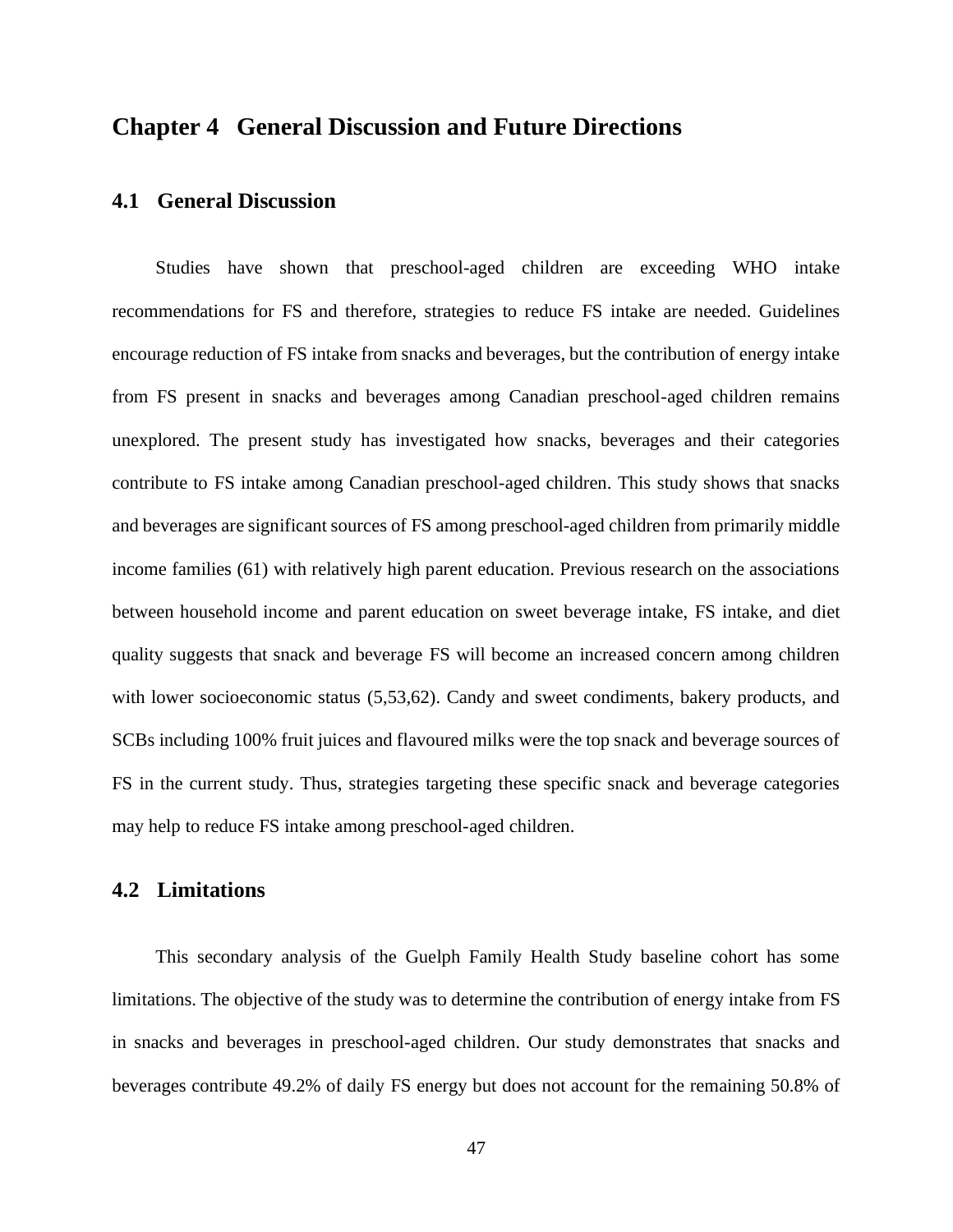# Chapter 4 General Discussion and Future Directions

## 4.1 General Discussion

Studies have shown that preschool-aged children are exceeding WHO intake recommendations for FS and therefore, strategies to reduce FS intake are needed. Guidelines encourage reduction of FS intake from snacks and beverages, but the contribution of energy intake from FS present in snacks and beverages among Canadian preschool-aged children remains unexplored. The present study has investigated how snacks, beverages and their categories contribute to FS intake among Canadian preschool-aged children. This study shows that snacks and beverages are significant sources of FS among preschool-aged children from primarily middle income families (61) with relatively high parent education. Previous research on the associations between household income and parent education on sweet beverage intake, FS intake, and diet quality suggests that snack and beverage FS will become an increased concern among children with lower socioeconomic status (5,53,62). Candy and sweet condiments, bakery products, and SCBs including 100% fruit juices and flavoured milks were the top snack and beverage sources of FS in the current study. Thus, strategies targeting these specific snack and beverage categories may help to reduce FS intake among preschool-aged children.

## 4.2 Limitations

This secondary analysis of the Guelph Family Health Study baseline cohort has some limitations. The objective of the study was to determine the contribution of energy intake from FS in snacks and beverages in preschool-aged children. Our study demonstrates that snacks and beverages contribute 49.2% of daily FS energy but does not account for the remaining 50.8% of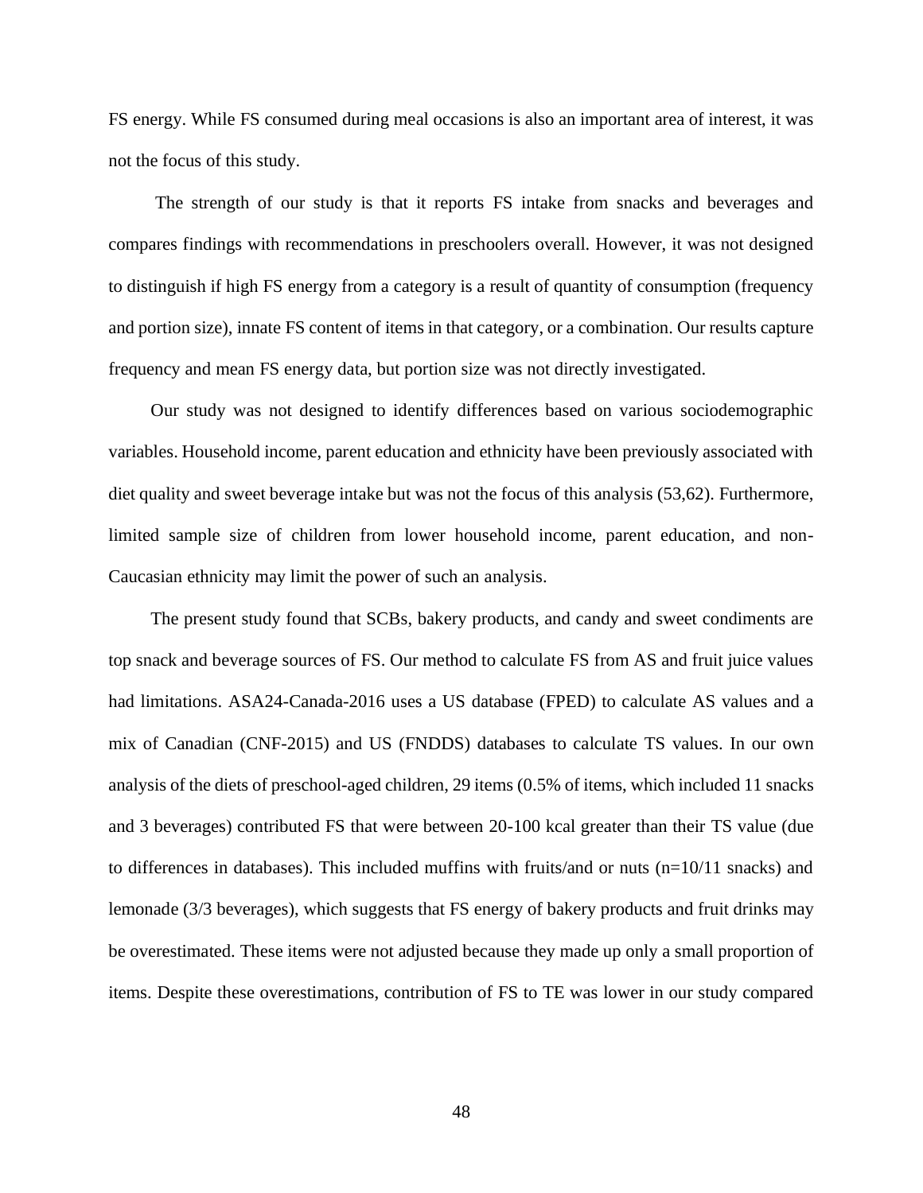FS energy. While FS consumed during meal occasions is also an important area of interest, it was not the focus of this study.

The strength of our study is that it reports FS intake from snacks and beverages and compares findings with recommendations in preschoolers overall. However, it was not designed to distinguish if high FS energy from a category is a result of quantity of consumption (frequency and portion size), innate FS content of items in that category, or a combination. Our results capture frequency and mean FS energy data, but portion size was not directly investigated.

Our study was not designed to identify differences based on various sociodemographic variables. Household income, parent education and ethnicity have been previously associated with diet quality and sweet beverage intake but was not the focus of this analysis (53,62). Furthermore, limited sample size of children from lower household income, parent education, and non-Caucasian ethnicity may limit the power of such an analysis.

The present study found that SCBs, bakery products, and candy and sweet condiments are top snack and beverage sources of FS. Our method to calculate FS from AS and fruit juice values had limitations. ASA24-Canada-2016 uses a US database (FPED) to calculate AS values and a mix of Canadian (CNF-2015) and US (FNDDS) databases to calculate TS values. In our own analysis of the diets of preschool-aged children, 29 items (0.5% of items, which included 11 snacks and 3 beverages) contributed FS that were between 20-100 kcal greater than their TS value (due to differences in databases). This included muffins with fruits/and or nuts (n=10/11 snacks) and lemonade (3/3 beverages), which suggests that FS energy of bakery products and fruit drinks may be overestimated. These items were not adjusted because they made up only a small proportion of items. Despite these overestimations, contribution of FS to TE was lower in our study compared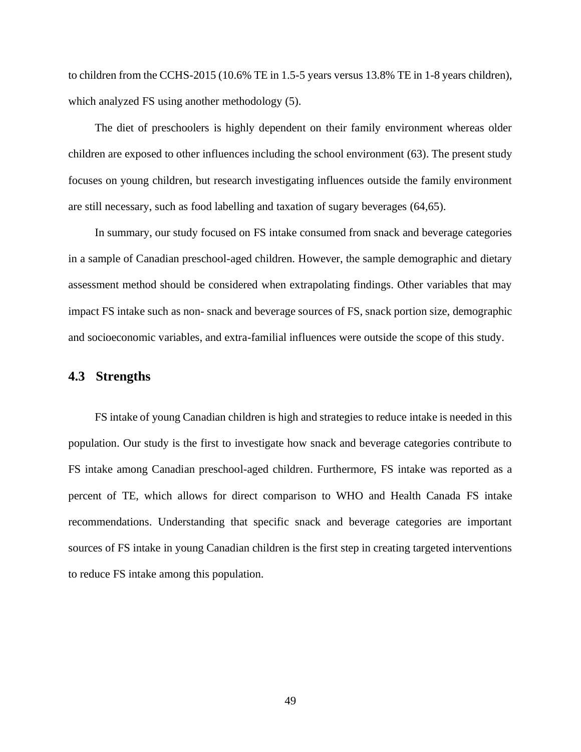to children from the CCHS-2015 (10.6% TE in 1.5-5 years versus 13.8% TE in 1-8 years children), which analyzed FS using another methodology (5).

The diet of preschoolers is highly dependent on their family environment whereas older children are exposed to other influences including the school environment (63). The present study focuses on young children, but research investigating influences outside the family environment are still necessary, such as food labelling and taxation of sugary beverages (64,65).

In summary, our study focused on FS intake consumed from snack and beverage categories in a sample of Canadian preschool-aged children. However, the sample demographic and dietary assessment method should be considered when extrapolating findings. Other variables that may impact FS intake such as non- snack and beverage sources of FS, snack portion size, demographic and socioeconomic variables, and extra-familial influences were outside the scope of this study.

## 4.3 Strengths

FS intake of young Canadian children is high and strategies to reduce intake is needed in this population. Our study is the first to investigate how snack and beverage categories contribute to FS intake among Canadian preschool-aged children. Furthermore, FS intake was reported as a percent of TE, which allows for direct comparison to WHO and Health Canada FS intake recommendations. Understanding that specific snack and beverage categories are important sources of FS intake in young Canadian children is the first step in creating targeted interventions to reduce FS intake among this population.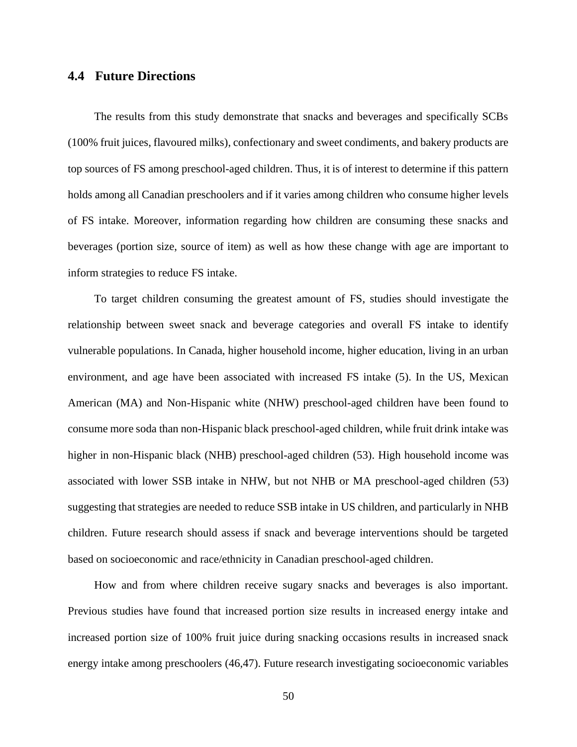## 4.4 Future Directions

The results from this study demonstrate that snacks and beverages and specifically SCBs (100% fruit juices, flavoured milks), confectionary and sweet condiments, and bakery products are top sources of FS among preschool-aged children. Thus, it is of interest to determine if this pattern holds among all Canadian preschoolers and if it varies among children who consume higher levels of FS intake. Moreover, information regarding how children are consuming these snacks and beverages (portion size, source of item) as well as how these change with age are important to inform strategies to reduce FS intake.

To target children consuming the greatest amount of FS, studies should investigate the relationship between sweet snack and beverage categories and overall FS intake to identify vulnerable populations. In Canada, higher household income, higher education, living in an urban environment, and age have been associated with increased FS intake (5). In the US, Mexican American (MA) and Non-Hispanic white (NHW) preschool-aged children have been found to consume more soda than non-Hispanic black preschool-aged children, while fruit drink intake was higher in non-Hispanic black (NHB) preschool-aged children (53). High household income was associated with lower SSB intake in NHW, but not NHB or MA preschool-aged children (53) suggesting that strategies are needed to reduce SSB intake in US children, and particularly in NHB children. Future research should assess if snack and beverage interventions should be targeted based on socioeconomic and race/ethnicity in Canadian preschool-aged children.

How and from where children receive sugary snacks and beverages is also important. Previous studies have found that increased portion size results in increased energy intake and increased portion size of 100% fruit juice during snacking occasions results in increased snack energy intake among preschoolers (46,47). Future research investigating socioeconomic variables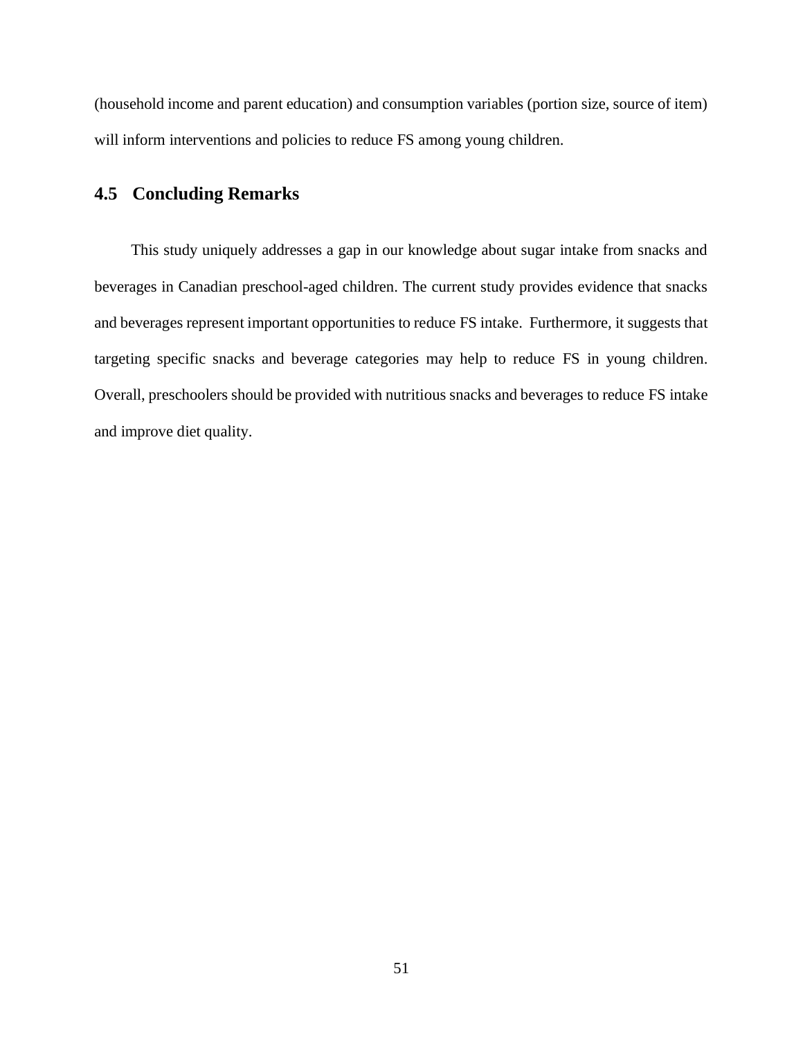(household income and parent education) and consumption variables (portion size, source of item) will inform interventions and policies to reduce FS among young children.

## 4.5 Concluding Remarks

This study uniquely addresses a gap in our knowledge about sugar intake from snacks and beverages in Canadian preschool-aged children. The current study provides evidence that snacks and beverages represent important opportunities to reduce FS intake. Furthermore, it suggests that targeting specific snacks and beverage categories may help to reduce FS in young children. Overall, preschoolers should be provided with nutritious snacks and beverages to reduce FS intake and improve diet quality.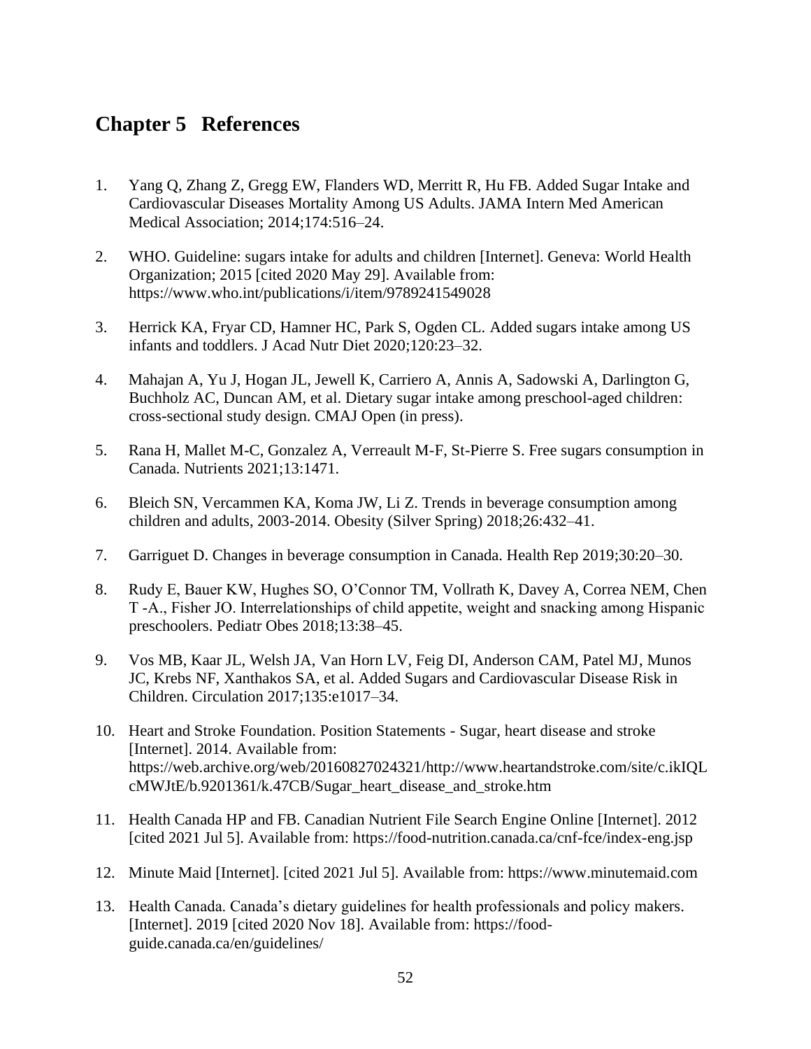# Chapter 5 References

1. Yang Q, Zhang Z, Gregg EW, Flanders WD, Merritt R, Hu FB. Added Sugar Intake and Cardiovascular Diseases Mortality Among US Adults. JAMA Intern Med American Medical Association; 2014;174:516–24.

2. WHO. Guideline: sugars intake for adults and children [Internet]. Geneva: World Health Organization; 2015 [cited 2020 May 29]. Available from: https://www.who.int/publications/i/item/9789241549028

3. Herrick KA, Fryar CD, Hamner HC, Park S, Ogden CL. Added sugars intake among US infants and toddlers. J Acad Nutr Diet 2020;120:23–32.

4. Mahajan A, Yu J, Hogan JL, Jewell K, Carriero A, Annis A, Sadowski A, Darlington G, Buchholz AC, Duncan AM, et al. Dietary sugar intake among preschool-aged children: cross-sectional study design. CMAJ Open (in press).

5. Rana H, Mallet M-C, Gonzalez A, Verreault M-F, St-Pierre S. Free sugars consumption in Canada. Nutrients 2021;13:1471.

6. Bleich SN, Vercammen KA, Koma JW, Li Z. Trends in beverage consumption among children and adults, 2003-2014. Obesity (Silver Spring) 2018;26:432–41.

7. Garriguet D. Changes in beverage consumption in Canada. Health Rep 2019;30:20–30.

8. Rudy E, Bauer KW, Hughes SO, O'Connor TM, Vollrath K, Davey A, Correa NEM, Chen T -A., Fisher JO. Interrelationships of child appetite, weight and snacking among Hispanic preschoolers. Pediatr Obes 2018;13:38–45.

9. Vos MB, Kaar JL, Welsh JA, Van Horn LV, Feig DI, Anderson CAM, Patel MJ, Munos JC, Krebs NF, Xanthakos SA, et al. Added Sugars and Cardiovascular Disease Risk in Children. Circulation 2017;135:e1017–34.

10. Heart and Stroke Foundation. Position Statements - Sugar, heart disease and stroke [Internet]. 2014. Available from: https://web.archive.org/web/20160827024321/http://www.heartandstroke.com/site/c.ikIQLcMWJtE/b.9201361/k.47CB/Sugar_heart_disease_and_stroke.htm

11. Health Canada HP and FB. Canadian Nutrient File Search Engine Online [Internet]. 2012 [cited 2021 Jul 5]. Available from: https://food-nutrition.canada.ca/cnf-fce/index-eng.jsp

12. Minute Maid [Internet]. [cited 2021 Jul 5]. Available from: https://www.minutemaid.com

13. Health Canada. Canada's dietary guidelines for health professionals and policy makers. [Internet]. 2019 [cited 2020 Nov 18]. Available from: https://food-guide.canada.ca/en/guidelines/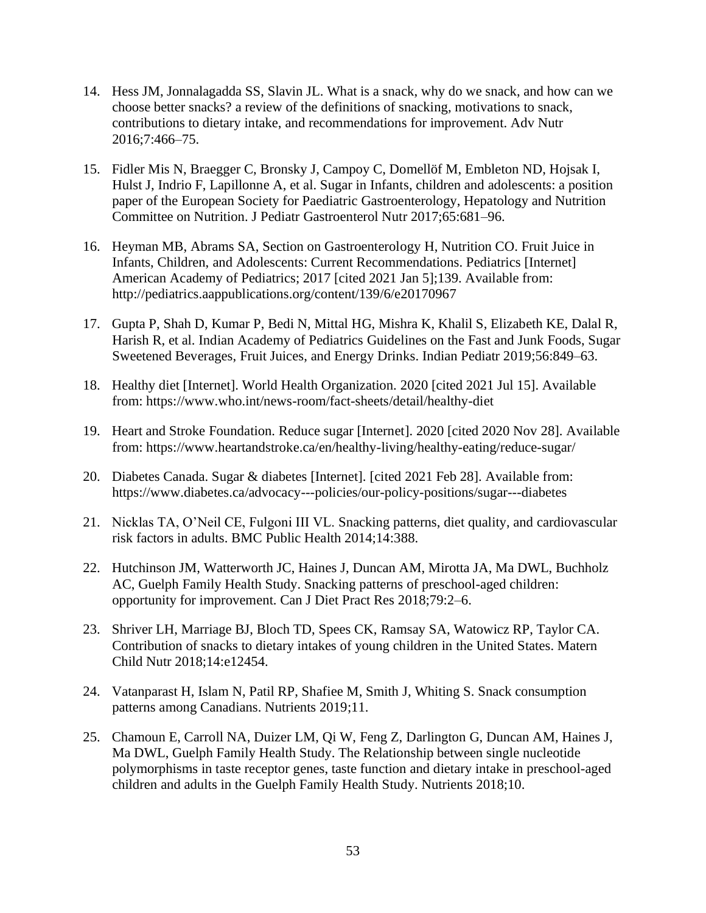14. Hess JM, Jonnalagadda SS, Slavin JL. What is a snack, why do we snack, and how can we choose better snacks? a review of the definitions of snacking, motivations to snack, contributions to dietary intake, and recommendations for improvement. Adv Nutr 2016;7:466–75.

15. Fidler Mis N, Braegger C, Bronsky J, Campoy C, Domellöf M, Embleton ND, Hojsak I, Hulst J, Indrio F, Lapillonne A, et al. Sugar in Infants, children and adolescents: a position paper of the European Society for Paediatric Gastroenterology, Hepatology and Nutrition Committee on Nutrition. J Pediatr Gastroenterol Nutr 2017;65:681–96.

16. Heyman MB, Abrams SA, Section on Gastroenterology H, Nutrition CO. Fruit Juice in Infants, Children, and Adolescents: Current Recommendations. Pediatrics [Internet] American Academy of Pediatrics; 2017 [cited 2021 Jan 5];139. Available from: http://pediatrics.aappublications.org/content/139/6/e20170967

17. Gupta P, Shah D, Kumar P, Bedi N, Mittal HG, Mishra K, Khalil S, Elizabeth KE, Dalal R, Harish R, et al. Indian Academy of Pediatrics Guidelines on the Fast and Junk Foods, Sugar Sweetened Beverages, Fruit Juices, and Energy Drinks. Indian Pediatr 2019;56:849–63.

18. Healthy diet [Internet]. World Health Organization. 2020 [cited 2021 Jul 15]. Available from: https://www.who.int/news-room/fact-sheets/detail/healthy-diet

19. Heart and Stroke Foundation. Reduce sugar [Internet]. 2020 [cited 2020 Nov 28]. Available from: https://www.heartandstroke.ca/en/healthy-living/healthy-eating/reduce-sugar/

20. Diabetes Canada. Sugar & diabetes [Internet]. [cited 2021 Feb 28]. Available from: https://www.diabetes.ca/advocacy---policies/our-policy-positions/sugar---diabetes

21. Nicklas TA, O'Neil CE, Fulgoni III VL. Snacking patterns, diet quality, and cardiovascular risk factors in adults. BMC Public Health 2014;14:388.

22. Hutchinson JM, Watterworth JC, Haines J, Duncan AM, Mirotta JA, Ma DWL, Buchholz AC, Guelph Family Health Study. Snacking patterns of preschool-aged children: opportunity for improvement. Can J Diet Pract Res 2018;79:2–6.

23. Shriver LH, Marriage BJ, Bloch TD, Spees CK, Ramsay SA, Watowicz RP, Taylor CA. Contribution of snacks to dietary intakes of young children in the United States. Matern Child Nutr 2018;14:e12454.

24. Vatanparast H, Islam N, Patil RP, Shafiee M, Smith J, Whiting S. Snack consumption patterns among Canadians. Nutrients 2019;11.

25. Chamoun E, Carroll NA, Duizer LM, Qi W, Feng Z, Darlington G, Duncan AM, Haines J, Ma DWL, Guelph Family Health Study. The Relationship between single nucleotide polymorphisms in taste receptor genes, taste function and dietary intake in preschool-aged children and adults in the Guelph Family Health Study. Nutrients 2018;10.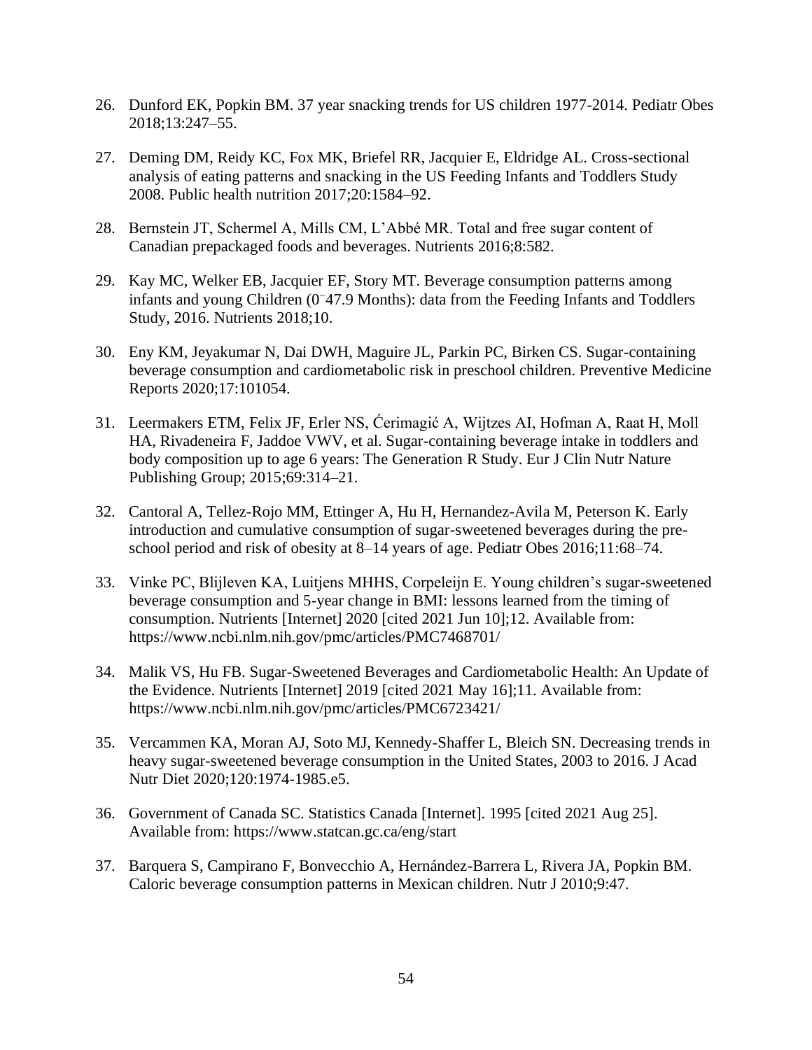26. Dunford EK, Popkin BM. 37 year snacking trends for US children 1977-2014. Pediatr Obes 2018;13:247–55.

27. Deming DM, Reidy KC, Fox MK, Briefel RR, Jacquier E, Eldridge AL. Cross-sectional analysis of eating patterns and snacking in the US Feeding Infants and Toddlers Study 2008. Public health nutrition 2017;20:1584–92.

28. Bernstein JT, Schermel A, Mills CM, L'Abbé MR. Total and free sugar content of Canadian prepackaged foods and beverages. Nutrients 2016;8:582.

29. Kay MC, Welker EB, Jacquier EF, Story MT. Beverage consumption patterns among infants and young Children (0‑47.9 Months): data from the Feeding Infants and Toddlers Study, 2016. Nutrients 2018;10.

30. Eny KM, Jeyakumar N, Dai DWH, Maguire JL, Parkin PC, Birken CS. Sugar-containing beverage consumption and cardiometabolic risk in preschool children. Preventive Medicine Reports 2020;17:101054.

31. Leermakers ETM, Felix JF, Erler NS, Ćerimagić A, Wijtzes AI, Hofman A, Raat H, Moll HA, Rivadeneira F, Jaddoe VWV, et al. Sugar-containing beverage intake in toddlers and body composition up to age 6 years: The Generation R Study. Eur J Clin Nutr Nature Publishing Group; 2015;69:314–21.

32. Cantoral A, Tellez-Rojo MM, Ettinger A, Hu H, Hernandez-Avila M, Peterson K. Early introduction and cumulative consumption of sugar-sweetened beverages during the pre-school period and risk of obesity at 8–14 years of age. Pediatr Obes 2016;11:68–74.

33. Vinke PC, Blijleven KA, Luitjens MHHS, Corpeleijn E. Young children's sugar-sweetened beverage consumption and 5-year change in BMI: lessons learned from the timing of consumption. Nutrients [Internet] 2020 [cited 2021 Jun 10];12. Available from: https://www.ncbi.nlm.nih.gov/pmc/articles/PMC7468701/

34. Malik VS, Hu FB. Sugar-Sweetened Beverages and Cardiometabolic Health: An Update of the Evidence. Nutrients [Internet] 2019 [cited 2021 May 16];11. Available from: https://www.ncbi.nlm.nih.gov/pmc/articles/PMC6723421/

35. Vercammen KA, Moran AJ, Soto MJ, Kennedy-Shaffer L, Bleich SN. Decreasing trends in heavy sugar-sweetened beverage consumption in the United States, 2003 to 2016. J Acad Nutr Diet 2020;120:1974-1985.e5.

36. Government of Canada SC. Statistics Canada [Internet]. 1995 [cited 2021 Aug 25]. Available from: https://www.statcan.gc.ca/eng/start

37. Barquera S, Campirano F, Bonvecchio A, Hernández-Barrera L, Rivera JA, Popkin BM. Caloric beverage consumption patterns in Mexican children. Nutr J 2010;9:47.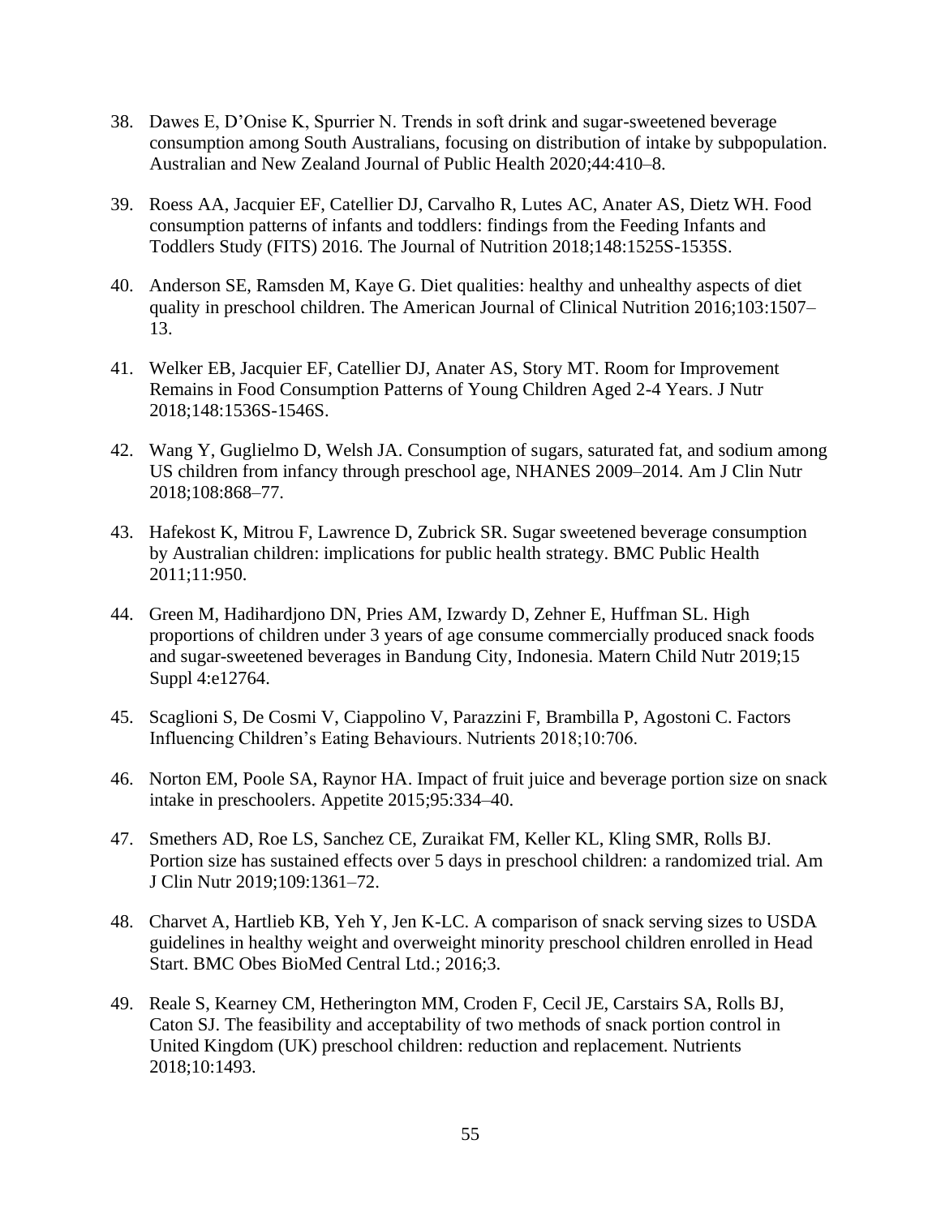38. Dawes E, D'Onise K, Spurrier N. Trends in soft drink and sugar-sweetened beverage consumption among South Australians, focusing on distribution of intake by subpopulation. Australian and New Zealand Journal of Public Health 2020;44:410–8.

39. Roess AA, Jacquier EF, Catellier DJ, Carvalho R, Lutes AC, Anater AS, Dietz WH. Food consumption patterns of infants and toddlers: findings from the Feeding Infants and Toddlers Study (FITS) 2016. The Journal of Nutrition 2018;148:1525S-1535S.

40. Anderson SE, Ramsden M, Kaye G. Diet qualities: healthy and unhealthy aspects of diet quality in preschool children. The American Journal of Clinical Nutrition 2016;103:1507–13.

41. Welker EB, Jacquier EF, Catellier DJ, Anater AS, Story MT. Room for Improvement Remains in Food Consumption Patterns of Young Children Aged 2-4 Years. J Nutr 2018;148:1536S-1546S.

42. Wang Y, Guglielmo D, Welsh JA. Consumption of sugars, saturated fat, and sodium among US children from infancy through preschool age, NHANES 2009–2014. Am J Clin Nutr 2018;108:868–77.

43. Hafekost K, Mitrou F, Lawrence D, Zubrick SR. Sugar sweetened beverage consumption by Australian children: implications for public health strategy. BMC Public Health 2011;11:950.

44. Green M, Hadihardjono DN, Pries AM, Izwardy D, Zehner E, Huffman SL. High proportions of children under 3 years of age consume commercially produced snack foods and sugar-sweetened beverages in Bandung City, Indonesia. Matern Child Nutr 2019;15 Suppl 4:e12764.

45. Scaglioni S, De Cosmi V, Ciappolino V, Parazzini F, Brambilla P, Agostoni C. Factors Influencing Children's Eating Behaviours. Nutrients 2018;10:706.

46. Norton EM, Poole SA, Raynor HA. Impact of fruit juice and beverage portion size on snack intake in preschoolers. Appetite 2015;95:334–40.

47. Smethers AD, Roe LS, Sanchez CE, Zuraikat FM, Keller KL, Kling SMR, Rolls BJ. Portion size has sustained effects over 5 days in preschool children: a randomized trial. Am J Clin Nutr 2019;109:1361–72.

48. Charvet A, Hartlieb KB, Yeh Y, Jen K-LC. A comparison of snack serving sizes to USDA guidelines in healthy weight and overweight minority preschool children enrolled in Head Start. BMC Obes BioMed Central Ltd.; 2016;3.

49. Reale S, Kearney CM, Hetherington MM, Croden F, Cecil JE, Carstairs SA, Rolls BJ, Caton SJ. The feasibility and acceptability of two methods of snack portion control in United Kingdom (UK) preschool children: reduction and replacement. Nutrients 2018;10:1493.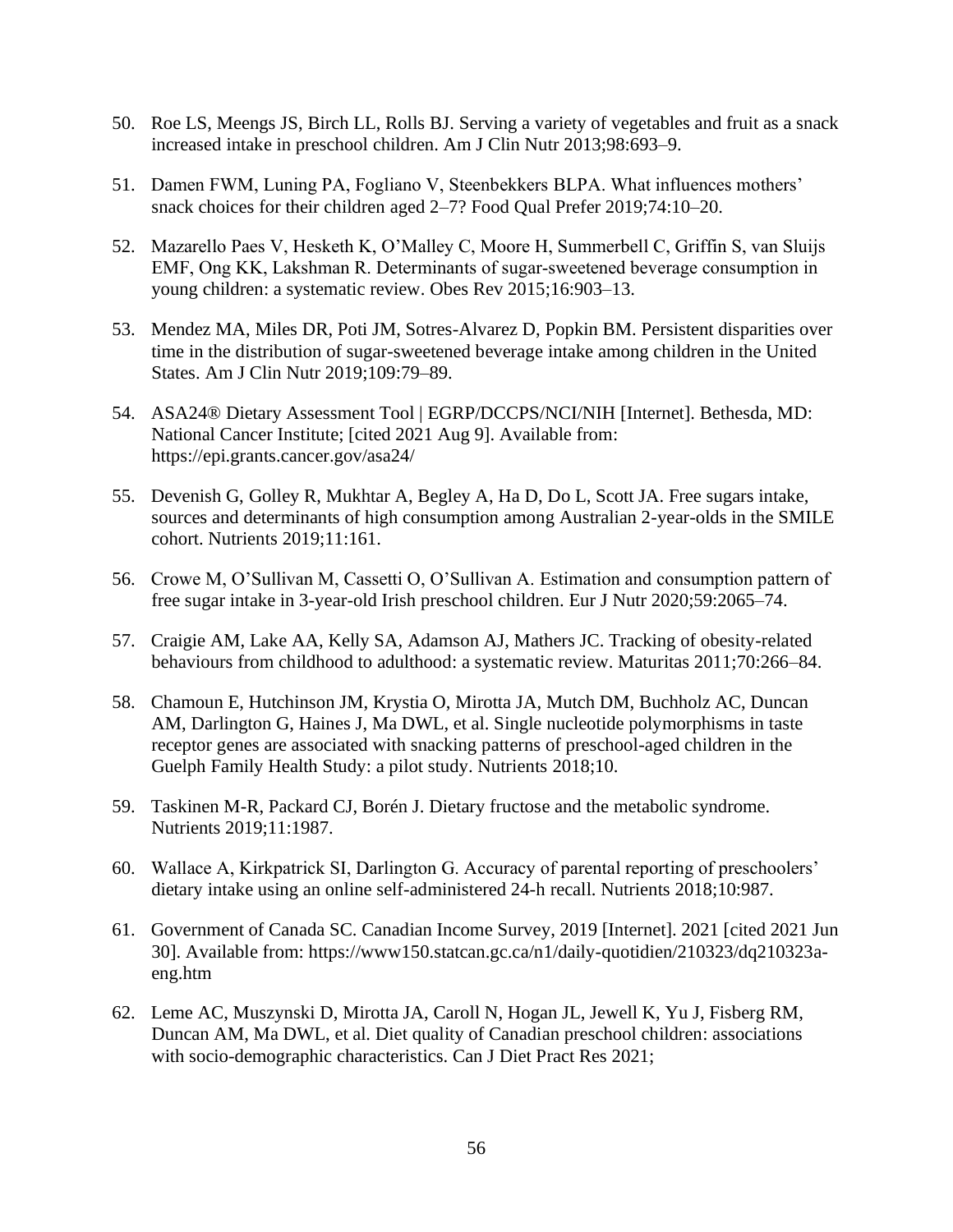50. Roe LS, Meengs JS, Birch LL, Rolls BJ. Serving a variety of vegetables and fruit as a snack increased intake in preschool children. Am J Clin Nutr 2013;98:693–9.

51. Damen FWM, Luning PA, Fogliano V, Steenbekkers BLPA. What influences mothers' snack choices for their children aged 2–7? Food Qual Prefer 2019;74:10–20.

52. Mazarello Paes V, Hesketh K, O'Malley C, Moore H, Summerbell C, Griffin S, van Sluijs EMF, Ong KK, Lakshman R. Determinants of sugar-sweetened beverage consumption in young children: a systematic review. Obes Rev 2015;16:903–13.

53. Mendez MA, Miles DR, Poti JM, Sotres-Alvarez D, Popkin BM. Persistent disparities over time in the distribution of sugar-sweetened beverage intake among children in the United States. Am J Clin Nutr 2019;109:79–89.

54. ASA24® Dietary Assessment Tool | EGRP/DCCPS/NCI/NIH [Internet]. Bethesda, MD: National Cancer Institute; [cited 2021 Aug 9]. Available from: https://epi.grants.cancer.gov/asa24/

55. Devenish G, Golley R, Mukhtar A, Begley A, Ha D, Do L, Scott JA. Free sugars intake, sources and determinants of high consumption among Australian 2-year-olds in the SMILE cohort. Nutrients 2019;11:161.

56. Crowe M, O'Sullivan M, Cassetti O, O'Sullivan A. Estimation and consumption pattern of free sugar intake in 3-year-old Irish preschool children. Eur J Nutr 2020;59:2065–74.

57. Craigie AM, Lake AA, Kelly SA, Adamson AJ, Mathers JC. Tracking of obesity-related behaviours from childhood to adulthood: a systematic review. Maturitas 2011;70:266–84.

58. Chamoun E, Hutchinson JM, Krystia O, Mirotta JA, Mutch DM, Buchholz AC, Duncan AM, Darlington G, Haines J, Ma DWL, et al. Single nucleotide polymorphisms in taste receptor genes are associated with snacking patterns of preschool-aged children in the Guelph Family Health Study: a pilot study. Nutrients 2018;10.

59. Taskinen M-R, Packard CJ, Borén J. Dietary fructose and the metabolic syndrome. Nutrients 2019;11:1987.

60. Wallace A, Kirkpatrick SI, Darlington G. Accuracy of parental reporting of preschoolers' dietary intake using an online self-administered 24-h recall. Nutrients 2018;10:987.

61. Government of Canada SC. Canadian Income Survey, 2019 [Internet]. 2021 [cited 2021 Jun 30]. Available from: https://www150.statcan.gc.ca/n1/daily-quotidien/210323/dq210323a-eng.htm

62. Leme AC, Muszynski D, Mirotta JA, Caroll N, Hogan JL, Jewell K, Yu J, Fisberg RM, Duncan AM, Ma DWL, et al. Diet quality of Canadian preschool children: associations with socio-demographic characteristics. Can J Diet Pract Res 2021;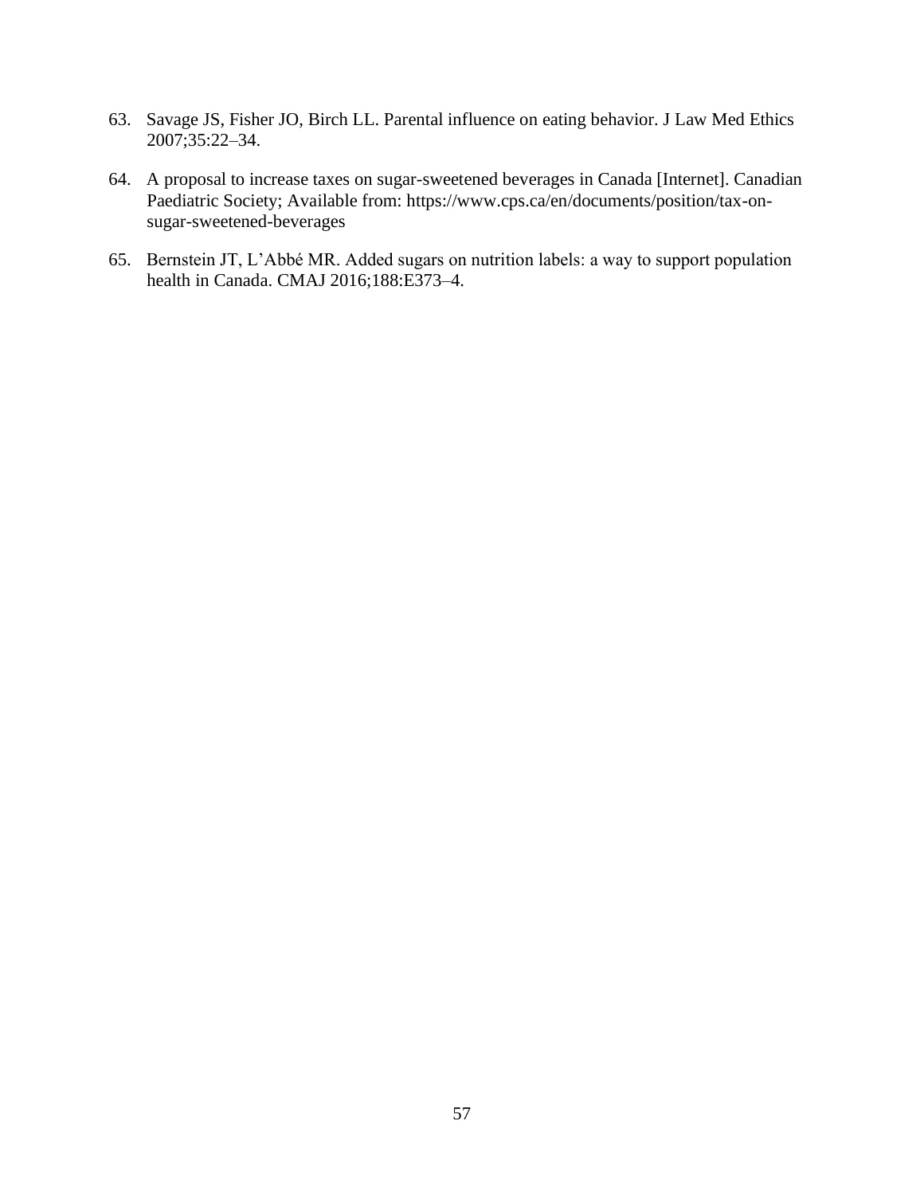63. Savage JS, Fisher JO, Birch LL. Parental influence on eating behavior. J Law Med Ethics 2007;35:22–34.

64. A proposal to increase taxes on sugar-sweetened beverages in Canada [Internet]. Canadian Paediatric Society; Available from: https://www.cps.ca/en/documents/position/tax-on-sugar-sweetened-beverages

65. Bernstein JT, L'Abbé MR. Added sugars on nutrition labels: a way to support population health in Canada. CMAJ 2016;188:E373–4.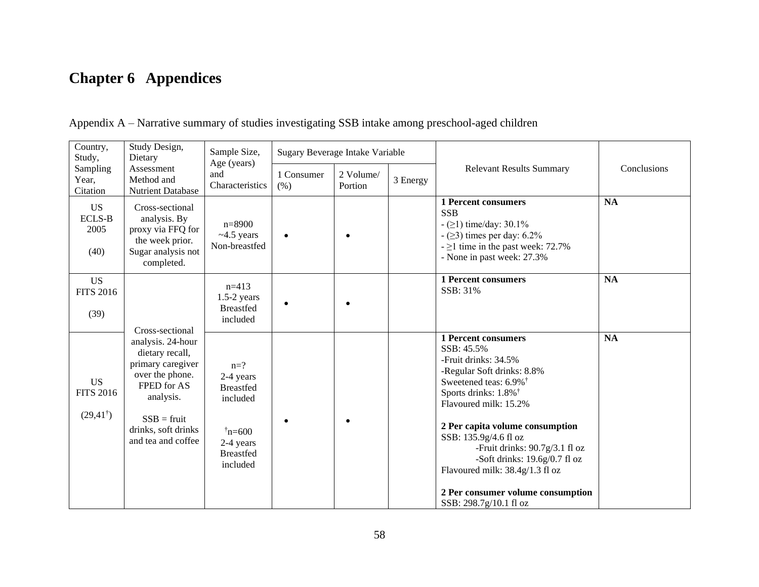# Chapter 6 Appendices

Appendix A – Narrative summary of studies investigating SSB intake among preschool-aged children

| Country, Study, Sampling Year, Citation | Study Design, Dietary Assessment Method and Nutrient Database | Sample Size, Age (years) and Characteristics | Sugary Beverage Intake Variable | | | Relevant Results Summary | Conclusions |
|---|---|---|---|---|---|---|---|
| | | | 1 Consumer (%) | 2 Volume/ Portion | 3 Energy | | |
| US<br>ECLS-B<br>2005<br><br>(40) | Cross-sectional analysis. By proxy via FFQ for the week prior. Sugar analysis not completed. | n=8900<br>~4.5 years<br>Non-breastfed | • | • | | **1 Percent consumers**<br>SSB<br>- (≥1) time/day: 30.1%<br>- (≥3) times per day: 6.2%<br>- ≥1 time in the past week: 72.7%<br>- None in past week: 27.3% | **NA** |
| US<br>FITS 2016<br><br>(39) | Cross-sectional analysis. 24-hour dietary recall, primary caregiver over the phone. FPED for AS analysis.<br><br>SSB = fruit drinks, soft drinks and tea and coffee | n=413<br>1.5-2 years<br>Breastfed included | • | • | | **1 Percent consumers**<br>SSB: 31% | **NA** |
| US<br>FITS 2016<br><br>(29,41[†]) | | n=?<br>2-4 years<br>Breastfed included<br><br>[†]n=600<br>2-4 years<br>Breastfed included | • | • | | **1 Percent consumers**<br>SSB: 45.5%<br>-Fruit drinks: 34.5%<br>-Regular Soft drinks: 8.8%<br>Sweetened teas: 6.9%[†]<br>Sports drinks: 1.8%[†]<br>Flavoured milk: 15.2%<br><br>**2 Per capita volume consumption**<br>SSB: 135.9g/4.6 fl oz<br>-Fruit drinks: 90.7g/3.1 fl oz<br>-Soft drinks: 19.6g/0.7 fl oz<br>Flavoured milk: 38.4g/1.3 fl oz<br><br>**2 Per consumer volume consumption**<br>SSB: 298.7g/10.1 fl oz | **NA** |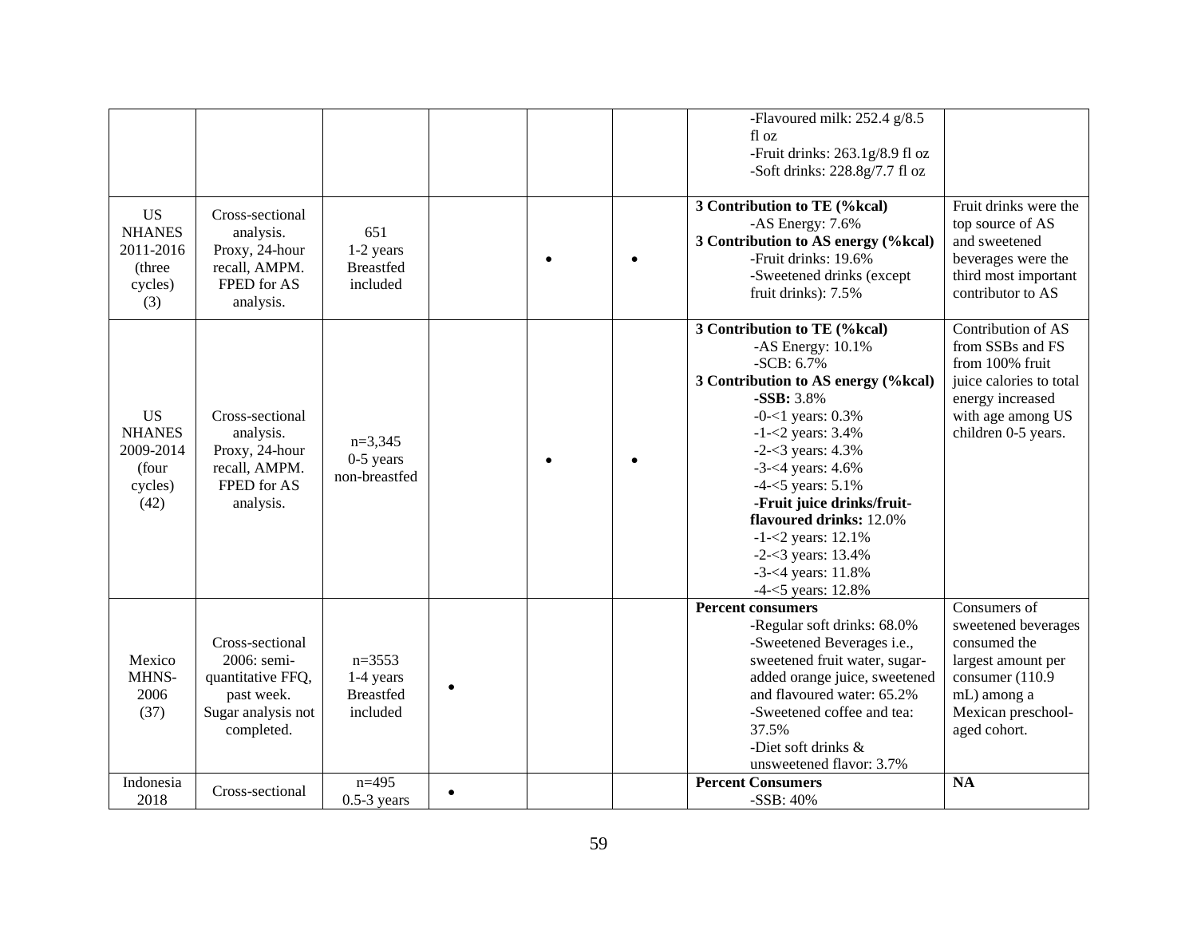| | | | | | | | |
|---|---|---|---|---|---|---|---|
| | | | | | | -Flavoured milk: 252.4 g/8.5 fl oz<br>-Fruit drinks: 263.1g/8.9 fl oz<br>-Soft drinks: 228.8g/7.7 fl oz | |
| US NHANES 2011-2016 (three cycles) (3) | Cross-sectional analysis. Proxy, 24-hour recall, AMPM. FPED for AS analysis. | 651<br>1-2 years<br>Breastfed included | | • | • | **3 Contribution to TE (%kcal)**<br>-AS Energy: 7.6%<br>**3 Contribution to AS energy (%kcal)**<br>-Fruit drinks: 19.6%<br>-Sweetened drinks (except fruit drinks): 7.5% | Fruit drinks were the top source of AS and sweetened beverages were the third most important contributor to AS |
| US NHANES 2009-2014 (four cycles) (42) | Cross-sectional analysis. Proxy, 24-hour recall, AMPM. FPED for AS analysis. | n=3,345<br>0-5 years<br>non-breastfed | | • | • | **3 Contribution to TE (%kcal)**<br>-AS Energy: 10.1%<br>-SCB: 6.7%<br>**3 Contribution to AS energy (%kcal)**<br>**-SSB:** 3.8%<br>-0-<1 years: 0.3%<br>-1-<2 years: 3.4%<br>-2-<3 years: 4.3%<br>-3-<4 years: 4.6%<br>-4-<5 years: 5.1%<br>**-Fruit juice drinks/fruit-flavoured drinks:** 12.0%<br>-1-<2 years: 12.1%<br>-2-<3 years: 13.4%<br>-3-<4 years: 11.8%<br>-4-<5 years: 12.8% | Contribution of AS from SSBs and FS from 100% fruit juice calories to total energy increased with age among US children 0-5 years. |
| Mexico MHNS-2006 (37) | Cross-sectional 2006: semi-quantitative FFQ, past week. Sugar analysis not completed. | n=3553<br>1-4 years<br>Breastfed included | • | | | **Percent consumers**<br>-Regular soft drinks: 68.0%<br>-Sweetened Beverages i.e., sweetened fruit water, sugar-added orange juice, sweetened and flavoured water: 65.2%<br>-Sweetened coffee and tea: 37.5%<br>-Diet soft drinks & unsweetened flavor: 3.7% | Consumers of sweetened beverages consumed the largest amount per consumer (110.9 mL) among a Mexican preschool-aged cohort. |
| Indonesia 2018 | Cross-sectional | n=495<br>0.5-3 years | • | | | **Percent Consumers**<br>-SSB: 40% | **NA** |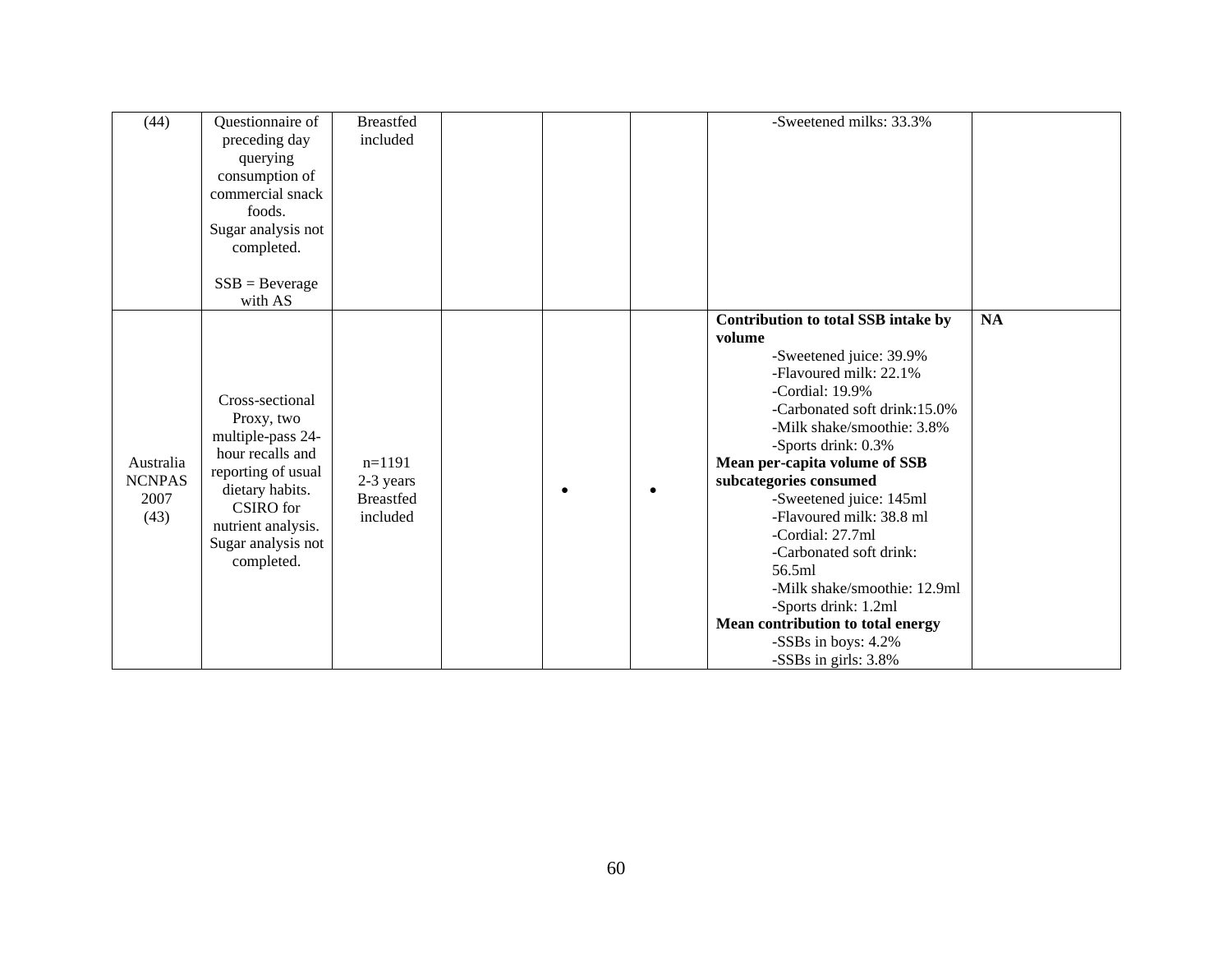| | | | | | | | |
|---|---|---|---|---|---|---|---|
| (44) | Questionnaire of preceding day querying consumption of commercial snack foods.<br>Sugar analysis not completed.<br><br>SSB = Beverage with AS | Breastfed included | | | | -Sweetened milks: 33.3% | |
| Australia NCNPAS 2007 (43) | Cross-sectional Proxy, two multiple-pass 24-hour recalls and reporting of usual dietary habits. CSIRO for nutrient analysis. Sugar analysis not completed. | n=1191<br>2-3 years<br>Breastfed included | | • | • | **Contribution to total SSB intake by volume**<br>-Sweetened juice: 39.9%<br>-Flavoured milk: 22.1%<br>-Cordial: 19.9%<br>-Carbonated soft drink:15.0%<br>-Milk shake/smoothie: 3.8%<br>-Sports drink: 0.3%<br>**Mean per-capita volume of SSB subcategories consumed**<br>-Sweetened juice: 145ml<br>-Flavoured milk: 38.8 ml<br>-Cordial: 27.7ml<br>-Carbonated soft drink: 56.5ml<br>-Milk shake/smoothie: 12.9ml<br>-Sports drink: 1.2ml<br>**Mean contribution to total energy**<br>-SSBs in boys: 4.2%<br>-SSBs in girls: 3.8% | **NA** |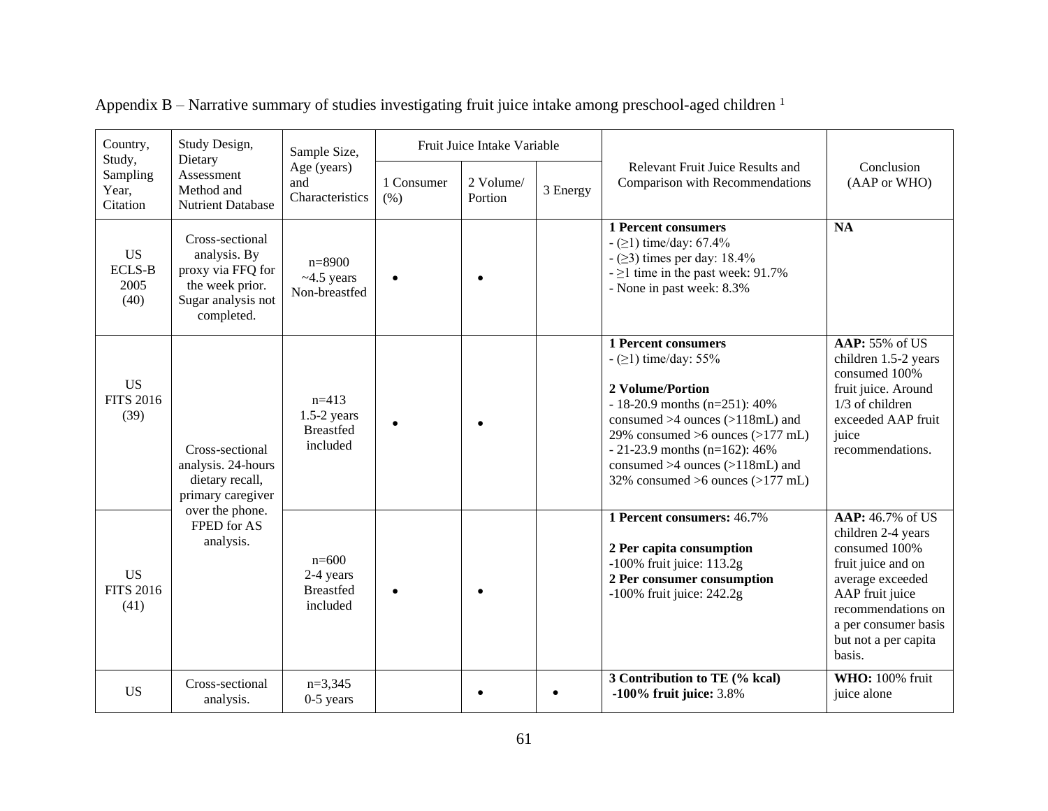Appendix B – Narrative summary of studies investigating fruit juice intake among preschool-aged children [1]

| Country, Study, Sampling Year, Citation | Study Design, Dietary Assessment Method and Nutrient Database | Sample Size, Age (years) and Characteristics | Fruit Juice Intake Variable | | | Relevant Fruit Juice Results and Comparison with Recommendations | Conclusion (AAP or WHO) |
|---|---|---|---|---|---|---|---|
| | | | 1 Consumer (%) | 2 Volume/ Portion | 3 Energy | | |
| US ECLS-B 2005 (40) | Cross-sectional analysis. By proxy via FFQ for the week prior. Sugar analysis not completed. | n=8900 ~4.5 years Non-breastfed | • | • | | **1 Percent consumers** <br> - (≥1) time/day: 67.4% <br> - (≥3) times per day: 18.4% <br> - ≥1 time in the past week: 91.7% <br> - None in past week: 8.3% | **NA** |
| US FITS 2016 (39) | Cross-sectional analysis. 24-hours dietary recall, primary caregiver over the phone. FPED for AS analysis. | n=413 1.5-2 years Breastfed included | • | • | | **1 Percent consumers** <br> - (≥1) time/day: 55% <br><br> **2 Volume/Portion** <br> - 18-20.9 months (n=251): 40% consumed >4 ounces (>118mL) and 29% consumed >6 ounces (>177 mL) <br> - 21-23.9 months (n=162): 46% consumed >4 ounces (>118mL) and 32% consumed >6 ounces (>177 mL) | **AAP:** 55% of US children 1.5-2 years consumed 100% fruit juice. Around 1/3 of children exceeded AAP fruit juice recommendations. |
| US FITS 2016 (41) | | n=600 2-4 years Breastfed included | • | • | | **1 Percent consumers:** 46.7% <br><br> **2 Per capita consumption** <br> -100% fruit juice: 113.2g <br> **2 Per consumer consumption** <br> -100% fruit juice: 242.2g | **AAP:** 46.7% of US children 2-4 years consumed 100% fruit juice and on average exceeded AAP fruit juice recommendations on a per consumer basis but not a per capita basis. |
| US | Cross-sectional analysis. | n=3,345 0-5 years | | • | • | **3 Contribution to TE (% kcal)** <br> **-100% fruit juice:** 3.8% | **WHO:** 100% fruit juice alone |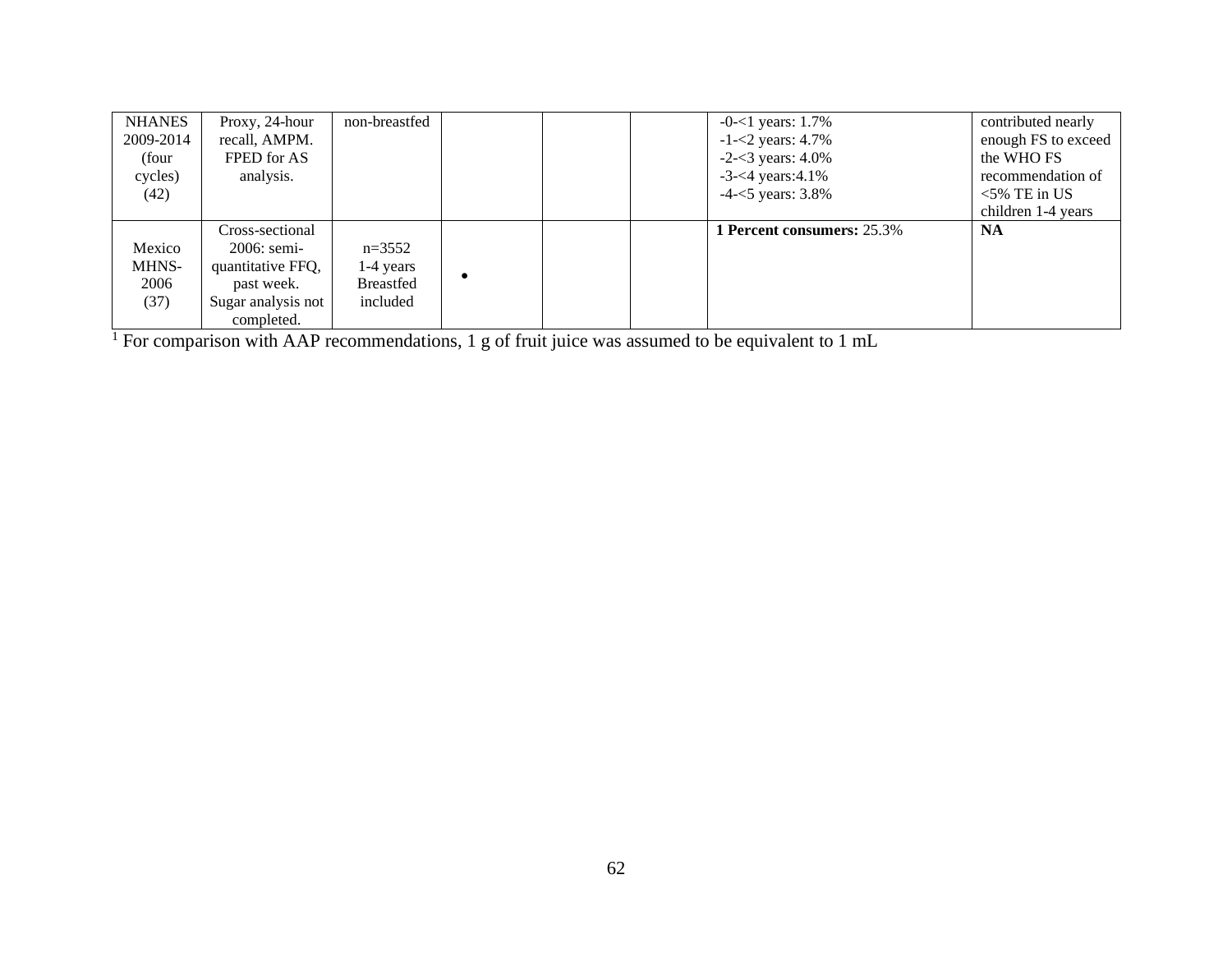| | | | | | | | |
|---|---|---|---|---|---|---|---|
| NHANES 2009-2014 (four cycles) (42) | Proxy, 24-hour recall, AMPM. FPED for AS analysis. | non-breastfed | | | | -0-<1 years: 1.7%<br>-1-<2 years: 4.7%<br>-2-<3 years: 4.0%<br>-3-<4 years:4.1%<br>-4-<5 years: 3.8% | contributed nearly enough FS to exceed the WHO FS recommendation of <5% TE in US children 1-4 years |
| Mexico MHNS-2006 (37) | Cross-sectional 2006: semi-quantitative FFQ, past week. Sugar analysis not completed. | n=3552<br>1-4 years<br>Breastfed included | • | | | **1 Percent consumers:** 25.3% | **NA** |

[1] For comparison with AAP recommendations, 1 g of fruit juice was assumed to be equivalent to 1 mL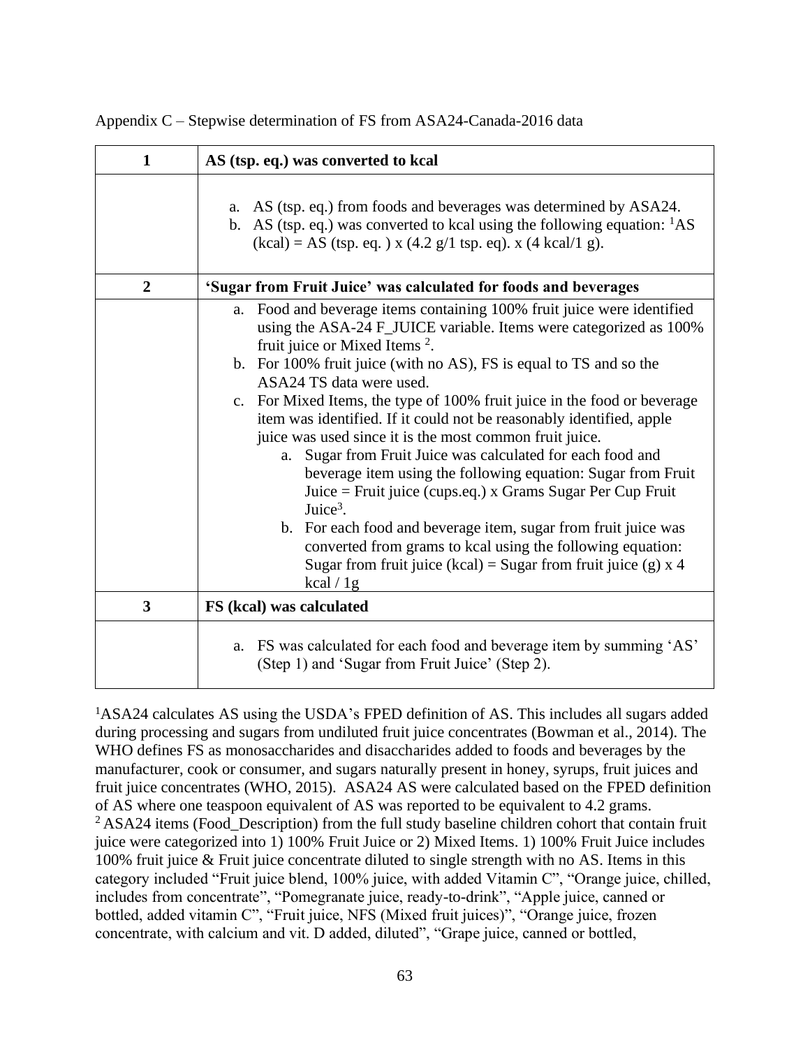Appendix C – Stepwise determination of FS from ASA24-Canada-2016 data

| 1 | AS (tsp. eq.) was converted to kcal |
|---|---|
| | a. AS (tsp. eq.) from foods and beverages was determined by ASA24.<br>b. AS (tsp. eq.) was converted to kcal using the following equation: [1]AS (kcal) = AS (tsp. eq. ) x (4.2 g/1 tsp. eq). x (4 kcal/1 g). |
| **2** | **'Sugar from Fruit Juice' was calculated for foods and beverages** |
| | a. Food and beverage items containing 100% fruit juice were identified using the ASA-24 F_JUICE variable. Items were categorized as 100% fruit juice or Mixed Items [2].<br>b. For 100% fruit juice (with no AS), FS is equal to TS and so the ASA24 TS data were used.<br>c. For Mixed Items, the type of 100% fruit juice in the food or beverage item was identified. If it could not be reasonably identified, apple juice was used since it is the most common fruit juice.<br>&nbsp;&nbsp;&nbsp;&nbsp;a. Sugar from Fruit Juice was calculated for each food and beverage item using the following equation: Sugar from Fruit Juice = Fruit juice (cups.eq.) x Grams Sugar Per Cup Fruit Juice[3].<br>&nbsp;&nbsp;&nbsp;&nbsp;b. For each food and beverage item, sugar from fruit juice was converted from grams to kcal using the following equation: Sugar from fruit juice (kcal) = Sugar from fruit juice (g) x 4 kcal / 1g |
| **3** | **FS (kcal) was calculated** |
| | a. FS was calculated for each food and beverage item by summing 'AS' (Step 1) and 'Sugar from Fruit Juice' (Step 2). |

[1]ASA24 calculates AS using the USDA's FPED definition of AS. This includes all sugars added during processing and sugars from undiluted fruit juice concentrates (Bowman et al., 2014). The WHO defines FS as monosaccharides and disaccharides added to foods and beverages by the manufacturer, cook or consumer, and sugars naturally present in honey, syrups, fruit juices and fruit juice concentrates (WHO, 2015). ASA24 AS were calculated based on the FPED definition of AS where one teaspoon equivalent of AS was reported to be equivalent to 4.2 grams.

[2] ASA24 items (Food_Description) from the full study baseline children cohort that contain fruit juice were categorized into 1) 100% Fruit Juice or 2) Mixed Items. 1) 100% Fruit Juice includes 100% fruit juice & Fruit juice concentrate diluted to single strength with no AS. Items in this category included "Fruit juice blend, 100% juice, with added Vitamin C", "Orange juice, chilled, includes from concentrate", "Pomegranate juice, ready-to-drink", "Apple juice, canned or bottled, added vitamin C", "Fruit juice, NFS (Mixed fruit juices)", "Orange juice, frozen concentrate, with calcium and vit. D added, diluted", "Grape juice, canned or bottled,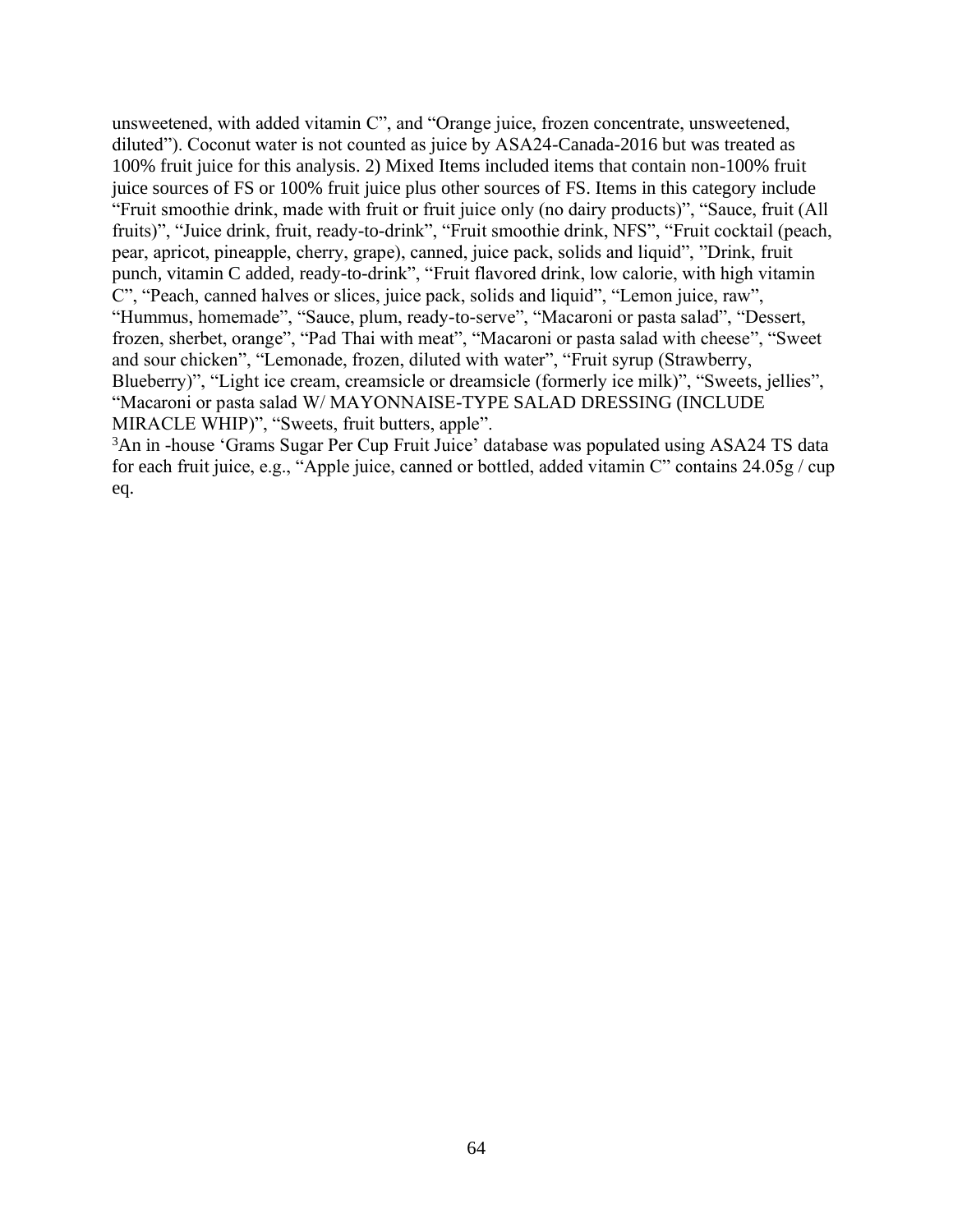unsweetened, with added vitamin C", and "Orange juice, frozen concentrate, unsweetened, diluted"). Coconut water is not counted as juice by ASA24-Canada-2016 but was treated as 100% fruit juice for this analysis. 2) Mixed Items included items that contain non-100% fruit juice sources of FS or 100% fruit juice plus other sources of FS. Items in this category include "Fruit smoothie drink, made with fruit or fruit juice only (no dairy products)", "Sauce, fruit (All fruits)", "Juice drink, fruit, ready-to-drink", "Fruit smoothie drink, NFS", "Fruit cocktail (peach, pear, apricot, pineapple, cherry, grape), canned, juice pack, solids and liquid", "Drink, fruit punch, vitamin C added, ready-to-drink", "Fruit flavored drink, low calorie, with high vitamin C", "Peach, canned halves or slices, juice pack, solids and liquid", "Lemon juice, raw", "Hummus, homemade", "Sauce, plum, ready-to-serve", "Macaroni or pasta salad", "Dessert, frozen, sherbet, orange", "Pad Thai with meat", "Macaroni or pasta salad with cheese", "Sweet and sour chicken", "Lemonade, frozen, diluted with water", "Fruit syrup (Strawberry, Blueberry)", "Light ice cream, creamsicle or dreamsicle (formerly ice milk)", "Sweets, jellies", "Macaroni or pasta salad W/ MAYONNAISE-TYPE SALAD DRESSING (INCLUDE MIRACLE WHIP)", "Sweets, fruit butters, apple".

[3]An in -house 'Grams Sugar Per Cup Fruit Juice' database was populated using ASA24 TS data for each fruit juice, e.g., "Apple juice, canned or bottled, added vitamin C" contains 24.05g / cup eq.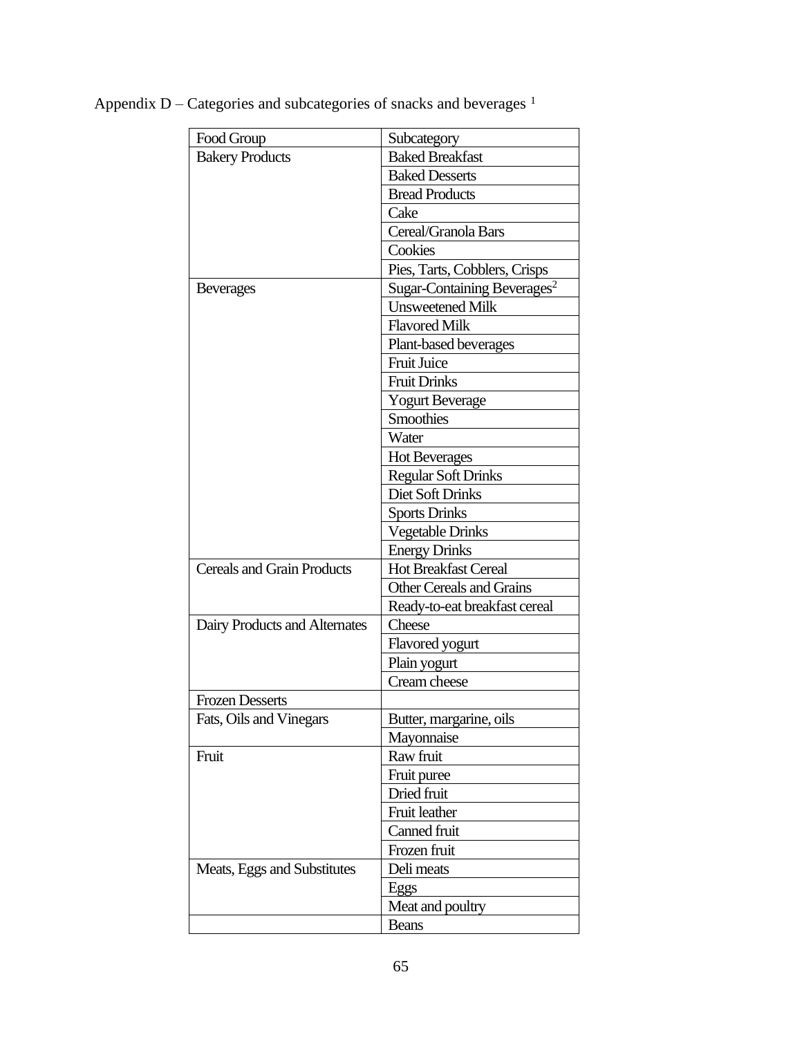Appendix D – Categories and subcategories of snacks and beverages [1]

| Food Group | Subcategory |
|---|---|
| Bakery Products | Baked Breakfast |
| | Baked Desserts |
| | Bread Products |
| | Cake |
| | Cereal/Granola Bars |
| | Cookies |
| | Pies, Tarts, Cobblers, Crisps |
| Beverages | Sugar-Containing Beverages[2] |
| | Unsweetened Milk |
| | Flavored Milk |
| | Plant-based beverages |
| | Fruit Juice |
| | Fruit Drinks |
| | Yogurt Beverage |
| | Smoothies |
| | Water |
| | Hot Beverages |
| | Regular Soft Drinks |
| | Diet Soft Drinks |
| | Sports Drinks |
| | Vegetable Drinks |
| | Energy Drinks |
| Cereals and Grain Products | Hot Breakfast Cereal |
| | Other Cereals and Grains |
| | Ready-to-eat breakfast cereal |
| Dairy Products and Alternates | Cheese |
| | Flavored yogurt |
| | Plain yogurt |
| | Cream cheese |
| Frozen Desserts | |
| Fats, Oils and Vinegars | Butter, margarine, oils |
| | Mayonnaise |
| Fruit | Raw fruit |
| | Fruit puree |
| | Dried fruit |
| | Fruit leather |
| | Canned fruit |
| | Frozen fruit |
| Meats, Eggs and Substitutes | Deli meats |
| | Eggs |
| | Meat and poultry |
| | Beans |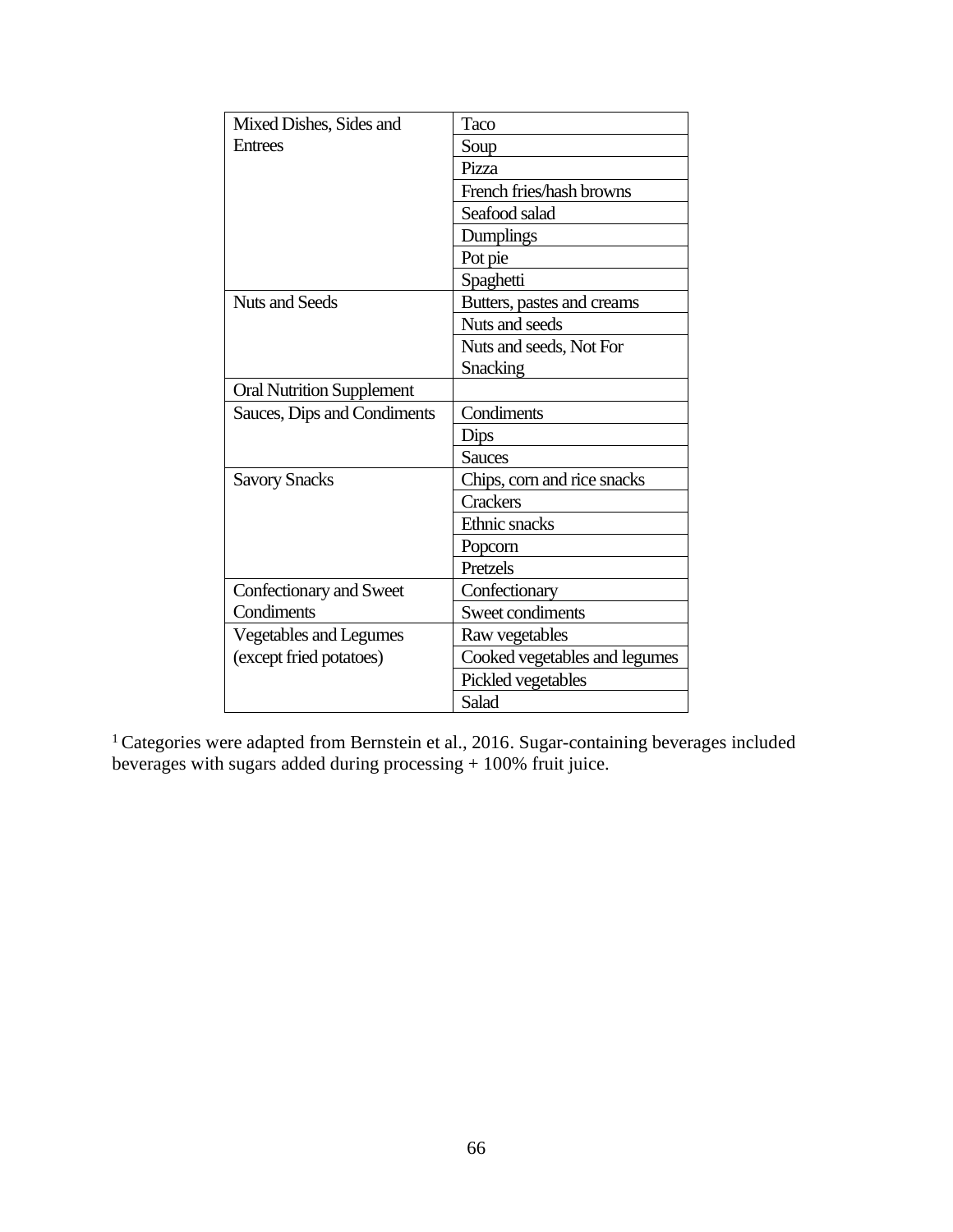| | |
|---|---|
| Mixed Dishes, Sides and Entrees | Taco |
| | Soup |
| | Pizza |
| | French fries/hash browns |
| | Seafood salad |
| | Dumplings |
| | Pot pie |
| | Spaghetti |
| Nuts and Seeds | Butters, pastes and creams |
| | Nuts and seeds |
| | Nuts and seeds, Not For Snacking |
| Oral Nutrition Supplement | |
| Sauces, Dips and Condiments | Condiments |
| | Dips |
| | Sauces |
| Savory Snacks | Chips, corn and rice snacks |
| | Crackers |
| | Ethnic snacks |
| | Popcorn |
| | Pretzels |
| Confectionary and Sweet Condiments | Confectionary |
| | Sweet condiments |
| Vegetables and Legumes (except fried potatoes) | Raw vegetables |
| | Cooked vegetables and legumes |
| | Pickled vegetables |
| | Salad |

[1] Categories were adapted from Bernstein et al., 2016. Sugar-containing beverages included beverages with sugars added during processing + 100% fruit juice.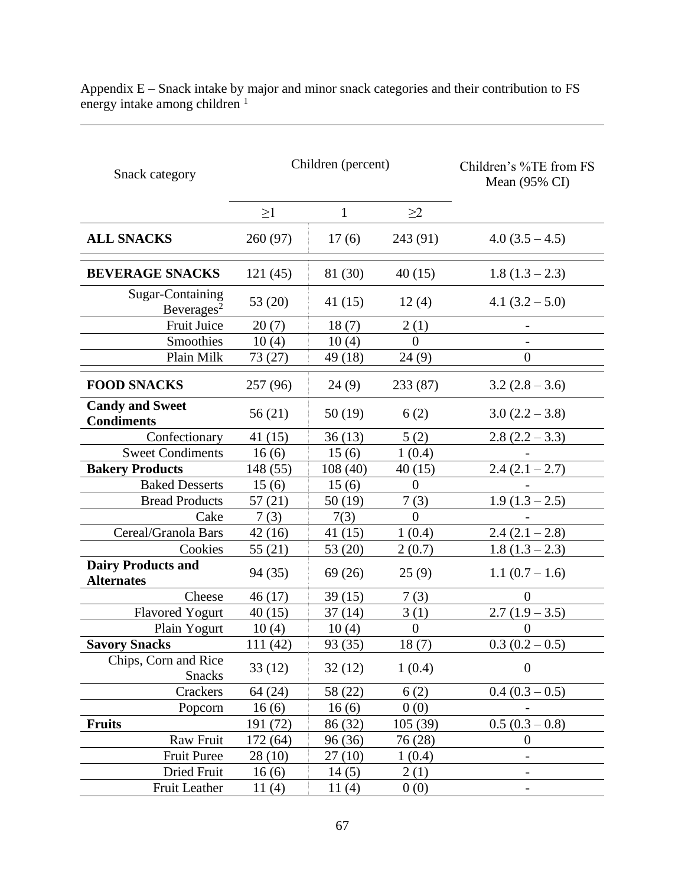Appendix E – Snack intake by major and minor snack categories and their contribution to FS energy intake among children [1]

| Snack category | Children (percent) | | | Children's %TE from FS Mean (95% CI) |
|---|---|---|---|---|
| | ≥1 | 1 | ≥2 | |
| **ALL SNACKS** | 260 (97) | 17 (6) | 243 (91) | 4.0 (3.5 – 4.5) |
| **BEVERAGE SNACKS** | 121 (45) | 81 (30) | 40 (15) | 1.8 (1.3 – 2.3) |
| Sugar-Containing Beverages[2] | 53 (20) | 41 (15) | 12 (4) | 4.1 (3.2 – 5.0) |
| Fruit Juice | 20 (7) | 18 (7) | 2 (1) | - |
| Smoothies | 10 (4) | 10 (4) | 0 | - |
| Plain Milk | 73 (27) | 49 (18) | 24 (9) | 0 |
| **FOOD SNACKS** | 257 (96) | 24 (9) | 233 (87) | 3.2 (2.8 – 3.6) |
| **Candy and Sweet Condiments** | 56 (21) | 50 (19) | 6 (2) | 3.0 (2.2 – 3.8) |
| Confectionary | 41 (15) | 36 (13) | 5 (2) | 2.8 (2.2 – 3.3) |
| Sweet Condiments | 16 (6) | 15 (6) | 1 (0.4) | - |
| **Bakery Products** | 148 (55) | 108 (40) | 40 (15) | 2.4 (2.1 – 2.7) |
| Baked Desserts | 15 (6) | 15 (6) | 0 | - |
| Bread Products | 57 (21) | 50 (19) | 7 (3) | 1.9 (1.3 – 2.5) |
| Cake | 7 (3) | 7(3) | 0 | - |
| Cereal/Granola Bars | 42 (16) | 41 (15) | 1 (0.4) | 2.4 (2.1 – 2.8) |
| Cookies | 55 (21) | 53 (20) | 2 (0.7) | 1.8 (1.3 – 2.3) |
| **Dairy Products and Alternates** | 94 (35) | 69 (26) | 25 (9) | 1.1 (0.7 – 1.6) |
| Cheese | 46 (17) | 39 (15) | 7 (3) | 0 |
| Flavored Yogurt | 40 (15) | 37 (14) | 3 (1) | 2.7 (1.9 – 3.5) |
| Plain Yogurt | 10 (4) | 10 (4) | 0 | 0 |
| **Savory Snacks** | 111 (42) | 93 (35) | 18 (7) | 0.3 (0.2 – 0.5) |
| Chips, Corn and Rice Snacks | 33 (12) | 32 (12) | 1 (0.4) | 0 |
| Crackers | 64 (24) | 58 (22) | 6 (2) | 0.4 (0.3 – 0.5) |
| Popcorn | 16 (6) | 16 (6) | 0 (0) | - |
| **Fruits** | 191 (72) | 86 (32) | 105 (39) | 0.5 (0.3 – 0.8) |
| Raw Fruit | 172 (64) | 96 (36) | 76 (28) | 0 |
| Fruit Puree | 28 (10) | 27 (10) | 1 (0.4) | - |
| Dried Fruit | 16 (6) | 14 (5) | 2 (1) | - |
| Fruit Leather | 11 (4) | 11 (4) | 0 (0) | - |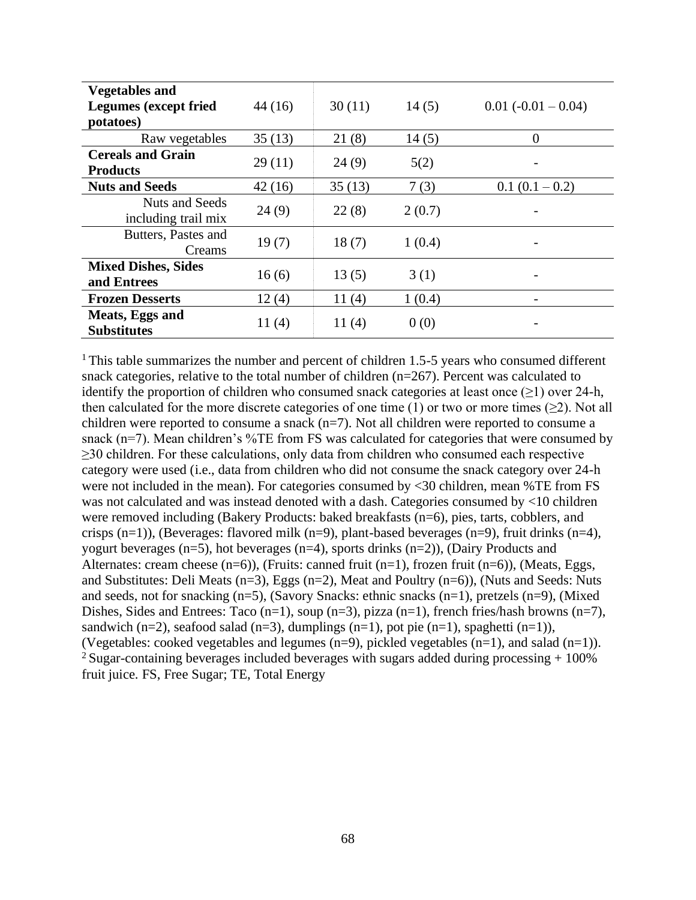| | | | | |
|---|---|---|---|---|
| **Vegetables and Legumes (except fried potatoes)** | 44 (16) | 30 (11) | 14 (5) | 0.01 (-0.01 – 0.04) |
| Raw vegetables | 35 (13) | 21 (8) | 14 (5) | 0 |
| **Cereals and Grain Products** | 29 (11) | 24 (9) | 5(2) | - |
| **Nuts and Seeds** | 42 (16) | 35 (13) | 7 (3) | 0.1 (0.1 – 0.2) |
| Nuts and Seeds including trail mix | 24 (9) | 22 (8) | 2 (0.7) | - |
| Butters, Pastes and Creams | 19 (7) | 18 (7) | 1 (0.4) | - |
| **Mixed Dishes, Sides and Entrees** | 16 (6) | 13 (5) | 3 (1) | - |
| **Frozen Desserts** | 12 (4) | 11 (4) | 1 (0.4) | - |
| **Meats, Eggs and Substitutes** | 11 (4) | 11 (4) | 0 (0) | - |

[1] This table summarizes the number and percent of children 1.5-5 years who consumed different snack categories, relative to the total number of children (n=267). Percent was calculated to identify the proportion of children who consumed snack categories at least once (≥1) over 24-h, then calculated for the more discrete categories of one time (1) or two or more times (≥2). Not all children were reported to consume a snack (n=7). Not all children were reported to consume a snack (n=7). Mean children's %TE from FS was calculated for categories that were consumed by ≥30 children. For these calculations, only data from children who consumed each respective category were used (i.e., data from children who did not consume the snack category over 24-h were not included in the mean). For categories consumed by <30 children, mean %TE from FS was not calculated and was instead denoted with a dash. Categories consumed by <10 children were removed including (Bakery Products: baked breakfasts (n=6), pies, tarts, cobblers, and crisps (n=1)), (Beverages: flavored milk (n=9), plant-based beverages (n=9), fruit drinks (n=4), yogurt beverages (n=5), hot beverages (n=4), sports drinks (n=2)), (Dairy Products and Alternates: cream cheese (n=6)), (Fruits: canned fruit (n=1), frozen fruit (n=6)), (Meats, Eggs, and Substitutes: Deli Meats (n=3), Eggs (n=2), Meat and Poultry (n=6)), (Nuts and Seeds: Nuts and seeds, not for snacking (n=5), (Savory Snacks: ethnic snacks (n=1), pretzels (n=9), (Mixed Dishes, Sides and Entrees: Taco (n=1), soup (n=3), pizza (n=1), french fries/hash browns (n=7), sandwich (n=2), seafood salad (n=3), dumplings (n=1), pot pie (n=1), spaghetti (n=1)), (Vegetables: cooked vegetables and legumes (n=9), pickled vegetables (n=1), and salad (n=1)).
[2] Sugar-containing beverages included beverages with sugars added during processing + 100% fruit juice. FS, Free Sugar; TE, Total Energy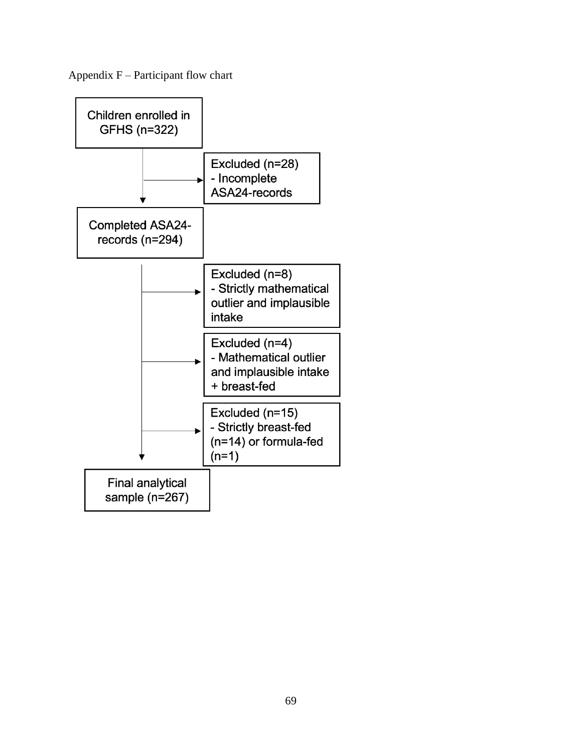Appendix F – Participant flow chart

Children enrolled in GFHS (n=322)

Excluded (n=28)
- Incomplete ASA24-records

Completed ASA24-records (n=294)

Excluded (n=8)
- Strictly mathematical outlier and implausible intake

Excluded (n=4)
- Mathematical outlier and implausible intake + breast-fed

Excluded (n=15)
- Strictly breast-fed (n=14) or formula-fed (n=1)

Final analytical sample (n=267)